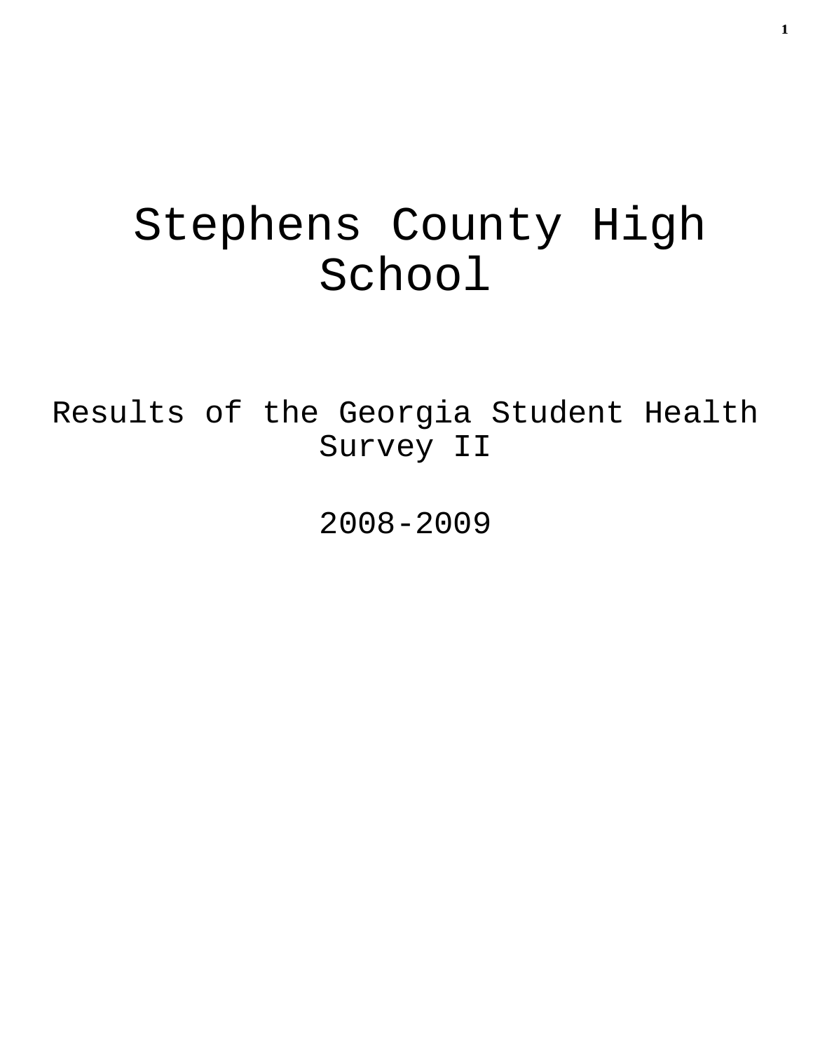# Stephens County High School

## Results of the Georgia Student Health Survey II

## 2008-2009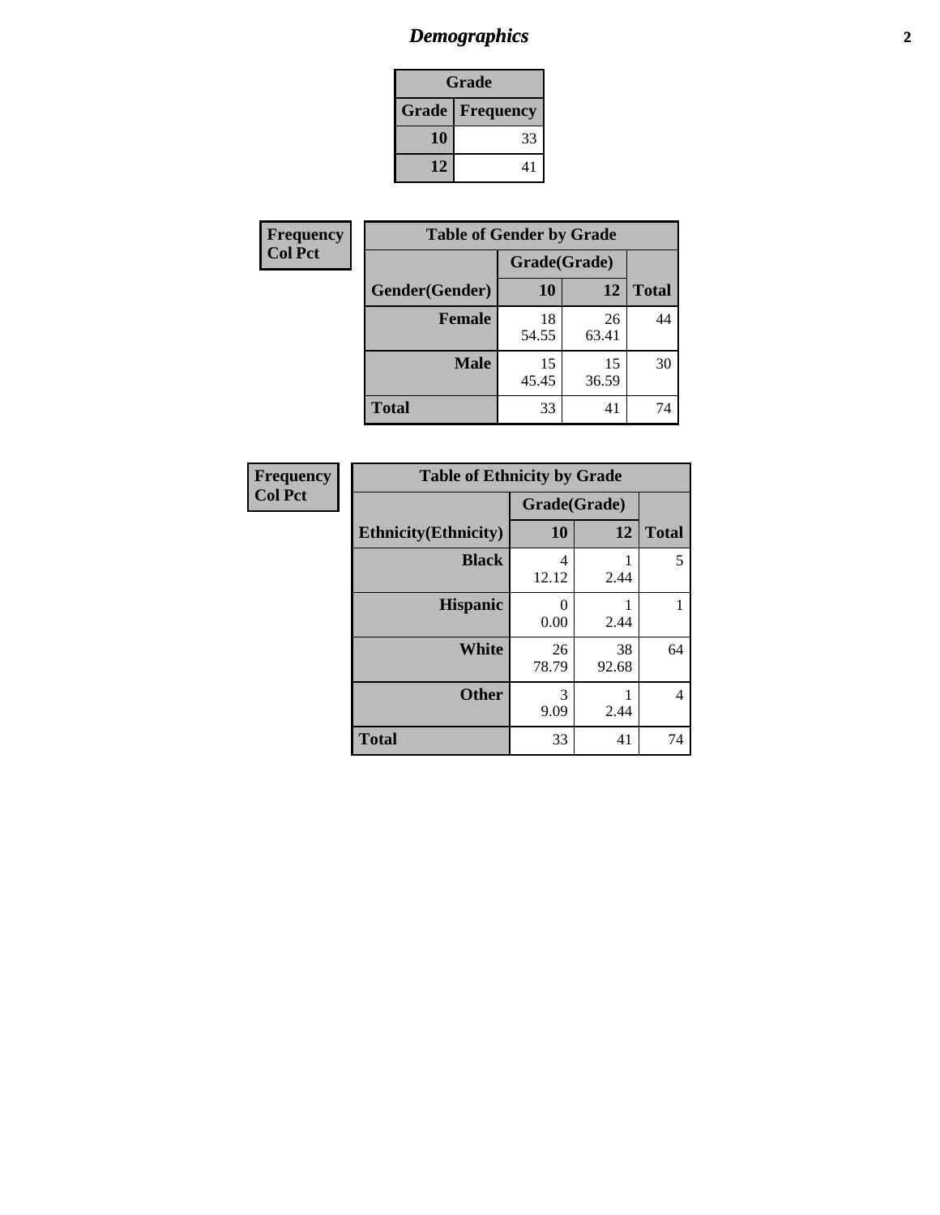# *Demographics*

| Grade | |
|---|---|
| **Grade** | **Frequency** |
| **10** | 33 |
| **12** | 41 |

| Frequency<br>Col Pct |
|---|

| Table of Gender by Grade | | | |
|---|---|---|---|
| | Grade(Grade) | | |
| **Gender(Gender)** | **10** | **12** | **Total** |
| **Female** | 18<br>54.55 | 26<br>63.41 | 44 |
| **Male** | 15<br>45.45 | 15<br>36.59 | 30 |
| **Total** | 33 | 41 | 74 |

| Frequency<br>Col Pct |
|---|

| Table of Ethnicity by Grade | | | |
|---|---|---|---|
| | Grade(Grade) | | |
| **Ethnicity(Ethnicity)** | **10** | **12** | **Total** |
| **Black** | 4<br>12.12 | 1<br>2.44 | 5 |
| **Hispanic** | 0<br>0.00 | 1<br>2.44 | 1 |
| **White** | 26<br>78.79 | 38<br>92.68 | 64 |
| **Other** | 3<br>9.09 | 1<br>2.44 | 4 |
| **Total** | 33 | 41 | 74 |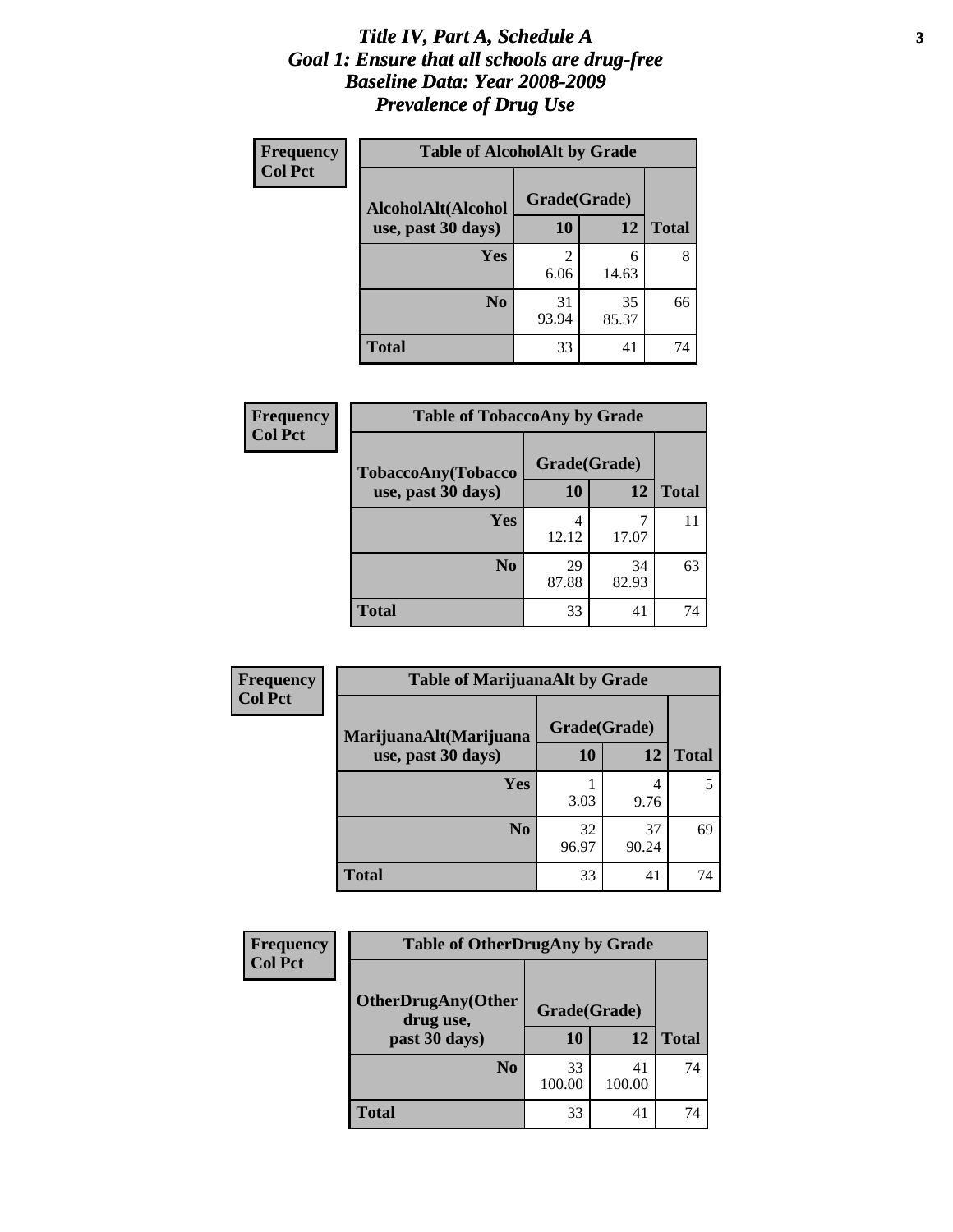# *Title IV, Part A, Schedule A*
# *Goal 1: Ensure that all schools are drug-free*
# *Baseline Data: Year 2008-2009*
# *Prevalence of Drug Use*

**Frequency**
**Col Pct**

| Table of AlcoholAlt by Grade | | | |
|---|---|---|---|
| **AlcoholAlt(Alcohol use, past 30 days)** | **Grade(Grade)** | | |
| | **10** | **12** | **Total** |
| **Yes** | 2<br>6.06 | 6<br>14.63 | 8 |
| **No** | 31<br>93.94 | 35<br>85.37 | 66 |
| **Total** | 33 | 41 | 74 |

**Frequency**
**Col Pct**

| Table of TobaccoAny by Grade | | | |
|---|---|---|---|
| **TobaccoAny(Tobacco use, past 30 days)** | **Grade(Grade)** | | |
| | **10** | **12** | **Total** |
| **Yes** | 4<br>12.12 | 7<br>17.07 | 11 |
| **No** | 29<br>87.88 | 34<br>82.93 | 63 |
| **Total** | 33 | 41 | 74 |

**Frequency**
**Col Pct**

| Table of MarijuanaAlt by Grade | | | |
|---|---|---|---|
| **MarijuanaAlt(Marijuana use, past 30 days)** | **Grade(Grade)** | | |
| | **10** | **12** | **Total** |
| **Yes** | 1<br>3.03 | 4<br>9.76 | 5 |
| **No** | 32<br>96.97 | 37<br>90.24 | 69 |
| **Total** | 33 | 41 | 74 |

**Frequency**
**Col Pct**

| Table of OtherDrugAny by Grade | | | |
|---|---|---|---|
| **OtherDrugAny(Other drug use, past 30 days)** | **Grade(Grade)** | | |
| | **10** | **12** | **Total** |
| **No** | 33<br>100.00 | 41<br>100.00 | 74 |
| **Total** | 33 | 41 | 74 |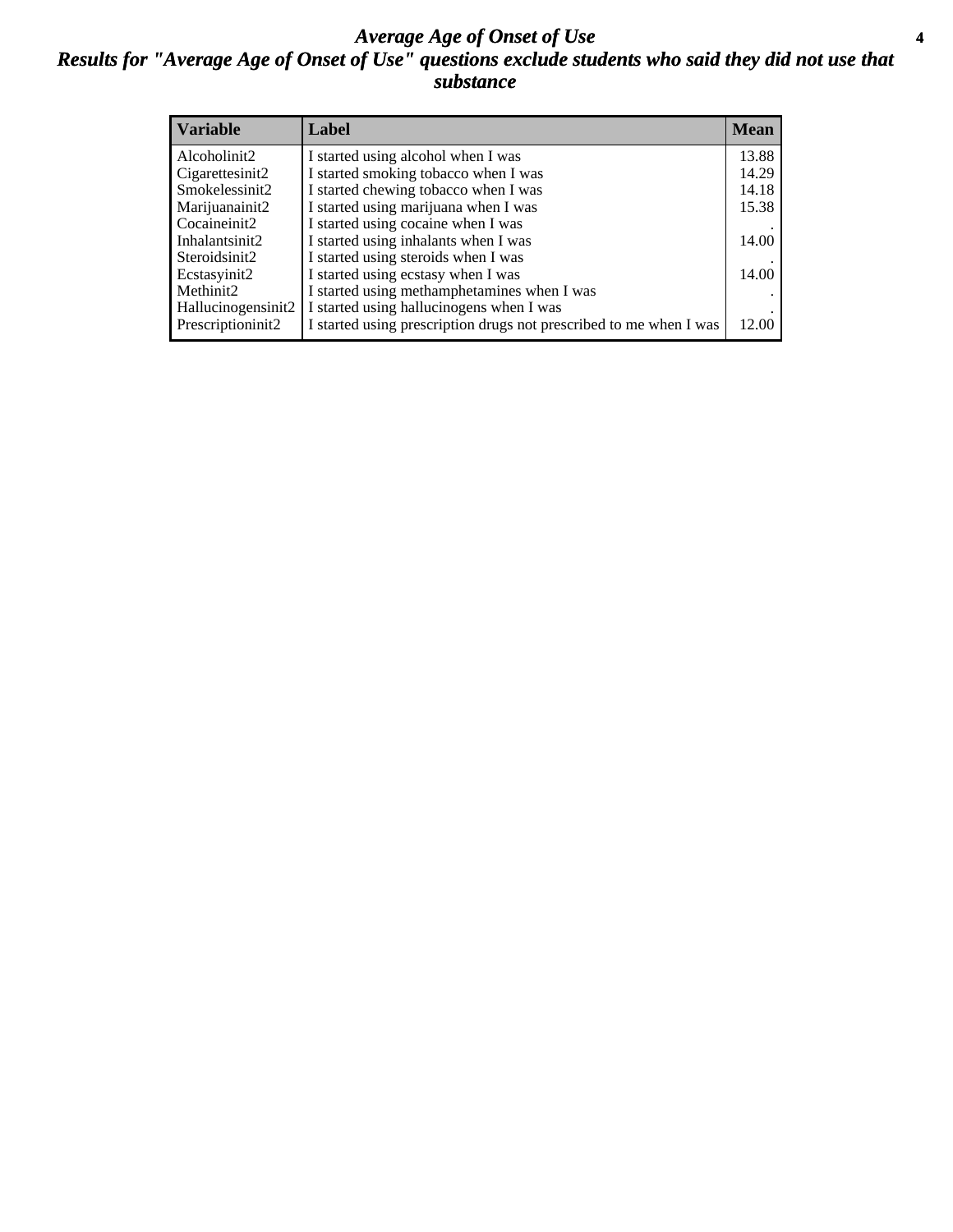# *Average Age of Onset of Use*

## *Results for "Average Age of Onset of Use" questions exclude students who said they did not use that substance*

| Variable | Label | Mean |
|---|---|---|
| Alcoholinit2 | I started using alcohol when I was | 13.88 |
| Cigarettesinit2 | I started smoking tobacco when I was | 14.29 |
| Smokelessinit2 | I started chewing tobacco when I was | 14.18 |
| Marijuanainit2 | I started using marijuana when I was | 15.38 |
| Cocaineinit2 | I started using cocaine when I was | . |
| Inhalantsinit2 | I started using inhalants when I was | 14.00 |
| Steroidsinit2 | I started using steroids when I was | . |
| Ecstasyinit2 | I started using ecstasy when I was | 14.00 |
| Methinit2 | I started using methamphetamines when I was | . |
| Hallucinogensinit2 | I started using hallucinogens when I was | . |
| Prescriptioninit2 | I started using prescription drugs not prescribed to me when I was | 12.00 |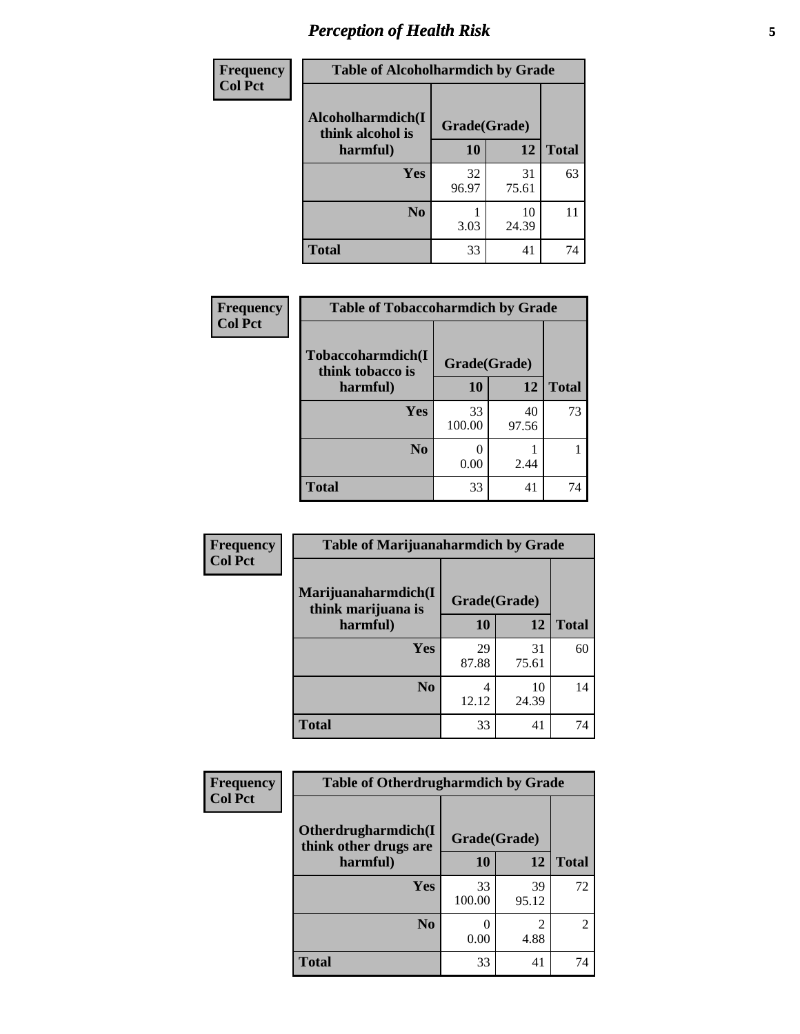# *Perception of Health Risk*

**Frequency**
**Col Pct**

| Alcoholharmdich(I think alcohol is harmful) | Grade(Grade) 10 | 12 | Total |
|---|---|---|---|
| **Yes** | 32<br>96.97 | 31<br>75.61 | 63 |
| **No** | 1<br>3.03 | 10<br>24.39 | 11 |
| **Total** | 33 | 41 | 74 |

**Table of Alcoholharmdich by Grade**

**Frequency**
**Col Pct**

| Tobaccoharmdich(I think tobacco is harmful) | Grade(Grade) 10 | 12 | Total |
|---|---|---|---|
| **Yes** | 33<br>100.00 | 40<br>97.56 | 73 |
| **No** | 0<br>0.00 | 1<br>2.44 | 1 |
| **Total** | 33 | 41 | 74 |

**Table of Tobaccoharmdich by Grade**

**Frequency**
**Col Pct**

| Marijuanaharmdich(I think marijuana is harmful) | Grade(Grade) 10 | 12 | Total |
|---|---|---|---|
| **Yes** | 29<br>87.88 | 31<br>75.61 | 60 |
| **No** | 4<br>12.12 | 10<br>24.39 | 14 |
| **Total** | 33 | 41 | 74 |

**Table of Marijuanaharmdich by Grade**

**Frequency**
**Col Pct**

| Otherdrugharmdich(I think other drugs are harmful) | Grade(Grade) 10 | 12 | Total |
|---|---|---|---|
| **Yes** | 33<br>100.00 | 39<br>95.12 | 72 |
| **No** | 0<br>0.00 | 2<br>4.88 | 2 |
| **Total** | 33 | 41 | 74 |

**Table of Otherdrugharmdich by Grade**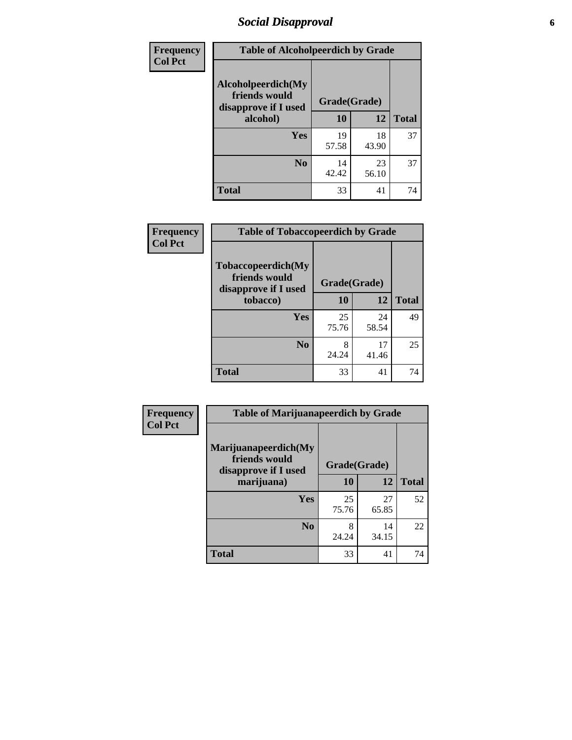# Social Disapproval

**Frequency**
**Col Pct**

| Alcoholpeerdich(My friends would disapprove if I used alcohol) | Grade(Grade) 10 | 12 | Total |
|---|---|---|---|
| **Yes** | 19<br>57.58 | 18<br>43.90 | 37 |
| **No** | 14<br>42.42 | 23<br>56.10 | 37 |
| **Total** | 33 | 41 | 74 |

Table of Alcoholpeerdich by Grade

**Frequency**
**Col Pct**

| Tobaccopeerdich(My friends would disapprove if I used tobacco) | Grade(Grade) 10 | 12 | Total |
|---|---|---|---|
| **Yes** | 25<br>75.76 | 24<br>58.54 | 49 |
| **No** | 8<br>24.24 | 17<br>41.46 | 25 |
| **Total** | 33 | 41 | 74 |

Table of Tobaccopeerdich by Grade

**Frequency**
**Col Pct**

| Marijuanapeerdich(My friends would disapprove if I used marijuana) | Grade(Grade) 10 | 12 | Total |
|---|---|---|---|
| **Yes** | 25<br>75.76 | 27<br>65.85 | 52 |
| **No** | 8<br>24.24 | 14<br>34.15 | 22 |
| **Total** | 33 | 41 | 74 |

Table of Marijuanapeerdich by Grade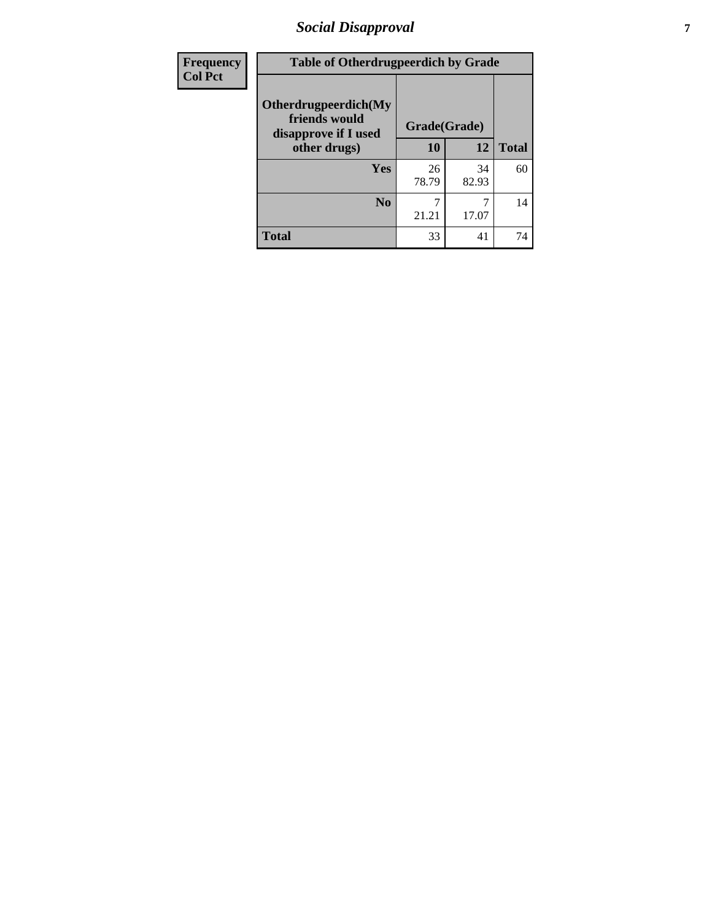| Frequency Col Pct | Table of Otherdrugpeerdich by Grade | | | |
|---|---|---|---|---|
| | Otherdrugpeerdich(My friends would disapprove if I used other drugs) | Grade(Grade) | | |
| | | 10 | 12 | Total |
| | Yes | 26<br>78.79 | 34<br>82.93 | 60 |
| | No | 7<br>21.21 | 7<br>17.07 | 14 |
| | Total | 33 | 41 | 74 |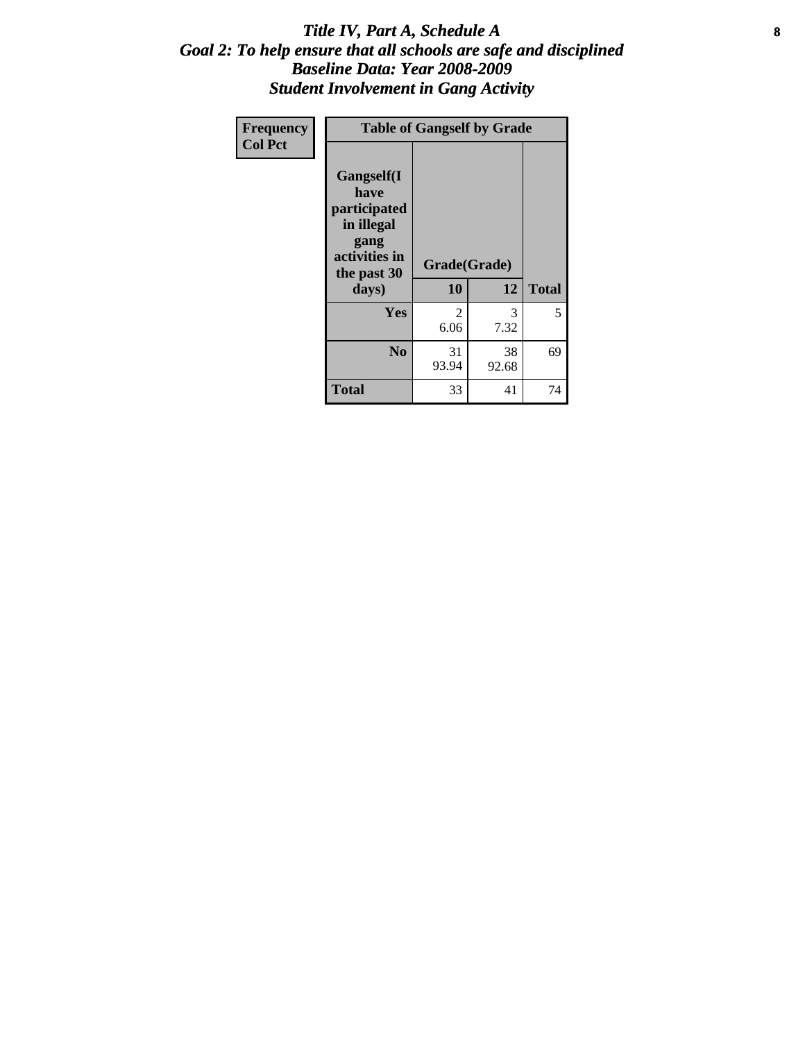# *Title IV, Part A, Schedule A*
## *Goal 2: To help ensure that all schools are safe and disciplined*
## *Baseline Data: Year 2008-2009*
## *Student Involvement in Gang Activity*

| Frequency<br>Col Pct | Table of Gangself by Grade | | |
|---|---|---|---|
| **Gangself(I have participated in illegal gang activities in the past 30 days)** | **Grade(Grade)** | | |
| | **10** | **12** | **Total** |
| **Yes** | 2<br>6.06 | 3<br>7.32 | 5 |
| **No** | 31<br>93.94 | 38<br>92.68 | 69 |
| **Total** | 33 | 41 | 74 |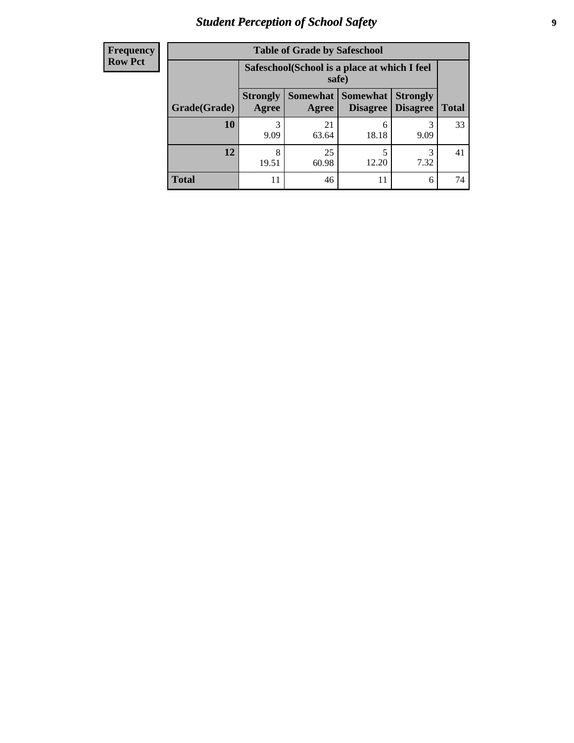# Student Perception of School Safety

| Frequency Row Pct | | | | | |
|---|---|---|---|---|---|

**Table of Grade by Safeschool**

| | Safeschool(School is a place at which I feel safe) | | | | |
|---|---|---|---|---|---|
| Grade(Grade) | Strongly Agree | Somewhat Agree | Somewhat Disagree | Strongly Disagree | Total |
| **10** | 3<br>9.09 | 21<br>63.64 | 6<br>18.18 | 3<br>9.09 | 33 |
| **12** | 8<br>19.51 | 25<br>60.98 | 5<br>12.20 | 3<br>7.32 | 41 |
| **Total** | 11 | 46 | 11 | 6 | 74 |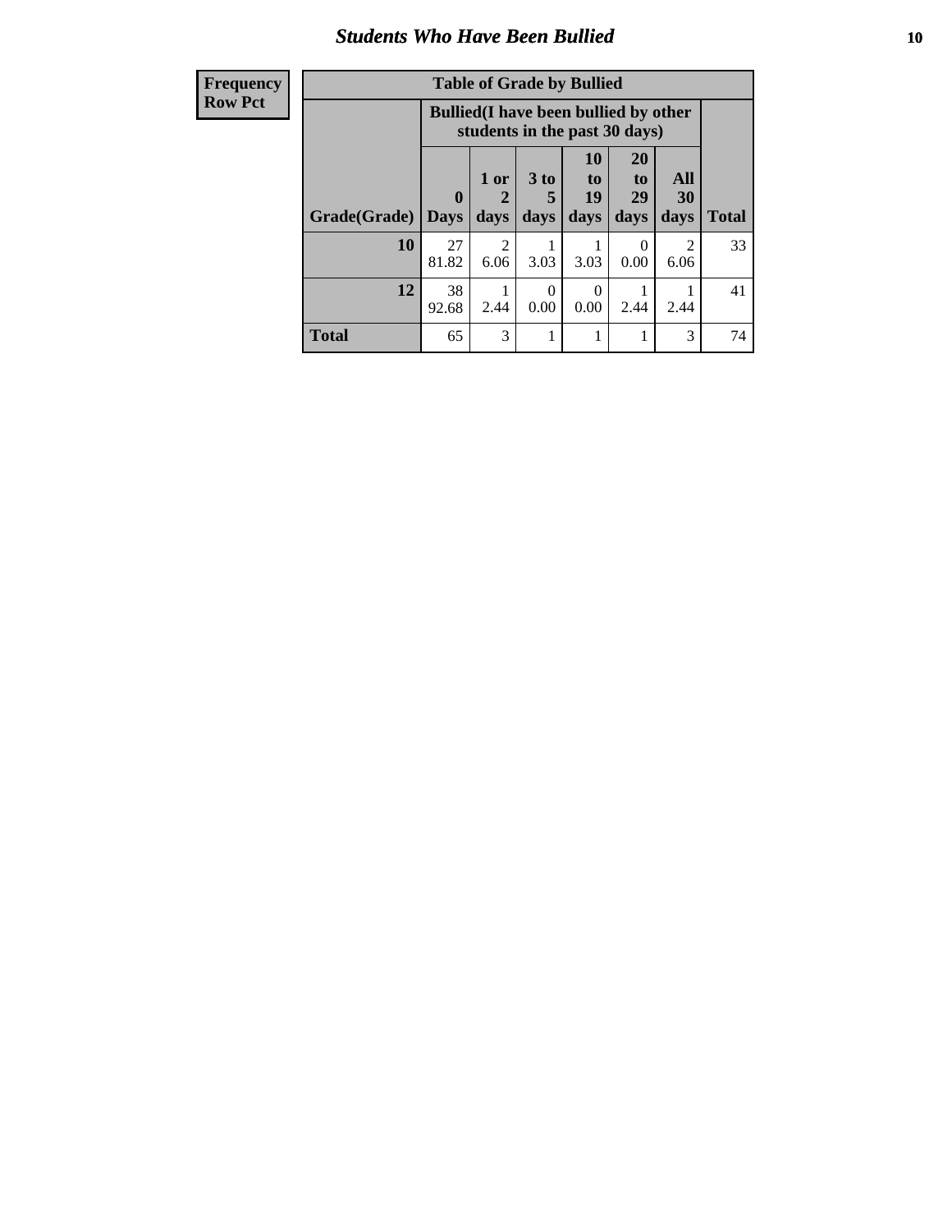## Students Who Have Been Bullied

| Frequency<br>Row Pct |
|---|

**Table of Grade by Bullied**

| Grade(Grade) | Bullied(I have been bullied by other students in the past 30 days) | | | | | | Total |
|---|---|---|---|---|---|---|---|
| | 0 Days | 1 or 2 days | 3 to 5 days | 10 to 19 days | 20 to 29 days | All 30 days | |
| 10 | 27<br>81.82 | 2<br>6.06 | 1<br>3.03 | 1<br>3.03 | 0<br>0.00 | 2<br>6.06 | 33 |
| 12 | 38<br>92.68 | 1<br>2.44 | 0<br>0.00 | 0<br>0.00 | 1<br>2.44 | 1<br>2.44 | 41 |
| Total | 65 | 3 | 1 | 1 | 1 | 3 | 74 |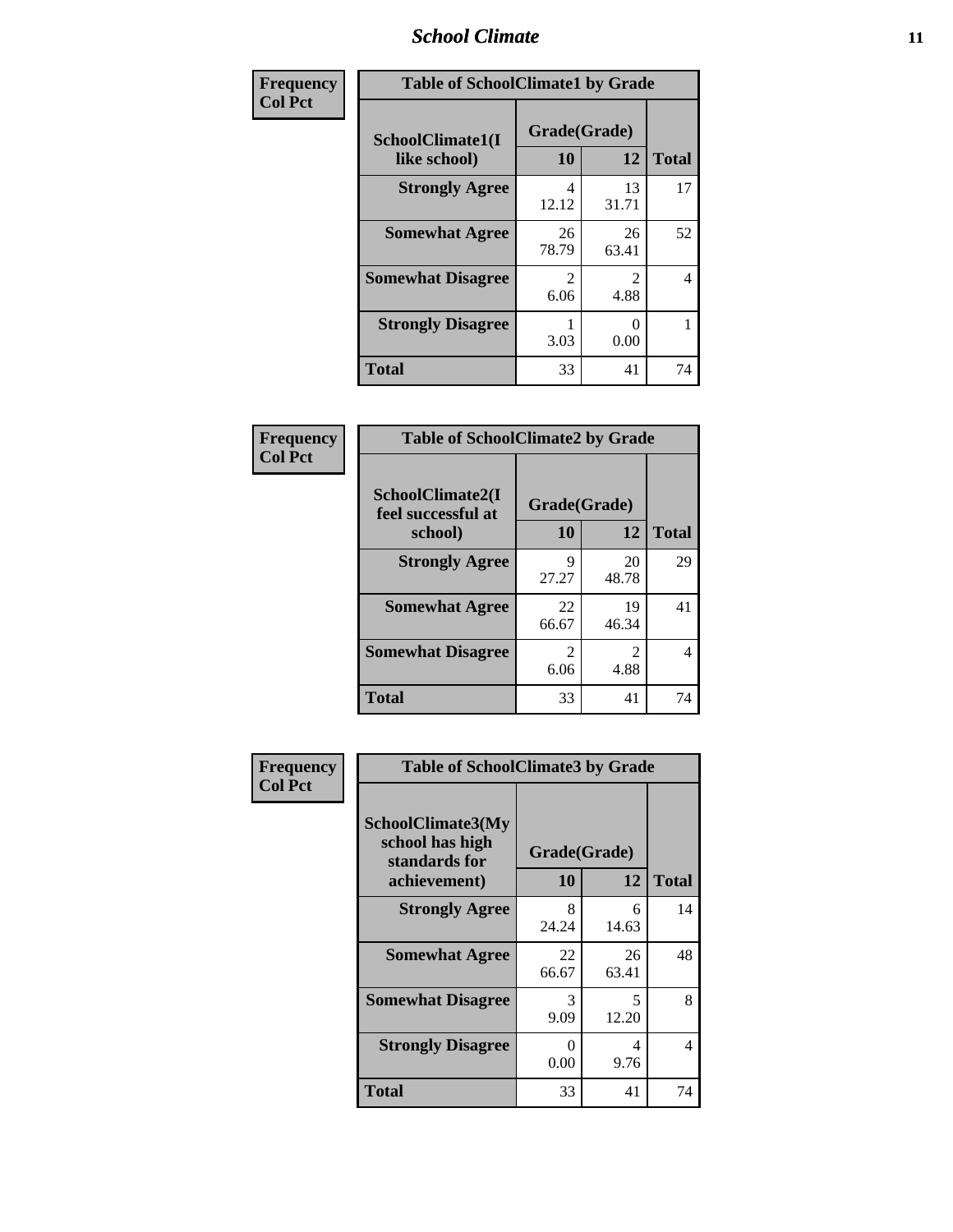**Frequency**
**Col Pct**

| Table of SchoolClimate1 by Grade | | | |
|---|---|---|---|
| SchoolClimate1(I like school) | Grade(Grade) | | Total |
| | 10 | 12 | |
| **Strongly Agree** | 4<br>12.12 | 13<br>31.71 | 17 |
| **Somewhat Agree** | 26<br>78.79 | 26<br>63.41 | 52 |
| **Somewhat Disagree** | 2<br>6.06 | 2<br>4.88 | 4 |
| **Strongly Disagree** | 1<br>3.03 | 0<br>0.00 | 1 |
| **Total** | 33 | 41 | 74 |

**Frequency**
**Col Pct**

| Table of SchoolClimate2 by Grade | | | |
|---|---|---|---|
| SchoolClimate2(I feel successful at school) | Grade(Grade) | | Total |
| | 10 | 12 | |
| **Strongly Agree** | 9<br>27.27 | 20<br>48.78 | 29 |
| **Somewhat Agree** | 22<br>66.67 | 19<br>46.34 | 41 |
| **Somewhat Disagree** | 2<br>6.06 | 2<br>4.88 | 4 |
| **Total** | 33 | 41 | 74 |

**Frequency**
**Col Pct**

| Table of SchoolClimate3 by Grade | | | |
|---|---|---|---|
| SchoolClimate3(My school has high standards for achievement) | Grade(Grade) | | Total |
| | 10 | 12 | |
| **Strongly Agree** | 8<br>24.24 | 6<br>14.63 | 14 |
| **Somewhat Agree** | 22<br>66.67 | 26<br>63.41 | 48 |
| **Somewhat Disagree** | 3<br>9.09 | 5<br>12.20 | 8 |
| **Strongly Disagree** | 0<br>0.00 | 4<br>9.76 | 4 |
| **Total** | 33 | 41 | 74 |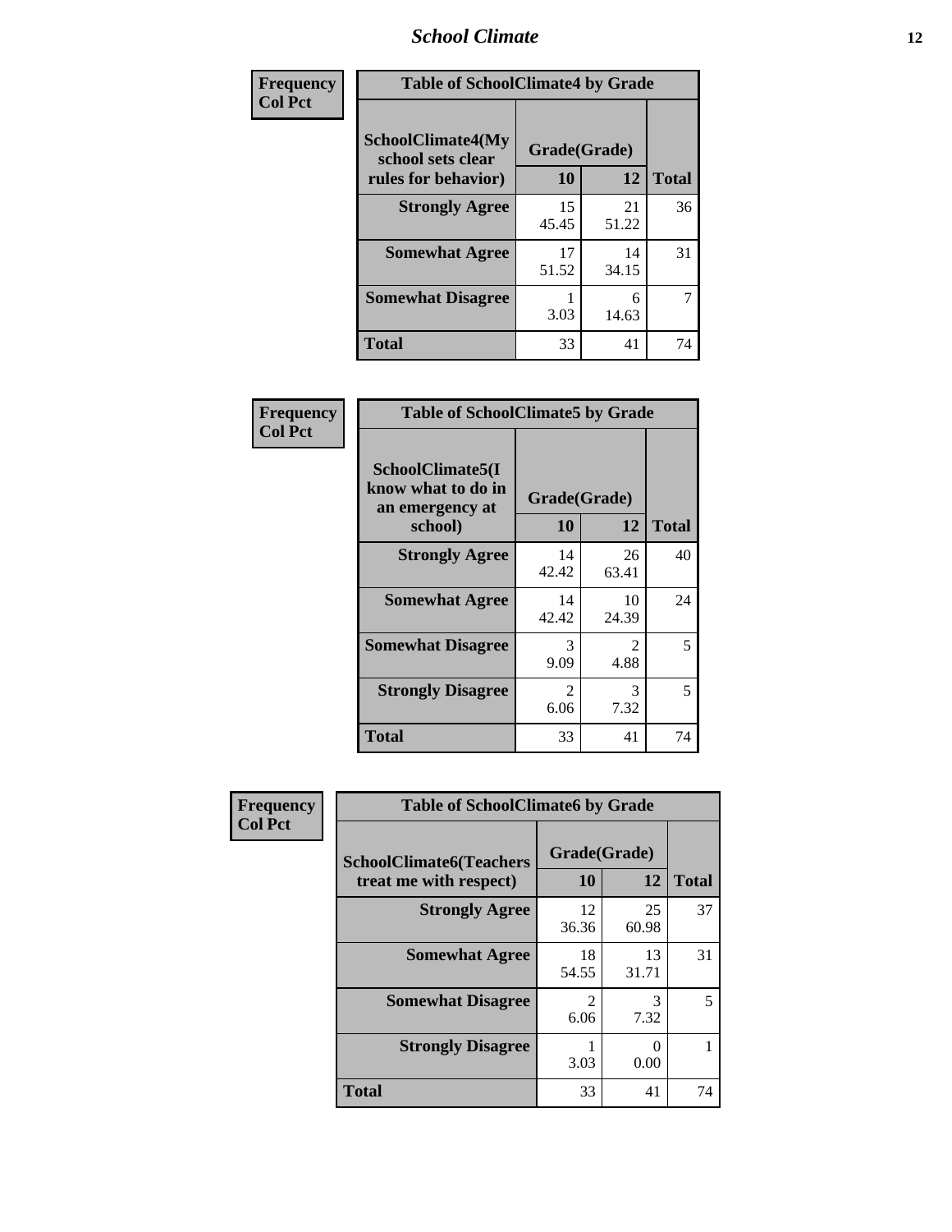| Frequency<br>Col Pct | Table of SchoolClimate4 by Grade | | |
|---|---|---|---|
| SchoolClimate4(My school sets clear rules for behavior) | Grade(Grade) | | |
| | 10 | 12 | Total |
| Strongly Agree | 15<br>45.45 | 21<br>51.22 | 36 |
| Somewhat Agree | 17<br>51.52 | 14<br>34.15 | 31 |
| Somewhat Disagree | 1<br>3.03 | 6<br>14.63 | 7 |
| Total | 33 | 41 | 74 |

| Frequency<br>Col Pct | Table of SchoolClimate5 by Grade | | |
|---|---|---|---|
| SchoolClimate5(I know what to do in an emergency at school) | Grade(Grade) | | |
| | 10 | 12 | Total |
| Strongly Agree | 14<br>42.42 | 26<br>63.41 | 40 |
| Somewhat Agree | 14<br>42.42 | 10<br>24.39 | 24 |
| Somewhat Disagree | 3<br>9.09 | 2<br>4.88 | 5 |
| Strongly Disagree | 2<br>6.06 | 3<br>7.32 | 5 |
| Total | 33 | 41 | 74 |

| Frequency<br>Col Pct | Table of SchoolClimate6 by Grade | | |
|---|---|---|---|
| SchoolClimate6(Teachers treat me with respect) | Grade(Grade) | | |
| | 10 | 12 | Total |
| Strongly Agree | 12<br>36.36 | 25<br>60.98 | 37 |
| Somewhat Agree | 18<br>54.55 | 13<br>31.71 | 31 |
| Somewhat Disagree | 2<br>6.06 | 3<br>7.32 | 5 |
| Strongly Disagree | 1<br>3.03 | 0<br>0.00 | 1 |
| Total | 33 | 41 | 74 |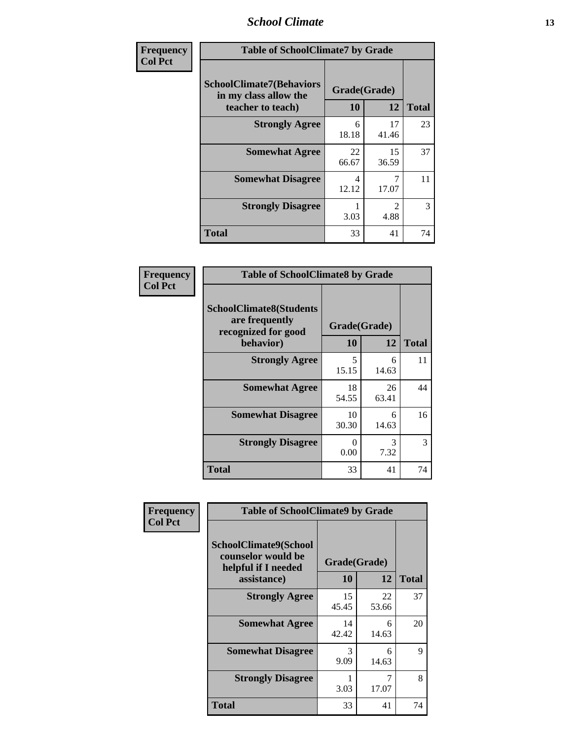**Frequency**
**Col Pct**

| Table of SchoolClimate7 by Grade | | | |
|---|---|---|---|
| **SchoolClimate7(Behaviors in my class allow the teacher to teach)** | **Grade(Grade)** | | **Total** |
| | **10** | **12** | |
| **Strongly Agree** | 6<br>18.18 | 17<br>41.46 | 23 |
| **Somewhat Agree** | 22<br>66.67 | 15<br>36.59 | 37 |
| **Somewhat Disagree** | 4<br>12.12 | 7<br>17.07 | 11 |
| **Strongly Disagree** | 1<br>3.03 | 2<br>4.88 | 3 |
| **Total** | 33 | 41 | 74 |

**Frequency**
**Col Pct**

| Table of SchoolClimate8 by Grade | | | |
|---|---|---|---|
| **SchoolClimate8(Students are frequently recognized for good behavior)** | **Grade(Grade)** | | **Total** |
| | **10** | **12** | |
| **Strongly Agree** | 5<br>15.15 | 6<br>14.63 | 11 |
| **Somewhat Agree** | 18<br>54.55 | 26<br>63.41 | 44 |
| **Somewhat Disagree** | 10<br>30.30 | 6<br>14.63 | 16 |
| **Strongly Disagree** | 0<br>0.00 | 3<br>7.32 | 3 |
| **Total** | 33 | 41 | 74 |

**Frequency**
**Col Pct**

| Table of SchoolClimate9 by Grade | | | |
|---|---|---|---|
| **SchoolClimate9(School counselor would be helpful if I needed assistance)** | **Grade(Grade)** | | **Total** |
| | **10** | **12** | |
| **Strongly Agree** | 15<br>45.45 | 22<br>53.66 | 37 |
| **Somewhat Agree** | 14<br>42.42 | 6<br>14.63 | 20 |
| **Somewhat Disagree** | 3<br>9.09 | 6<br>14.63 | 9 |
| **Strongly Disagree** | 1<br>3.03 | 7<br>17.07 | 8 |
| **Total** | 33 | 41 | 74 |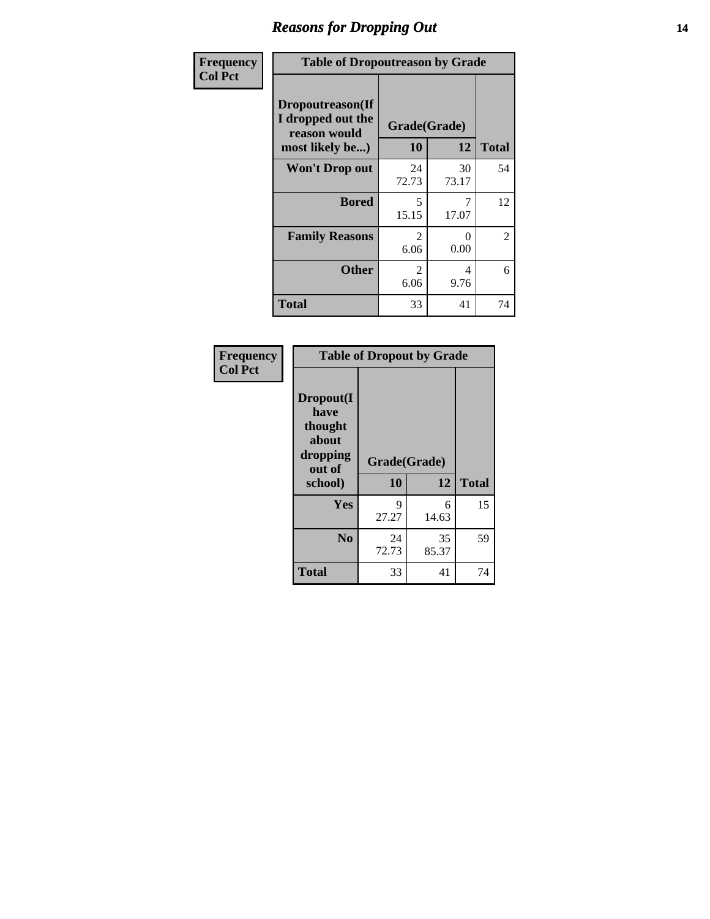# Reasons for Dropping Out

| Frequency<br>Col Pct | Table of Dropoutreason by Grade | | |
|---|---|---|---|
| Dropoutreason(If I dropped out the reason would most likely be...) | Grade(Grade) | | |
| | 10 | 12 | Total |
| Won't Drop out | 24<br>72.73 | 30<br>73.17 | 54 |
| Bored | 5<br>15.15 | 7<br>17.07 | 12 |
| Family Reasons | 2<br>6.06 | 0<br>0.00 | 2 |
| Other | 2<br>6.06 | 4<br>9.76 | 6 |
| Total | 33 | 41 | 74 |

| Frequency<br>Col Pct | Table of Dropout by Grade | | |
|---|---|---|---|
| Dropout(I have thought about dropping out of school) | Grade(Grade) | | |
| | 10 | 12 | Total |
| Yes | 9<br>27.27 | 6<br>14.63 | 15 |
| No | 24<br>72.73 | 35<br>85.37 | 59 |
| Total | 33 | 41 | 74 |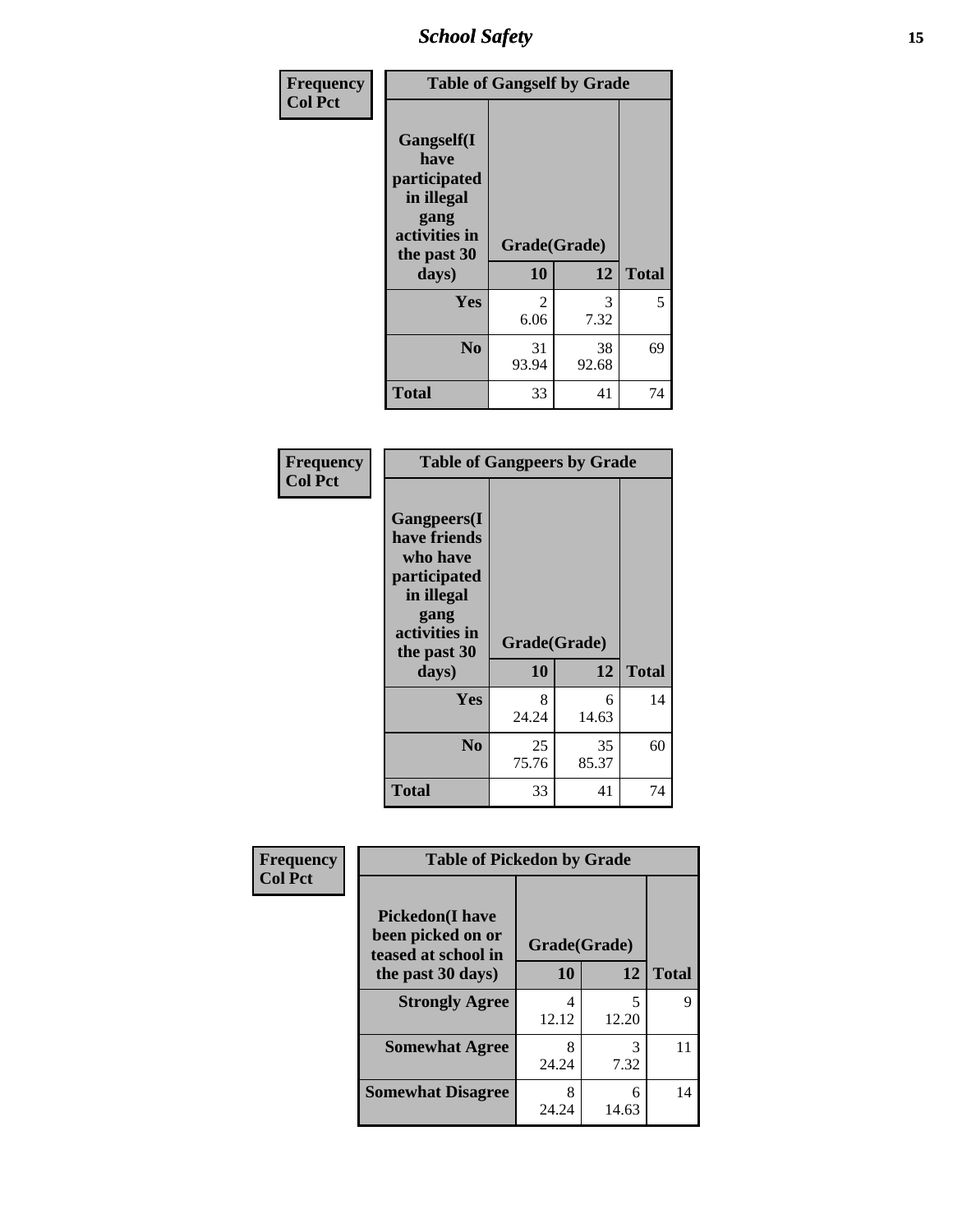| Frequency<br>Col Pct | Table of Gangself by Grade | | |
|---|---|---|---|
| Gangself(I have participated in illegal gang activities in the past 30 days) | Grade(Grade) | | |
| | 10 | 12 | Total |
| Yes | 2<br>6.06 | 3<br>7.32 | 5 |
| No | 31<br>93.94 | 38<br>92.68 | 69 |
| Total | 33 | 41 | 74 |

| Frequency<br>Col Pct | Table of Gangpeers by Grade | | |
|---|---|---|---|
| Gangpeers(I have friends who have participated in illegal gang activities in the past 30 days) | Grade(Grade) | | |
| | 10 | 12 | Total |
| Yes | 8<br>24.24 | 6<br>14.63 | 14 |
| No | 25<br>75.76 | 35<br>85.37 | 60 |
| Total | 33 | 41 | 74 |

| Frequency<br>Col Pct | Table of Pickedon by Grade | | |
|---|---|---|---|
| Pickedon(I have been picked on or teased at school in the past 30 days) | Grade(Grade) | | |
| | 10 | 12 | Total |
| Strongly Agree | 4<br>12.12 | 5<br>12.20 | 9 |
| Somewhat Agree | 8<br>24.24 | 3<br>7.32 | 11 |
| Somewhat Disagree | 8<br>24.24 | 6<br>14.63 | 14 |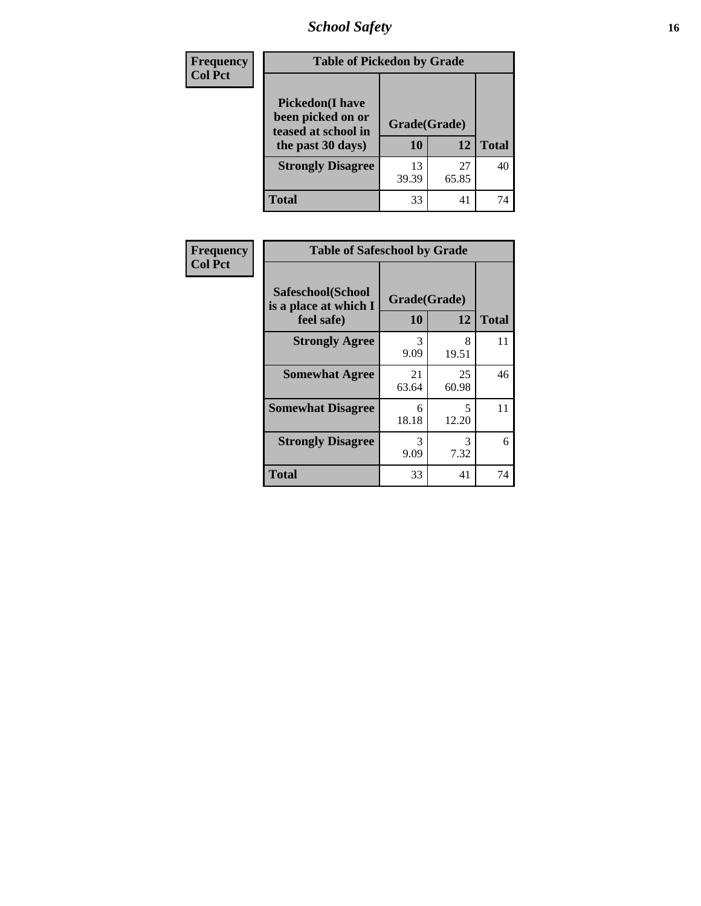| Frequency Col Pct | Table of Pickedon by Grade | | |
|---|---|---|---|
| Pickedon(I have been picked on or teased at school in the past 30 days) | Grade(Grade) | | |
| | 10 | 12 | Total |
| Strongly Disagree | 13<br>39.39 | 27<br>65.85 | 40 |
| Total | 33 | 41 | 74 |

| Frequency Col Pct | Table of Safeschool by Grade | | |
|---|---|---|---|
| Safeschool(School is a place at which I feel safe) | Grade(Grade) | | |
| | 10 | 12 | Total |
| Strongly Agree | 3<br>9.09 | 8<br>19.51 | 11 |
| Somewhat Agree | 21<br>63.64 | 25<br>60.98 | 46 |
| Somewhat Disagree | 6<br>18.18 | 5<br>12.20 | 11 |
| Strongly Disagree | 3<br>9.09 | 3<br>7.32 | 6 |
| Total | 33 | 41 | 74 |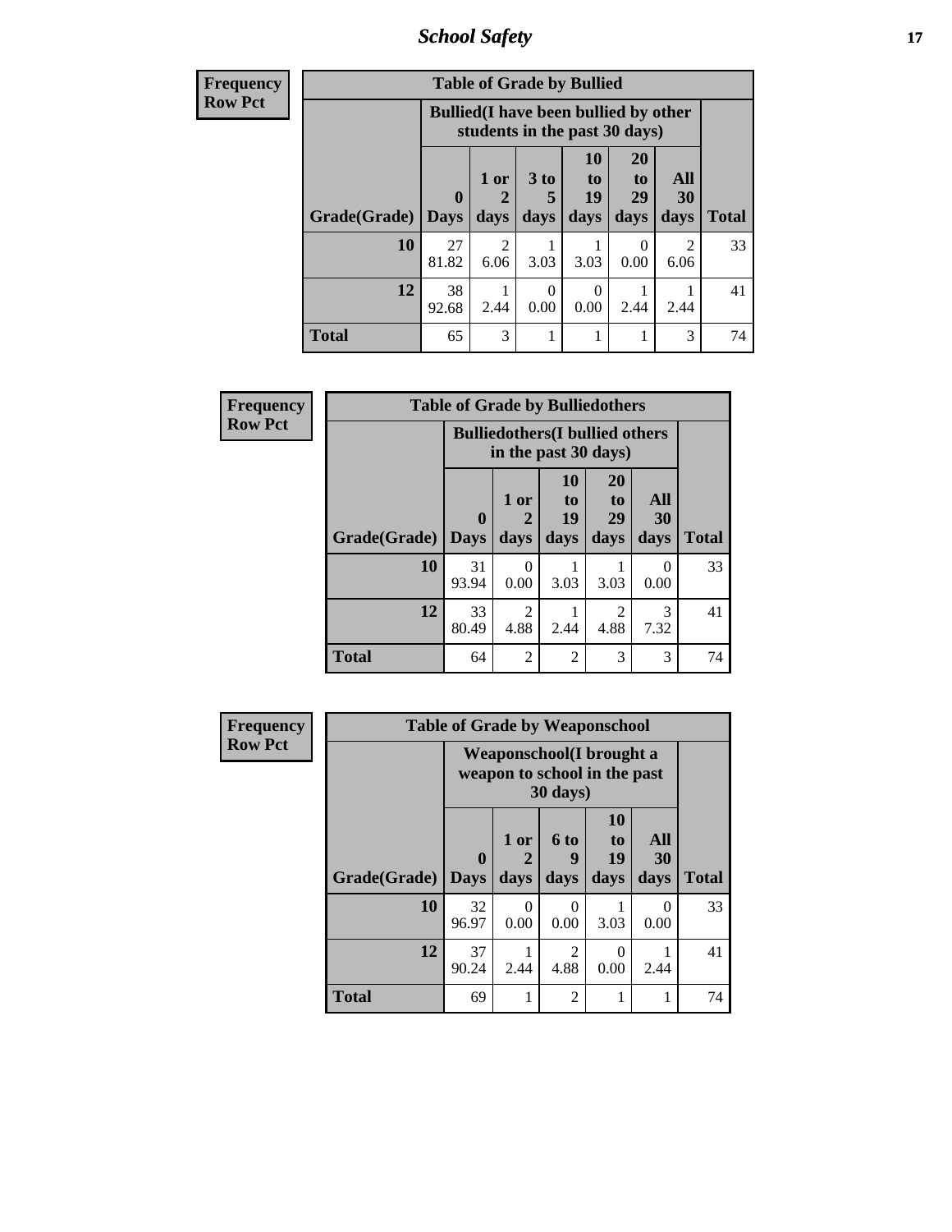## School Safety

**Frequency**
**Row Pct**

| Table of Grade by Bullied | | | | | | | |
|---|---|---|---|---|---|---|---|
| | Bullied(I have been bullied by other students in the past 30 days) | | | | | | |
| Grade(Grade) | 0 Days | 1 or 2 days | 3 to 5 days | 10 to 19 days | 20 to 29 days | All 30 days | Total |
| 10 | 27<br>81.82 | 2<br>6.06 | 1<br>3.03 | 1<br>3.03 | 0<br>0.00 | 2<br>6.06 | 33 |
| 12 | 38<br>92.68 | 1<br>2.44 | 0<br>0.00 | 0<br>0.00 | 1<br>2.44 | 1<br>2.44 | 41 |
| Total | 65 | 3 | 1 | 1 | 1 | 3 | 74 |

**Frequency**
**Row Pct**

| Table of Grade by Bulliedothers | | | | | | |
|---|---|---|---|---|---|---|
| | Bulliedothers(I bullied others in the past 30 days) | | | | | |
| Grade(Grade) | 0 Days | 1 or 2 days | 10 to 19 days | 20 to 29 days | All 30 days | Total |
| 10 | 31<br>93.94 | 0<br>0.00 | 1<br>3.03 | 1<br>3.03 | 0<br>0.00 | 33 |
| 12 | 33<br>80.49 | 2<br>4.88 | 1<br>2.44 | 2<br>4.88 | 3<br>7.32 | 41 |
| Total | 64 | 2 | 2 | 3 | 3 | 74 |

**Frequency**
**Row Pct**

| Table of Grade by Weaponschool | | | | | | |
|---|---|---|---|---|---|---|
| | Weaponschool(I brought a weapon to school in the past 30 days) | | | | | |
| Grade(Grade) | 0 Days | 1 or 2 days | 6 to 9 days | 10 to 19 days | All 30 days | Total |
| 10 | 32<br>96.97 | 0<br>0.00 | 0<br>0.00 | 1<br>3.03 | 0<br>0.00 | 33 |
| 12 | 37<br>90.24 | 1<br>2.44 | 2<br>4.88 | 0<br>0.00 | 1<br>2.44 | 41 |
| Total | 69 | 1 | 2 | 1 | 1 | 74 |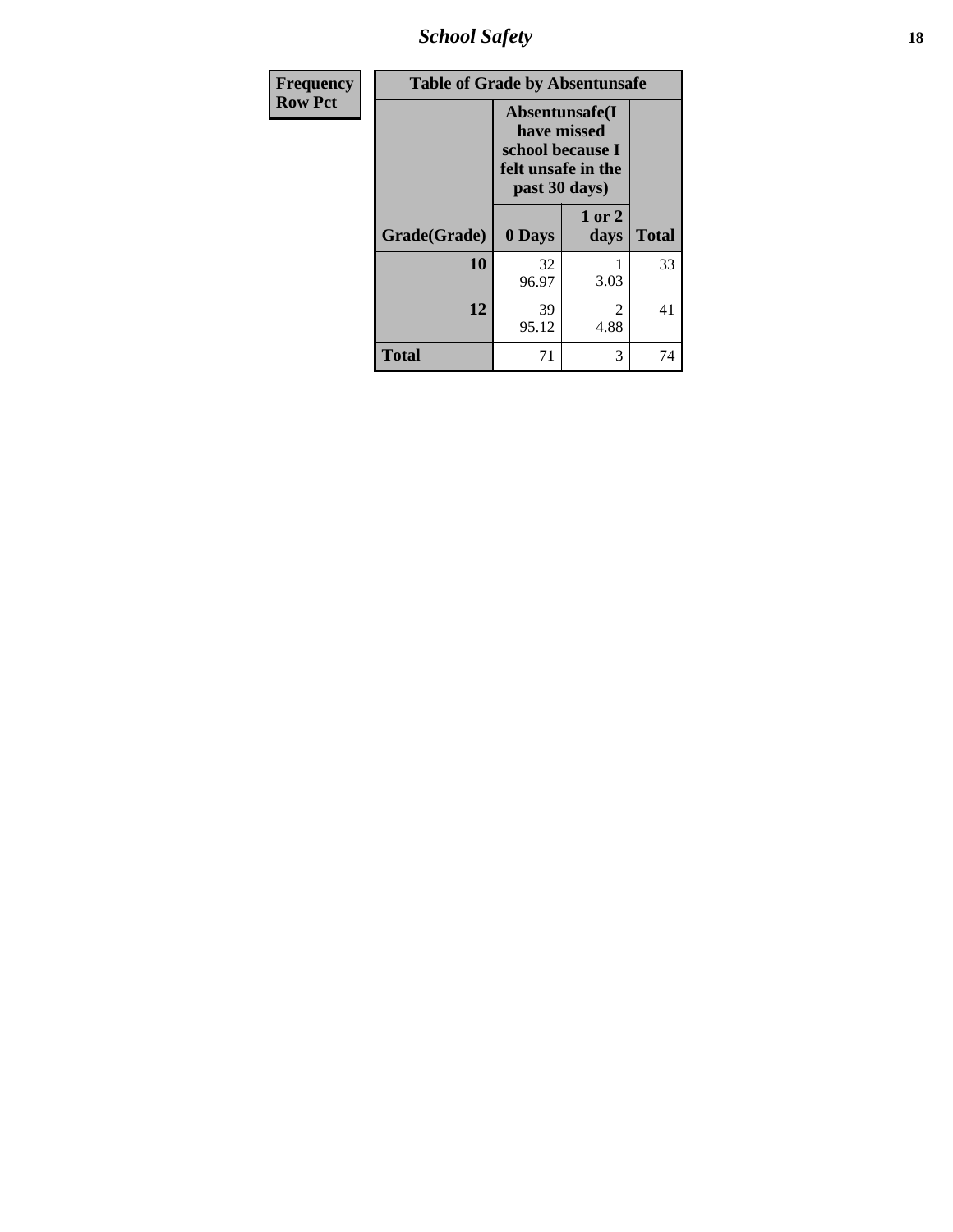| Frequency Row Pct |
|---|

| Table of Grade by Absentunsafe | | | |
|---|---|---|---|
| | Absentunsafe(I have missed school because I felt unsafe in the past 30 days) | | |
| Grade(Grade) | 0 Days | 1 or 2 days | Total |
| 10 | 32<br>96.97 | 1<br>3.03 | 33 |
| 12 | 39<br>95.12 | 2<br>4.88 | 41 |
| Total | 71 | 3 | 74 |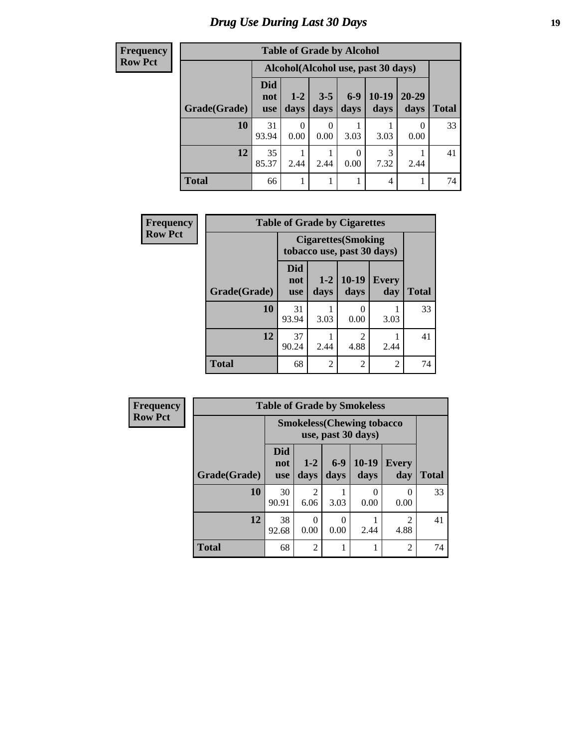# Drug Use During Last 30 Days

| Frequency<br>Row Pct |
|---|

**Table of Grade by Alcohol**

| Grade(Grade) | Alcohol(Alcohol use, past 30 days) | | | | | | Total |
|---|---|---|---|---|---|---|---|
| | Did not use | 1-2 days | 3-5 days | 6-9 days | 10-19 days | 20-29 days | |
| **10** | 31<br>93.94 | 0<br>0.00 | 0<br>0.00 | 1<br>3.03 | 1<br>3.03 | 0<br>0.00 | 33 |
| **12** | 35<br>85.37 | 1<br>2.44 | 1<br>2.44 | 0<br>0.00 | 3<br>7.32 | 1<br>2.44 | 41 |
| **Total** | 66 | 1 | 1 | 1 | 4 | 1 | 74 |

| Frequency<br>Row Pct |
|---|

**Table of Grade by Cigarettes**

| Grade(Grade) | Cigarettes(Smoking tobacco use, past 30 days) | | | | Total |
|---|---|---|---|---|---|
| | Did not use | 1-2 days | 10-19 days | Every day | |
| **10** | 31<br>93.94 | 1<br>3.03 | 0<br>0.00 | 1<br>3.03 | 33 |
| **12** | 37<br>90.24 | 1<br>2.44 | 2<br>4.88 | 1<br>2.44 | 41 |
| **Total** | 68 | 2 | 2 | 2 | 74 |

| Frequency<br>Row Pct |
|---|

**Table of Grade by Smokeless**

| Grade(Grade) | Smokeless(Chewing tobacco use, past 30 days) | | | | | Total |
|---|---|---|---|---|---|---|
| | Did not use | 1-2 days | 6-9 days | 10-19 days | Every day | |
| **10** | 30<br>90.91 | 2<br>6.06 | 1<br>3.03 | 0<br>0.00 | 0<br>0.00 | 33 |
| **12** | 38<br>92.68 | 0<br>0.00 | 0<br>0.00 | 1<br>2.44 | 2<br>4.88 | 41 |
| **Total** | 68 | 2 | 1 | 1 | 2 | 74 |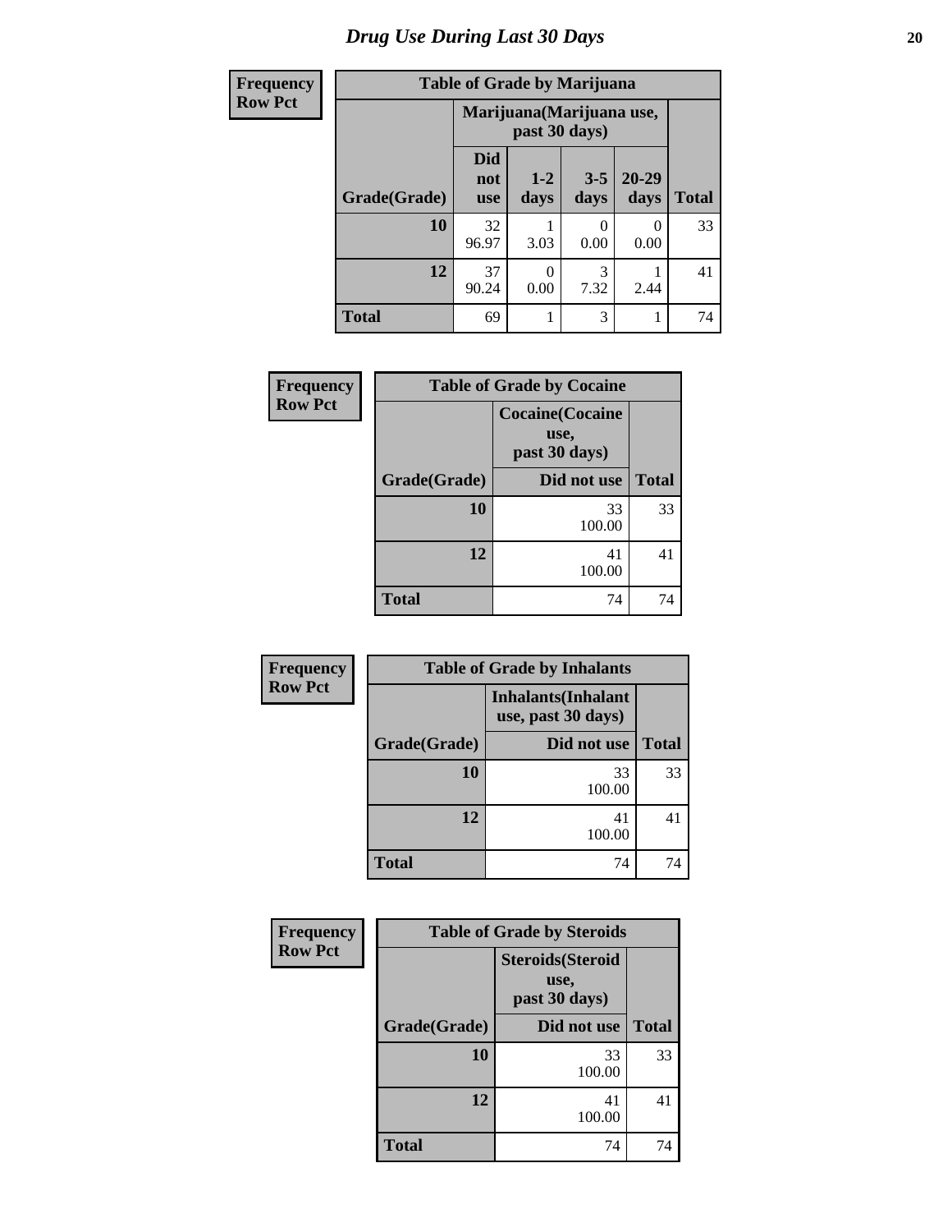# Drug Use During Last 30 Days

**Frequency**
**Row Pct**

| Table of Grade by Marijuana | | | | | |
|---|---|---|---|---|---|
| | Marijuana(Marijuana use, past 30 days) | | | | |
| Grade(Grade) | Did not use | 1-2 days | 3-5 days | 20-29 days | Total |
| 10 | 32<br>96.97 | 1<br>3.03 | 0<br>0.00 | 0<br>0.00 | 33 |
| 12 | 37<br>90.24 | 0<br>0.00 | 3<br>7.32 | 1<br>2.44 | 41 |
| Total | 69 | 1 | 3 | 1 | 74 |

**Frequency**
**Row Pct**

| Table of Grade by Cocaine | | |
|---|---|---|
| | Cocaine(Cocaine use, past 30 days) | |
| Grade(Grade) | Did not use | Total |
| 10 | 33<br>100.00 | 33 |
| 12 | 41<br>100.00 | 41 |
| Total | 74 | 74 |

**Frequency**
**Row Pct**

| Table of Grade by Inhalants | | |
|---|---|---|
| | Inhalants(Inhalant use, past 30 days) | |
| Grade(Grade) | Did not use | Total |
| 10 | 33<br>100.00 | 33 |
| 12 | 41<br>100.00 | 41 |
| Total | 74 | 74 |

**Frequency**
**Row Pct**

| Table of Grade by Steroids | | |
|---|---|---|
| | Steroids(Steroid use, past 30 days) | |
| Grade(Grade) | Did not use | Total |
| 10 | 33<br>100.00 | 33 |
| 12 | 41<br>100.00 | 41 |
| Total | 74 | 74 |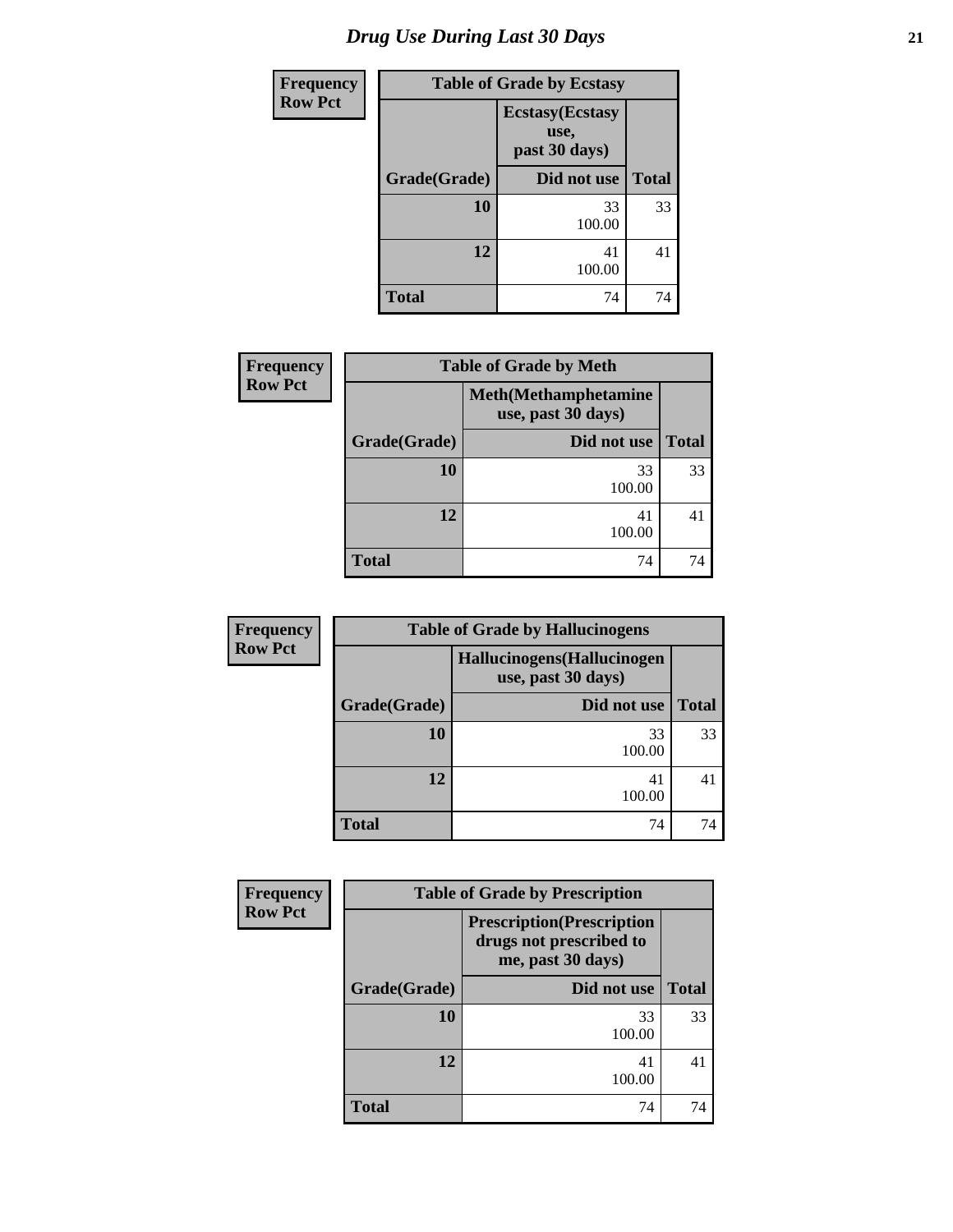# Drug Use During Last 30 Days

| Frequency Row Pct | Table of Grade by Ecstasy | |
|---|---|---|
| | Ecstasy(Ecstasy use, past 30 days) | |
| Grade(Grade) | Did not use | Total |
| 10 | 33<br>100.00 | 33 |
| 12 | 41<br>100.00 | 41 |
| Total | 74 | 74 |

| Frequency Row Pct | Table of Grade by Meth | |
|---|---|---|
| | Meth(Methamphetamine use, past 30 days) | |
| Grade(Grade) | Did not use | Total |
| 10 | 33<br>100.00 | 33 |
| 12 | 41<br>100.00 | 41 |
| Total | 74 | 74 |

| Frequency Row Pct | Table of Grade by Hallucinogens | |
|---|---|---|
| | Hallucinogens(Hallucinogen use, past 30 days) | |
| Grade(Grade) | Did not use | Total |
| 10 | 33<br>100.00 | 33 |
| 12 | 41<br>100.00 | 41 |
| Total | 74 | 74 |

| Frequency Row Pct | Table of Grade by Prescription | |
|---|---|---|
| | Prescription(Prescription drugs not prescribed to me, past 30 days) | |
| Grade(Grade) | Did not use | Total |
| 10 | 33<br>100.00 | 33 |
| 12 | 41<br>100.00 | 41 |
| Total | 74 | 74 |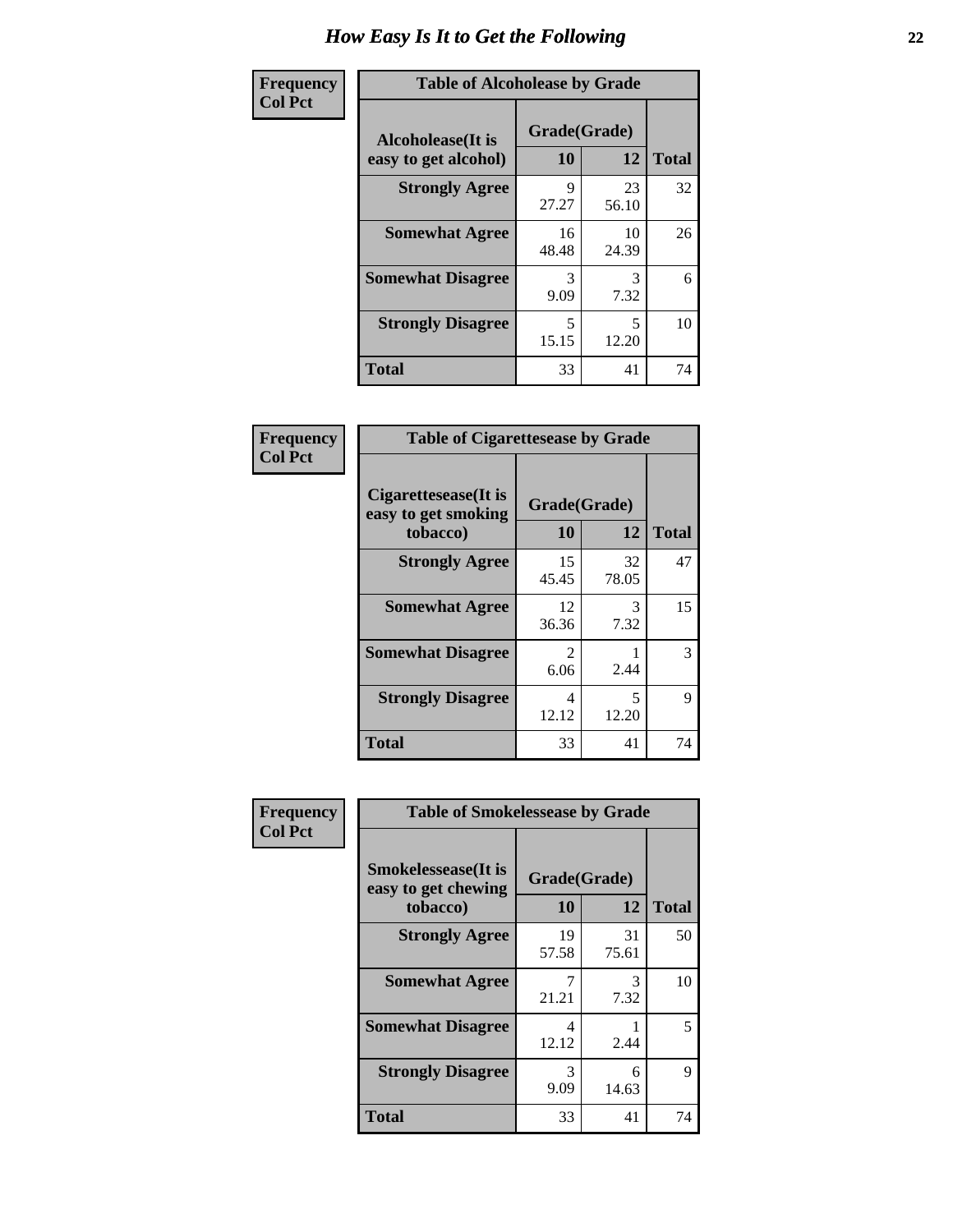# How Easy Is It to Get the Following

**Frequency**
**Col Pct**

**Table of Alcoholease by Grade**

| Alcoholease(It is easy to get alcohol) | Grade(Grade) | | Total |
|---|---|---|---|
| | 10 | 12 | |
| Strongly Agree | 9<br>27.27 | 23<br>56.10 | 32 |
| Somewhat Agree | 16<br>48.48 | 10<br>24.39 | 26 |
| Somewhat Disagree | 3<br>9.09 | 3<br>7.32 | 6 |
| Strongly Disagree | 5<br>15.15 | 5<br>12.20 | 10 |
| Total | 33 | 41 | 74 |

**Frequency**
**Col Pct**

**Table of Cigarettesease by Grade**

| Cigarettesease(It is easy to get smoking tobacco) | Grade(Grade) | | Total |
|---|---|---|---|
| | 10 | 12 | |
| Strongly Agree | 15<br>45.45 | 32<br>78.05 | 47 |
| Somewhat Agree | 12<br>36.36 | 3<br>7.32 | 15 |
| Somewhat Disagree | 2<br>6.06 | 1<br>2.44 | 3 |
| Strongly Disagree | 4<br>12.12 | 5<br>12.20 | 9 |
| Total | 33 | 41 | 74 |

**Frequency**
**Col Pct**

**Table of Smokelessease by Grade**

| Smokelessease(It is easy to get chewing tobacco) | Grade(Grade) | | Total |
|---|---|---|---|
| | 10 | 12 | |
| Strongly Agree | 19<br>57.58 | 31<br>75.61 | 50 |
| Somewhat Agree | 7<br>21.21 | 3<br>7.32 | 10 |
| Somewhat Disagree | 4<br>12.12 | 1<br>2.44 | 5 |
| Strongly Disagree | 3<br>9.09 | 6<br>14.63 | 9 |
| Total | 33 | 41 | 74 |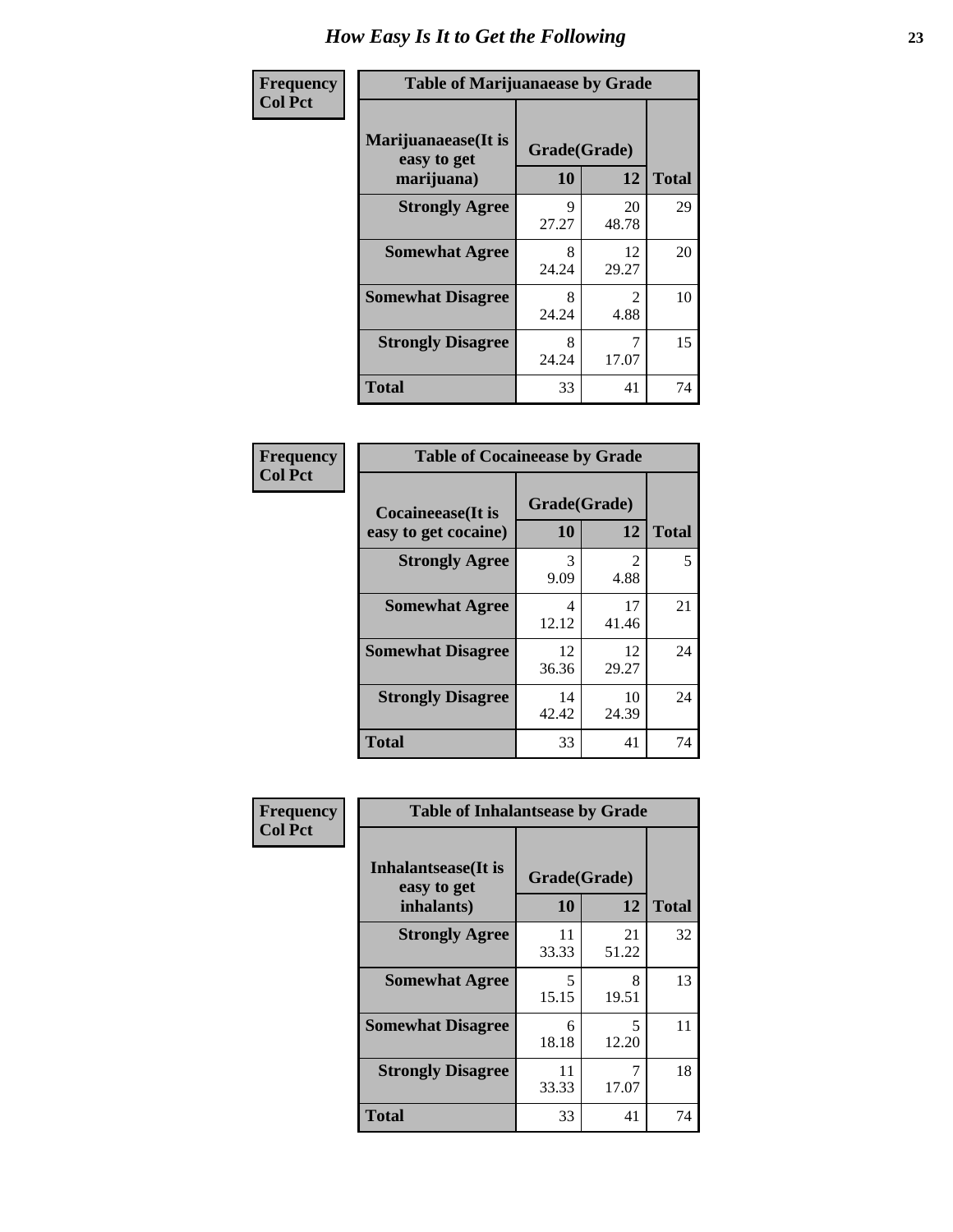# How Easy Is It to Get the Following

**Frequency**
**Col Pct**

| Table of Marijuanaease by Grade | | | |
|---|---|---|---|
| Marijuanaease(It is easy to get marijuana) | Grade(Grade) | | |
| | 10 | 12 | Total |
| Strongly Agree | 9<br>27.27 | 20<br>48.78 | 29 |
| Somewhat Agree | 8<br>24.24 | 12<br>29.27 | 20 |
| Somewhat Disagree | 8<br>24.24 | 2<br>4.88 | 10 |
| Strongly Disagree | 8<br>24.24 | 7<br>17.07 | 15 |
| Total | 33 | 41 | 74 |

**Frequency**
**Col Pct**

| Table of Cocaineease by Grade | | | |
|---|---|---|---|
| Cocaineease(It is easy to get cocaine) | Grade(Grade) | | |
| | 10 | 12 | Total |
| Strongly Agree | 3<br>9.09 | 2<br>4.88 | 5 |
| Somewhat Agree | 4<br>12.12 | 17<br>41.46 | 21 |
| Somewhat Disagree | 12<br>36.36 | 12<br>29.27 | 24 |
| Strongly Disagree | 14<br>42.42 | 10<br>24.39 | 24 |
| Total | 33 | 41 | 74 |

**Frequency**
**Col Pct**

| Table of Inhalantsease by Grade | | | |
|---|---|---|---|
| Inhalantsease(It is easy to get inhalants) | Grade(Grade) | | |
| | 10 | 12 | Total |
| Strongly Agree | 11<br>33.33 | 21<br>51.22 | 32 |
| Somewhat Agree | 5<br>15.15 | 8<br>19.51 | 13 |
| Somewhat Disagree | 6<br>18.18 | 5<br>12.20 | 11 |
| Strongly Disagree | 11<br>33.33 | 7<br>17.07 | 18 |
| Total | 33 | 41 | 74 |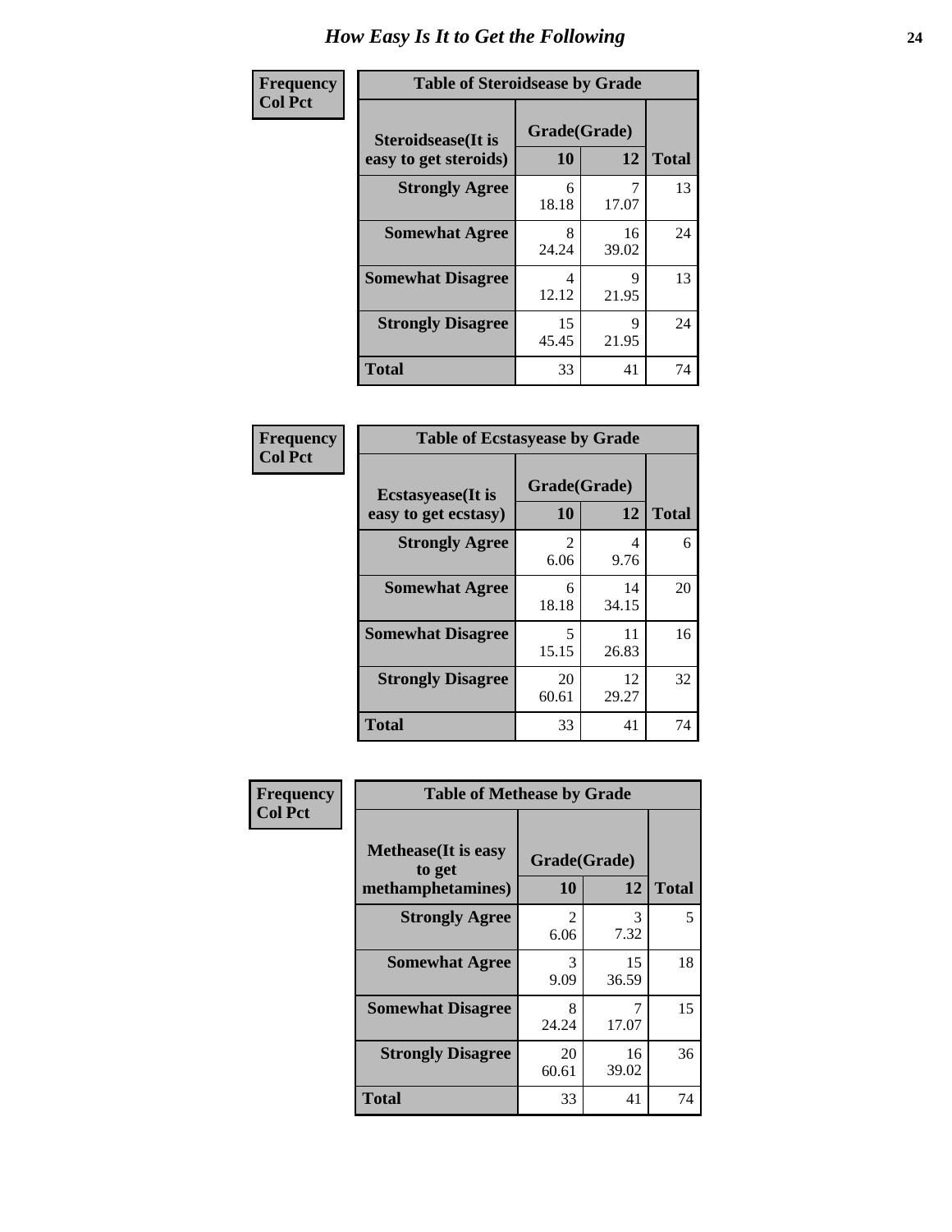# How Easy Is It to Get the Following

**Frequency**
**Col Pct**

| Table of Steroidsease by Grade | | | |
|---|---|---|---|
| **Steroidsease(It is easy to get steroids)** | **Grade(Grade)** | | |
| | **10** | **12** | **Total** |
| **Strongly Agree** | 6<br>18.18 | 7<br>17.07 | 13 |
| **Somewhat Agree** | 8<br>24.24 | 16<br>39.02 | 24 |
| **Somewhat Disagree** | 4<br>12.12 | 9<br>21.95 | 13 |
| **Strongly Disagree** | 15<br>45.45 | 9<br>21.95 | 24 |
| **Total** | 33 | 41 | 74 |

**Frequency**
**Col Pct**

| Table of Ecstasyease by Grade | | | |
|---|---|---|---|
| **Ecstasyease(It is easy to get ecstasy)** | **Grade(Grade)** | | |
| | **10** | **12** | **Total** |
| **Strongly Agree** | 2<br>6.06 | 4<br>9.76 | 6 |
| **Somewhat Agree** | 6<br>18.18 | 14<br>34.15 | 20 |
| **Somewhat Disagree** | 5<br>15.15 | 11<br>26.83 | 16 |
| **Strongly Disagree** | 20<br>60.61 | 12<br>29.27 | 32 |
| **Total** | 33 | 41 | 74 |

**Frequency**
**Col Pct**

| Table of Methease by Grade | | | |
|---|---|---|---|
| **Methease(It is easy to get methamphetamines)** | **Grade(Grade)** | | |
| | **10** | **12** | **Total** |
| **Strongly Agree** | 2<br>6.06 | 3<br>7.32 | 5 |
| **Somewhat Agree** | 3<br>9.09 | 15<br>36.59 | 18 |
| **Somewhat Disagree** | 8<br>24.24 | 7<br>17.07 | 15 |
| **Strongly Disagree** | 20<br>60.61 | 16<br>39.02 | 36 |
| **Total** | 33 | 41 | 74 |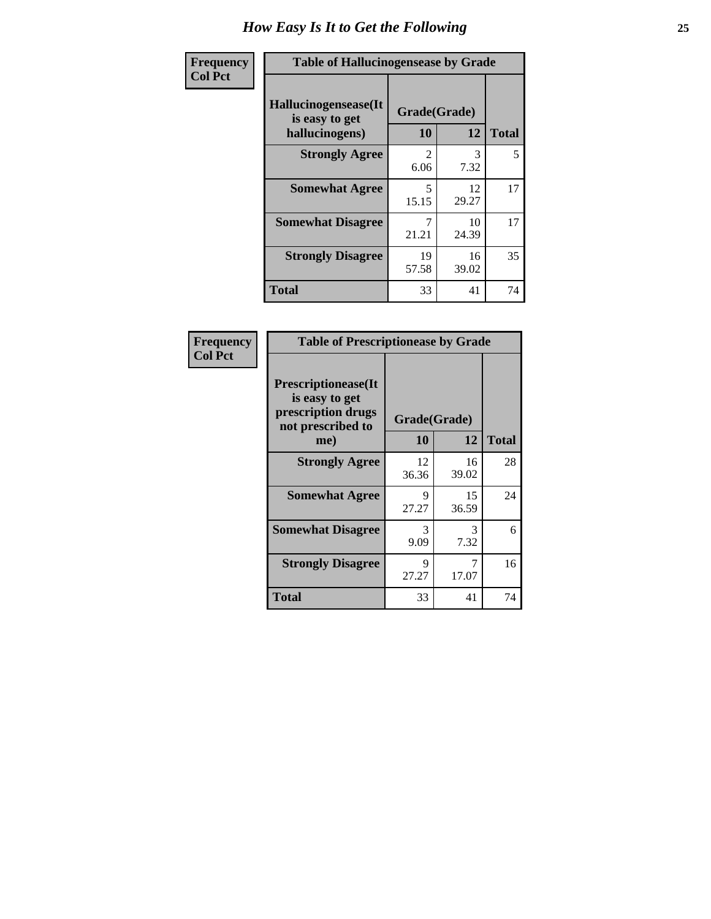# How Easy Is It to Get the Following

**Frequency**
**Col Pct**

**Table of Hallucinogensease by Grade**

| Hallucinogensease(It is easy to get hallucinogens) | Grade(Grade) 10 | 12 | Total |
|---|---|---|---|
| **Strongly Agree** | 2<br>6.06 | 3<br>7.32 | 5 |
| **Somewhat Agree** | 5<br>15.15 | 12<br>29.27 | 17 |
| **Somewhat Disagree** | 7<br>21.21 | 10<br>24.39 | 17 |
| **Strongly Disagree** | 19<br>57.58 | 16<br>39.02 | 35 |
| **Total** | 33 | 41 | 74 |

**Frequency**
**Col Pct**

**Table of Prescriptionease by Grade**

| Prescriptionease(It is easy to get prescription drugs not prescribed to me) | Grade(Grade) 10 | 12 | Total |
|---|---|---|---|
| **Strongly Agree** | 12<br>36.36 | 16<br>39.02 | 28 |
| **Somewhat Agree** | 9<br>27.27 | 15<br>36.59 | 24 |
| **Somewhat Disagree** | 3<br>9.09 | 3<br>7.32 | 6 |
| **Strongly Disagree** | 9<br>27.27 | 7<br>17.07 | 16 |
| **Total** | 33 | 41 | 74 |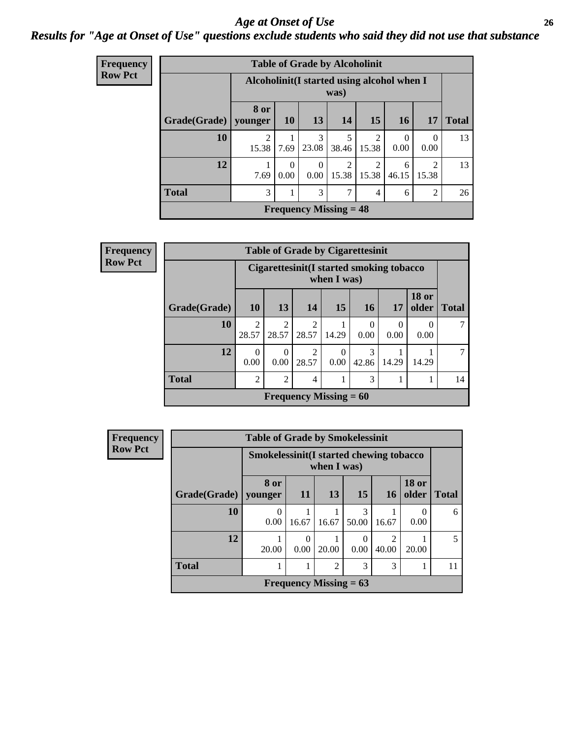# *Age at Onset of Use*

## *Results for "Age at Onset of Use" questions exclude students who said they did not use that substance*

**Frequency**
**Row Pct**

**Table of Grade by Alcoholinit**

| Grade(Grade) | Alcoholinit(I started using alcohol when I was) | | | | | | | Total |
|---|---|---|---|---|---|---|---|---|
| | 8 or younger | 10 | 13 | 14 | 15 | 16 | 17 | |
| **10** | 2<br>15.38 | 1<br>7.69 | 3<br>23.08 | 5<br>38.46 | 2<br>15.38 | 0<br>0.00 | 0<br>0.00 | 13 |
| **12** | 1<br>7.69 | 0<br>0.00 | 0<br>0.00 | 2<br>15.38 | 2<br>15.38 | 6<br>46.15 | 2<br>15.38 | 13 |
| **Total** | 3 | 1 | 3 | 7 | 4 | 6 | 2 | 26 |

**Frequency Missing = 48**

**Frequency**
**Row Pct**

**Table of Grade by Cigarettesinit**

| Grade(Grade) | Cigarettesinit(I started smoking tobacco when I was) | | | | | | | Total |
|---|---|---|---|---|---|---|---|---|
| | 10 | 13 | 14 | 15 | 16 | 17 | 18 or older | |
| **10** | 2<br>28.57 | 2<br>28.57 | 2<br>28.57 | 1<br>14.29 | 0<br>0.00 | 0<br>0.00 | 0<br>0.00 | 7 |
| **12** | 0<br>0.00 | 0<br>0.00 | 2<br>28.57 | 0<br>0.00 | 3<br>42.86 | 1<br>14.29 | 1<br>14.29 | 7 |
| **Total** | 2 | 2 | 4 | 1 | 3 | 1 | 1 | 14 |

**Frequency Missing = 60**

**Frequency**
**Row Pct**

**Table of Grade by Smokelessinit**

| Grade(Grade) | Smokelessinit(I started chewing tobacco when I was) | | | | | | Total |
|---|---|---|---|---|---|---|---|
| | 8 or younger | 11 | 13 | 15 | 16 | 18 or older | |
| **10** | 0<br>0.00 | 1<br>16.67 | 1<br>16.67 | 3<br>50.00 | 1<br>16.67 | 0<br>0.00 | 6 |
| **12** | 1<br>20.00 | 0<br>0.00 | 1<br>20.00 | 0<br>0.00 | 2<br>40.00 | 1<br>20.00 | 5 |
| **Total** | 1 | 1 | 2 | 3 | 3 | 1 | 11 |

**Frequency Missing = 63**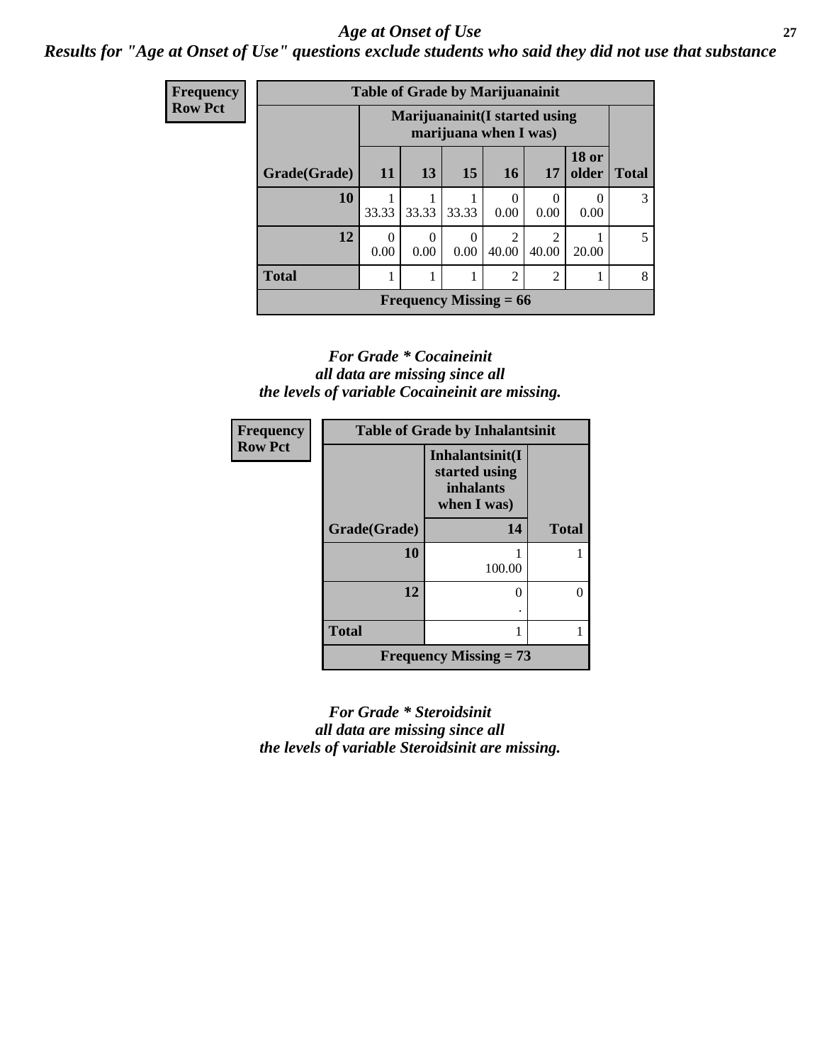# *Age at Onset of Use*

***Results for "Age at Onset of Use" questions exclude students who said they did not use that substance***

**Frequency**
**Row Pct**

| Table of Grade by Marijuanainit | | | | | | | |
|---|---|---|---|---|---|---|---|
| | Marijuanainit(I started using marijuana when I was) | | | | | | |
| Grade(Grade) | 11 | 13 | 15 | 16 | 17 | 18 or older | Total |
| 10 | 1<br>33.33 | 1<br>33.33 | 1<br>33.33 | 0<br>0.00 | 0<br>0.00 | 0<br>0.00 | 3 |
| 12 | 0<br>0.00 | 0<br>0.00 | 0<br>0.00 | 2<br>40.00 | 2<br>40.00 | 1<br>20.00 | 5 |
| Total | 1 | 1 | 1 | 2 | 2 | 1 | 8 |
| Frequency Missing = 66 | | | | | | | |

*For Grade * Cocaineinit all data are missing since all the levels of variable Cocaineinit are missing.*

**Frequency**
**Row Pct**

| Table of Grade by Inhalantsinit | | |
|---|---|---|
| | Inhalantsinit(I started using inhalants when I was) | |
| Grade(Grade) | 14 | Total |
| 10 | 1<br>100.00 | 1 |
| 12 | 0<br>. | 0 |
| Total | 1 | 1 |
| Frequency Missing = 73 | | |

*For Grade * Steroidsinit all data are missing since all the levels of variable Steroidsinit are missing.*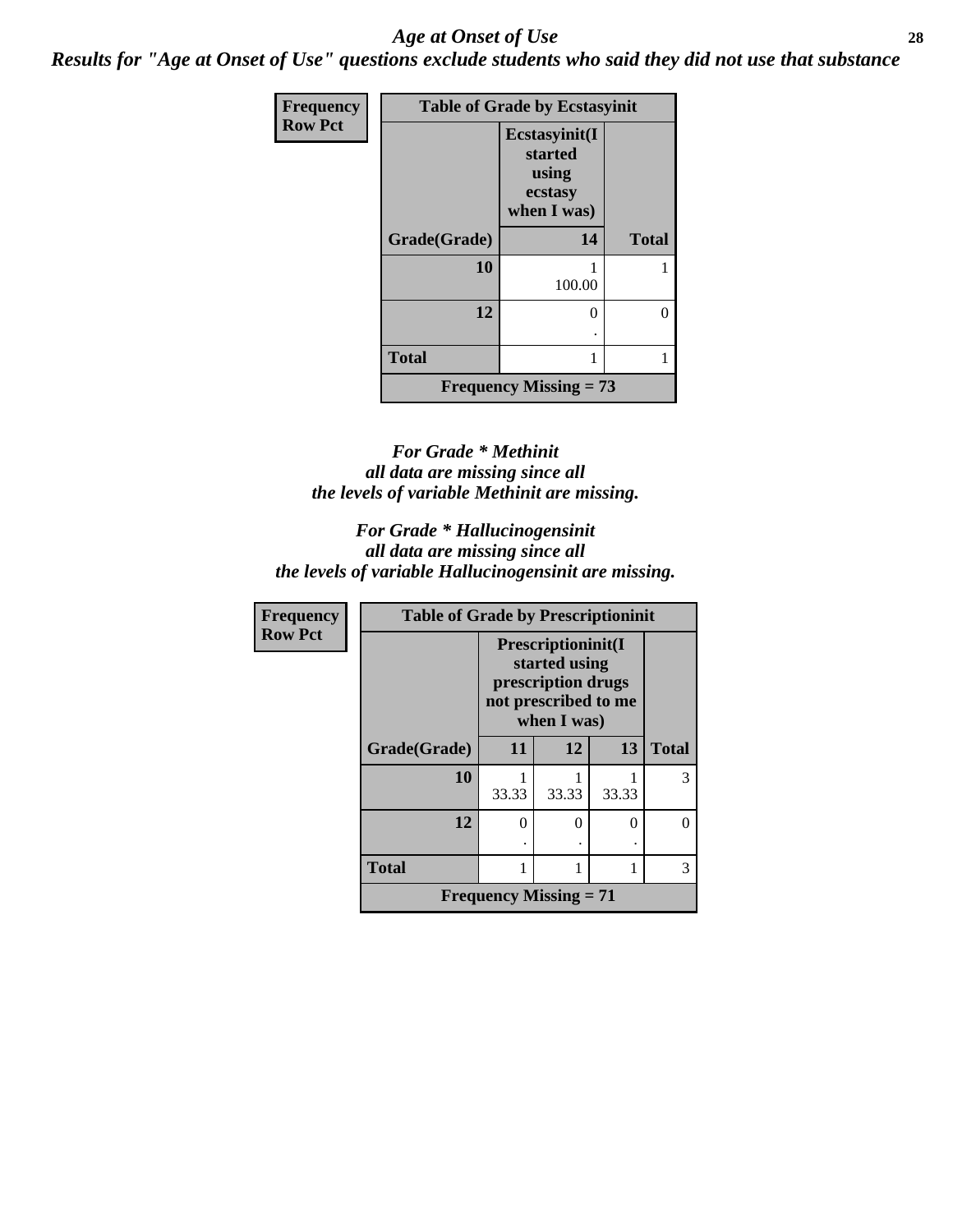*Age at Onset of Use*

***Results for "Age at Onset of Use" questions exclude students who said they did not use that substance***

| Frequency Row Pct | Table of Grade by Ecstasyinit | |
|---|---|---|
| | **Ecstasyinit(I started using ecstasy when I was)** | |
| **Grade(Grade)** | **14** | **Total** |
| **10** | 1<br>100.00 | 1 |
| **12** | 0<br>. | 0 |
| **Total** | 1 | 1 |
| **Frequency Missing = 73** | | |

***For Grade * Methinit all data are missing since all the levels of variable Methinit are missing.***

***For Grade * Hallucinogensinit all data are missing since all the levels of variable Hallucinogensinit are missing.***

| Frequency Row Pct | Table of Grade by Prescriptioninit | | | |
|---|---|---|---|---|
| | **Prescriptioninit(I started using prescription drugs not prescribed to me when I was)** | | | |
| **Grade(Grade)** | **11** | **12** | **13** | **Total** |
| **10** | 1<br>33.33 | 1<br>33.33 | 1<br>33.33 | 3 |
| **12** | 0<br>. | 0<br>. | 0<br>. | 0 |
| **Total** | 1 | 1 | 1 | 3 |
| **Frequency Missing = 71** | | | | |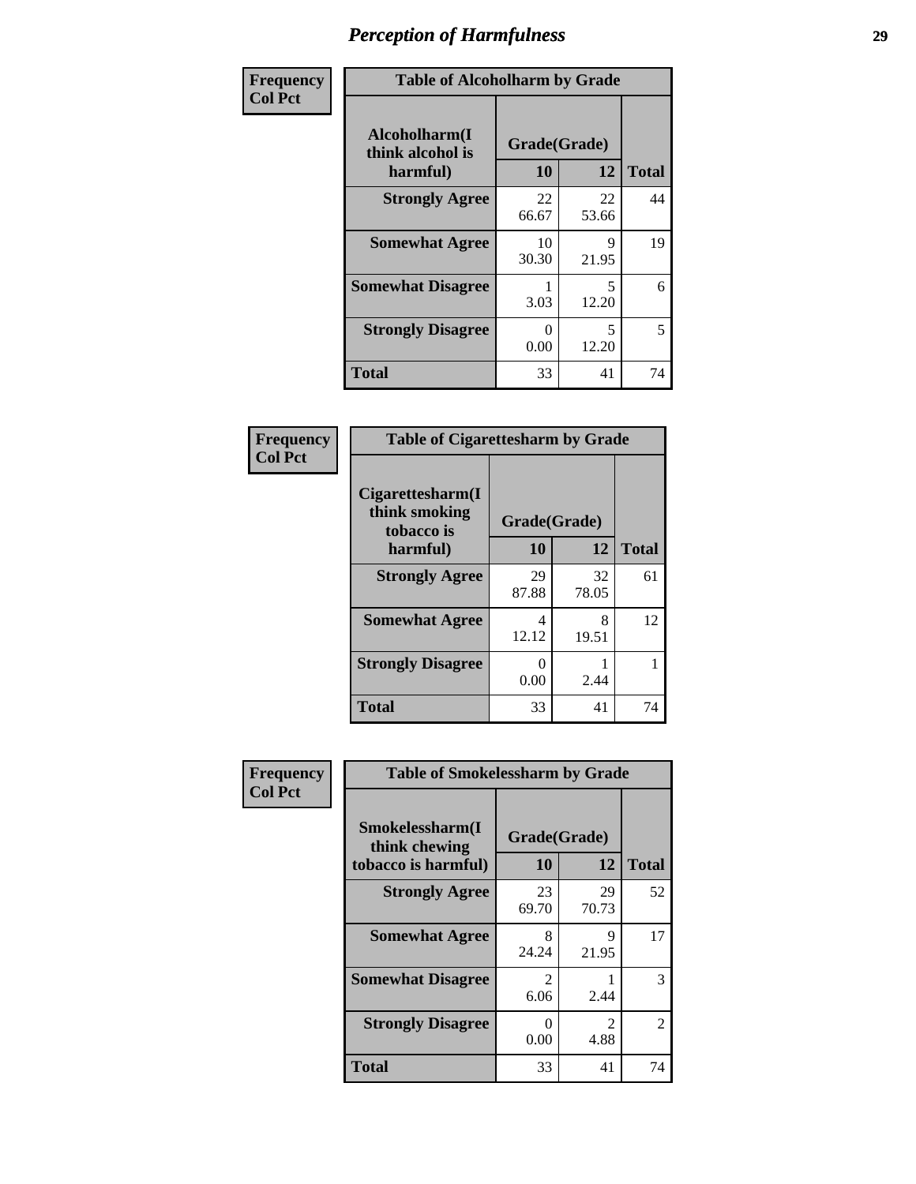# Perception of Harmfulness

**Frequency**
**Col Pct**

| Alcoholharm(I think alcohol is harmful) | Grade(Grade) 10 | 12 | Total |
|---|---|---|---|
| **Strongly Agree** | 22<br>66.67 | 22<br>53.66 | 44 |
| **Somewhat Agree** | 10<br>30.30 | 9<br>21.95 | 19 |
| **Somewhat Disagree** | 1<br>3.03 | 5<br>12.20 | 6 |
| **Strongly Disagree** | 0<br>0.00 | 5<br>12.20 | 5 |
| **Total** | 33 | 41 | 74 |

Table of Alcoholharm by Grade

**Frequency**
**Col Pct**

| Cigarettesharm(I think smoking tobacco is harmful) | Grade(Grade) 10 | 12 | Total |
|---|---|---|---|
| **Strongly Agree** | 29<br>87.88 | 32<br>78.05 | 61 |
| **Somewhat Agree** | 4<br>12.12 | 8<br>19.51 | 12 |
| **Strongly Disagree** | 0<br>0.00 | 1<br>2.44 | 1 |
| **Total** | 33 | 41 | 74 |

Table of Cigarettesharm by Grade

**Frequency**
**Col Pct**

| Smokelessharm(I think chewing tobacco is harmful) | Grade(Grade) 10 | 12 | Total |
|---|---|---|---|
| **Strongly Agree** | 23<br>69.70 | 29<br>70.73 | 52 |
| **Somewhat Agree** | 8<br>24.24 | 9<br>21.95 | 17 |
| **Somewhat Disagree** | 2<br>6.06 | 1<br>2.44 | 3 |
| **Strongly Disagree** | 0<br>0.00 | 2<br>4.88 | 2 |
| **Total** | 33 | 41 | 74 |

Table of Smokelessharm by Grade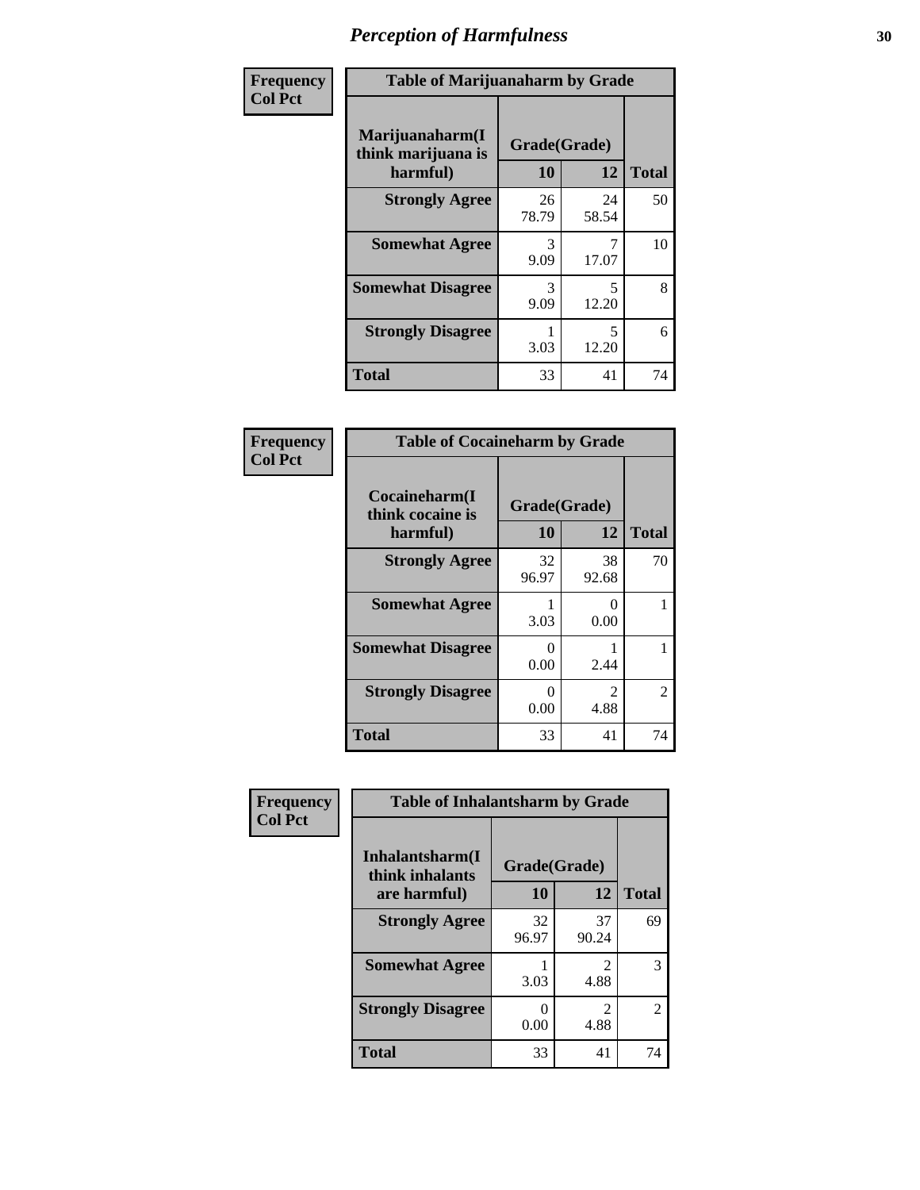# Perception of Harmfulness

**Frequency**
**Col Pct**

| Table of Marijuanaharm by Grade | | | |
|---|---|---|---|
| Marijuanaharm(I think marijuana is harmful) | Grade(Grade) | | Total |
| | 10 | 12 | |
| Strongly Agree | 26<br>78.79 | 24<br>58.54 | 50 |
| Somewhat Agree | 3<br>9.09 | 7<br>17.07 | 10 |
| Somewhat Disagree | 3<br>9.09 | 5<br>12.20 | 8 |
| Strongly Disagree | 1<br>3.03 | 5<br>12.20 | 6 |
| Total | 33 | 41 | 74 |

**Frequency**
**Col Pct**

| Table of Cocaineharm by Grade | | | |
|---|---|---|---|
| Cocaineharm(I think cocaine is harmful) | Grade(Grade) | | Total |
| | 10 | 12 | |
| Strongly Agree | 32<br>96.97 | 38<br>92.68 | 70 |
| Somewhat Agree | 1<br>3.03 | 0<br>0.00 | 1 |
| Somewhat Disagree | 0<br>0.00 | 1<br>2.44 | 1 |
| Strongly Disagree | 0<br>0.00 | 2<br>4.88 | 2 |
| Total | 33 | 41 | 74 |

**Frequency**
**Col Pct**

| Table of Inhalantsharm by Grade | | | |
|---|---|---|---|
| Inhalantsharm(I think inhalants are harmful) | Grade(Grade) | | Total |
| | 10 | 12 | |
| Strongly Agree | 32<br>96.97 | 37<br>90.24 | 69 |
| Somewhat Agree | 1<br>3.03 | 2<br>4.88 | 3 |
| Strongly Disagree | 0<br>0.00 | 2<br>4.88 | 2 |
| Total | 33 | 41 | 74 |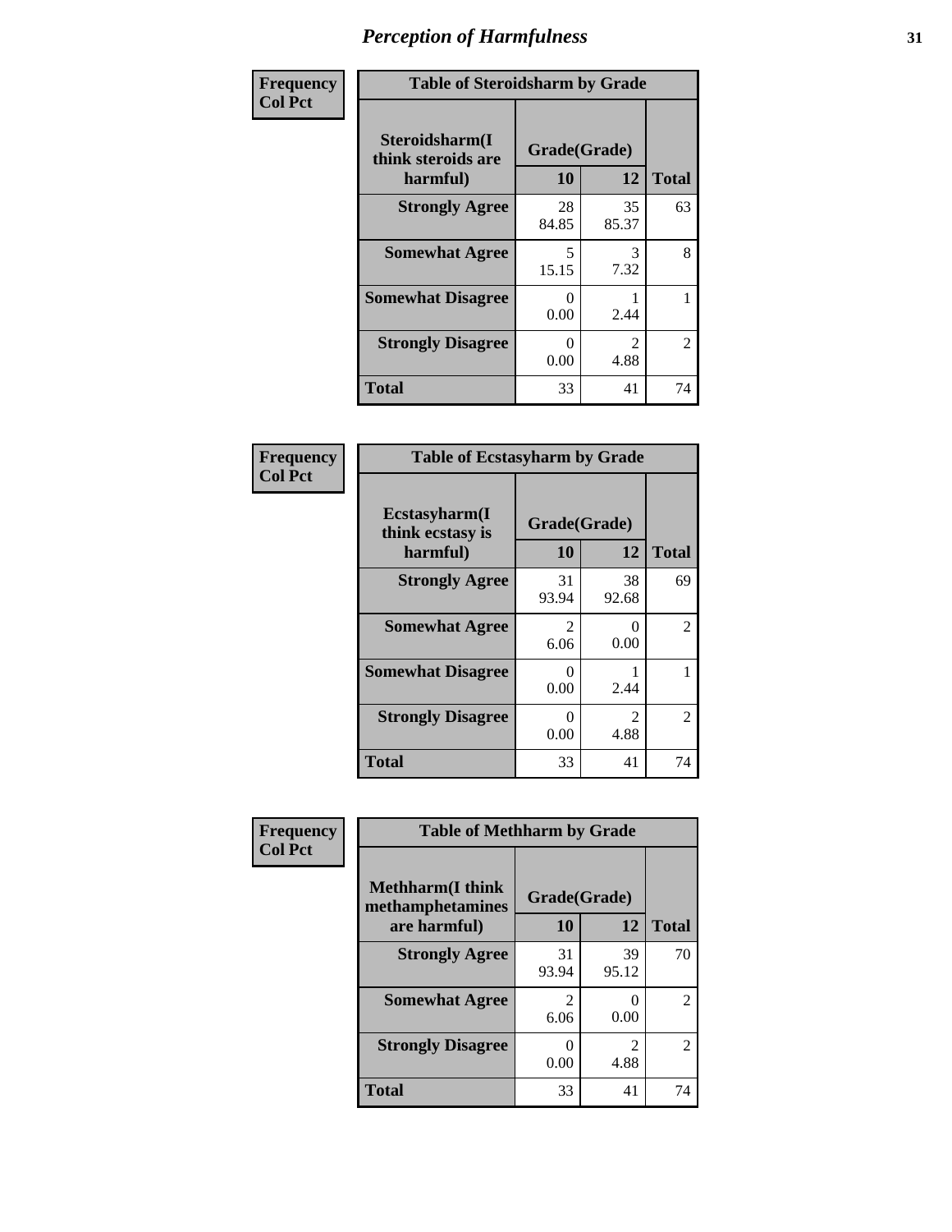# Perception of Harmfulness

| Frequency<br>Col Pct | | | |
|---|---|---|---|

**Table of Steroidsharm by Grade**

| Steroidsharm(I think steroids are harmful) | Grade(Grade) 10 | 12 | Total |
|---|---|---|---|
| **Strongly Agree** | 28<br>84.85 | 35<br>85.37 | 63 |
| **Somewhat Agree** | 5<br>15.15 | 3<br>7.32 | 8 |
| **Somewhat Disagree** | 0<br>0.00 | 1<br>2.44 | 1 |
| **Strongly Disagree** | 0<br>0.00 | 2<br>4.88 | 2 |
| **Total** | 33 | 41 | 74 |

| Frequency<br>Col Pct | | | |
|---|---|---|---|

**Table of Ecstasyharm by Grade**

| Ecstasyharm(I think ecstasy is harmful) | Grade(Grade) 10 | 12 | Total |
|---|---|---|---|
| **Strongly Agree** | 31<br>93.94 | 38<br>92.68 | 69 |
| **Somewhat Agree** | 2<br>6.06 | 0<br>0.00 | 2 |
| **Somewhat Disagree** | 0<br>0.00 | 1<br>2.44 | 1 |
| **Strongly Disagree** | 0<br>0.00 | 2<br>4.88 | 2 |
| **Total** | 33 | 41 | 74 |

| Frequency<br>Col Pct | | | |
|---|---|---|---|

**Table of Methharm by Grade**

| Methharm(I think methamphetamines are harmful) | Grade(Grade) 10 | 12 | Total |
|---|---|---|---|
| **Strongly Agree** | 31<br>93.94 | 39<br>95.12 | 70 |
| **Somewhat Agree** | 2<br>6.06 | 0<br>0.00 | 2 |
| **Strongly Disagree** | 0<br>0.00 | 2<br>4.88 | 2 |
| **Total** | 33 | 41 | 74 |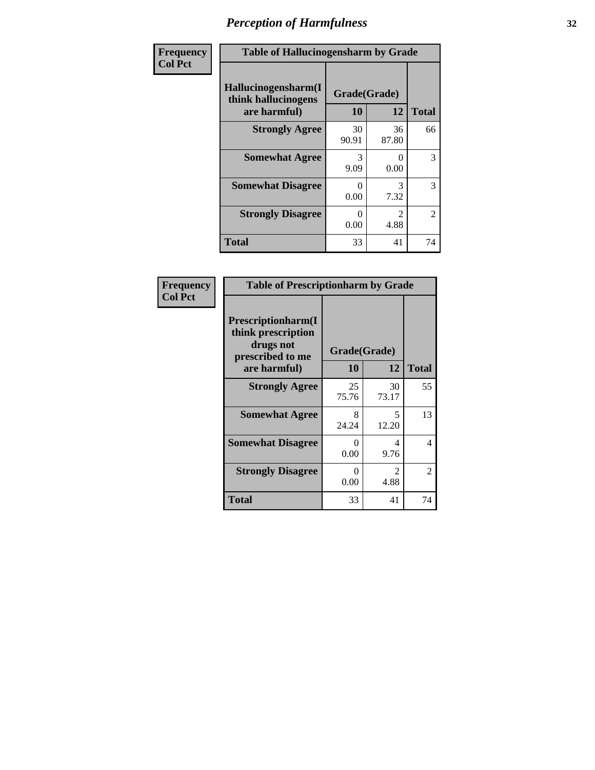# *Perception of Harmfulness*

| Frequency<br>Col Pct | Table of Hallucinogensharm by Grade | | |
|---|---|---|---|
| **Hallucinogensharm(I think hallucinogens are harmful)** | **Grade(Grade)** | | |
| | **10** | **12** | **Total** |
| **Strongly Agree** | 30<br>90.91 | 36<br>87.80 | 66 |
| **Somewhat Agree** | 3<br>9.09 | 0<br>0.00 | 3 |
| **Somewhat Disagree** | 0<br>0.00 | 3<br>7.32 | 3 |
| **Strongly Disagree** | 0<br>0.00 | 2<br>4.88 | 2 |
| **Total** | 33 | 41 | 74 |

| Frequency<br>Col Pct | Table of Prescriptionharm by Grade | | |
|---|---|---|---|
| **Prescriptionharm(I think prescription drugs not prescribed to me are harmful)** | **Grade(Grade)** | | |
| | **10** | **12** | **Total** |
| **Strongly Agree** | 25<br>75.76 | 30<br>73.17 | 55 |
| **Somewhat Agree** | 8<br>24.24 | 5<br>12.20 | 13 |
| **Somewhat Disagree** | 0<br>0.00 | 4<br>9.76 | 4 |
| **Strongly Disagree** | 0<br>0.00 | 2<br>4.88 | 2 |
| **Total** | 33 | 41 | 74 |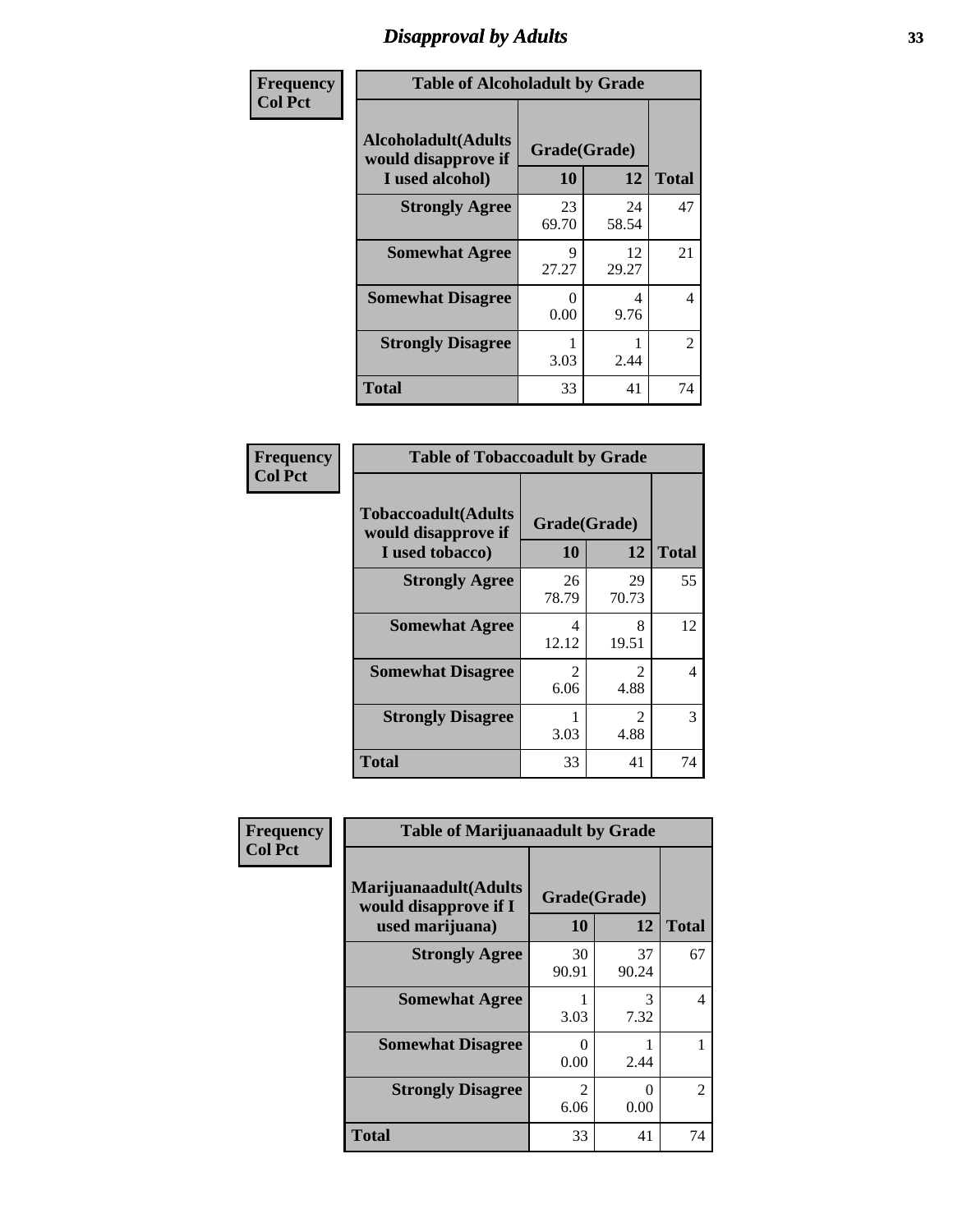# Disapproval by Adults

| Frequency<br>Col Pct | Table of Alcoholadult by Grade | | |
|---|---|---|---|
| **Alcoholadult(Adults would disapprove if I used alcohol)** | **Grade(Grade)** | | |
| | **10** | **12** | **Total** |
| **Strongly Agree** | 23<br>69.70 | 24<br>58.54 | 47 |
| **Somewhat Agree** | 9<br>27.27 | 12<br>29.27 | 21 |
| **Somewhat Disagree** | 0<br>0.00 | 4<br>9.76 | 4 |
| **Strongly Disagree** | 1<br>3.03 | 1<br>2.44 | 2 |
| **Total** | 33 | 41 | 74 |

| Frequency<br>Col Pct | Table of Tobaccoadult by Grade | | |
|---|---|---|---|
| **Tobaccoadult(Adults would disapprove if I used tobacco)** | **Grade(Grade)** | | |
| | **10** | **12** | **Total** |
| **Strongly Agree** | 26<br>78.79 | 29<br>70.73 | 55 |
| **Somewhat Agree** | 4<br>12.12 | 8<br>19.51 | 12 |
| **Somewhat Disagree** | 2<br>6.06 | 2<br>4.88 | 4 |
| **Strongly Disagree** | 1<br>3.03 | 2<br>4.88 | 3 |
| **Total** | 33 | 41 | 74 |

| Frequency<br>Col Pct | Table of Marijuanaadult by Grade | | |
|---|---|---|---|
| **Marijuanaadult(Adults would disapprove if I used marijuana)** | **Grade(Grade)** | | |
| | **10** | **12** | **Total** |
| **Strongly Agree** | 30<br>90.91 | 37<br>90.24 | 67 |
| **Somewhat Agree** | 1<br>3.03 | 3<br>7.32 | 4 |
| **Somewhat Disagree** | 0<br>0.00 | 1<br>2.44 | 1 |
| **Strongly Disagree** | 2<br>6.06 | 0<br>0.00 | 2 |
| **Total** | 33 | 41 | 74 |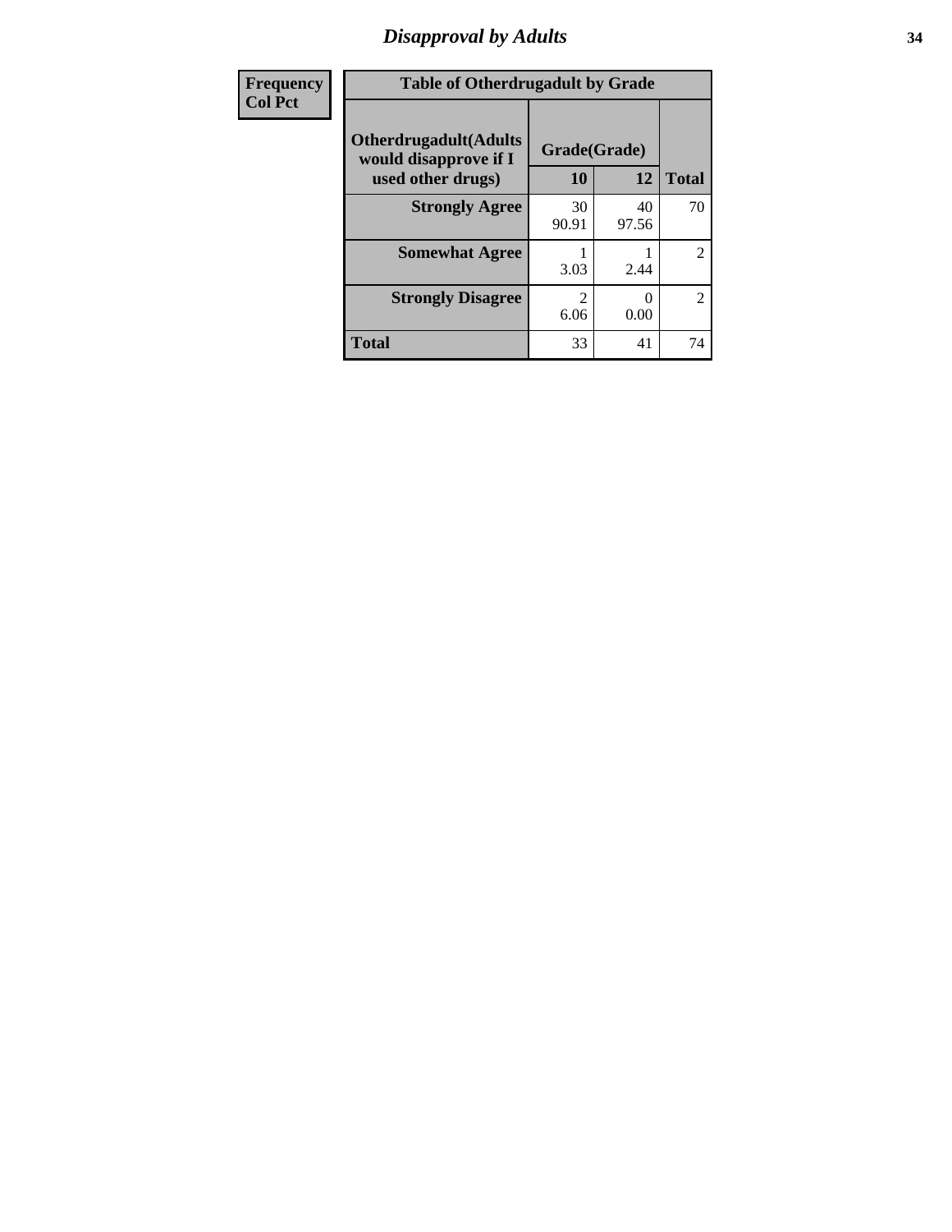| Frequency<br>Col Pct |
|---|

| Table of Otherdrugadult by Grade | | | |
|---|---|---|---|
| Otherdrugadult(Adults would disapprove if I used other drugs) | Grade(Grade) | | |
| | 10 | 12 | Total |
| Strongly Agree | 30<br>90.91 | 40<br>97.56 | 70 |
| Somewhat Agree | 1<br>3.03 | 1<br>2.44 | 2 |
| Strongly Disagree | 2<br>6.06 | 0<br>0.00 | 2 |
| Total | 33 | 41 | 74 |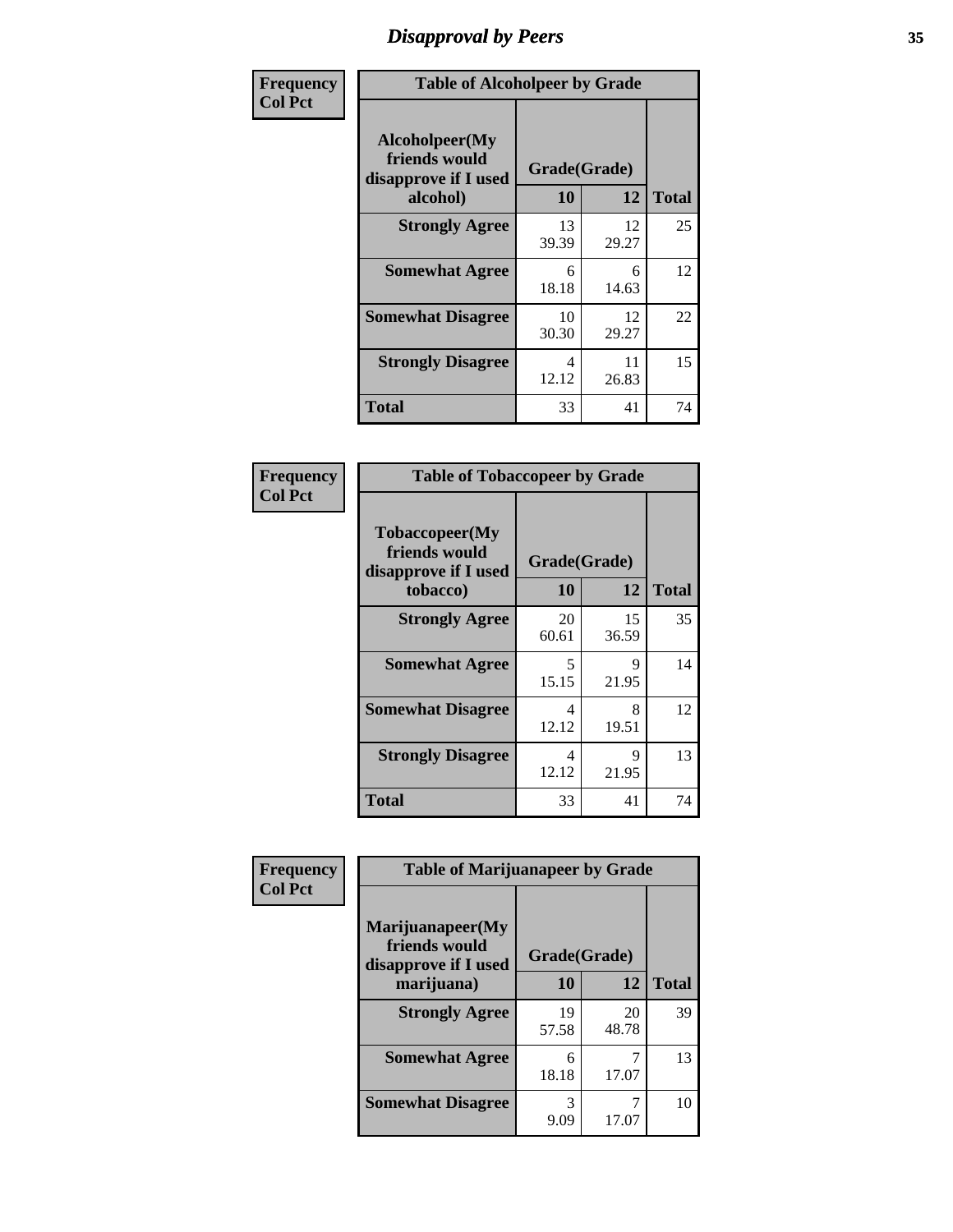# Disapproval by Peers

| Frequency Col Pct | Table of Alcoholpeer by Grade | | |
|---|---|---|---|
| Alcoholpeer(My friends would disapprove if I used alcohol) | Grade(Grade) | | |
| | 10 | 12 | Total |
| Strongly Agree | 13<br>39.39 | 12<br>29.27 | 25 |
| Somewhat Agree | 6<br>18.18 | 6<br>14.63 | 12 |
| Somewhat Disagree | 10<br>30.30 | 12<br>29.27 | 22 |
| Strongly Disagree | 4<br>12.12 | 11<br>26.83 | 15 |
| Total | 33 | 41 | 74 |

| Frequency Col Pct | Table of Tobaccopeer by Grade | | |
|---|---|---|---|
| Tobaccopeer(My friends would disapprove if I used tobacco) | Grade(Grade) | | |
| | 10 | 12 | Total |
| Strongly Agree | 20<br>60.61 | 15<br>36.59 | 35 |
| Somewhat Agree | 5<br>15.15 | 9<br>21.95 | 14 |
| Somewhat Disagree | 4<br>12.12 | 8<br>19.51 | 12 |
| Strongly Disagree | 4<br>12.12 | 9<br>21.95 | 13 |
| Total | 33 | 41 | 74 |

| Frequency Col Pct | Table of Marijuanapeer by Grade | | |
|---|---|---|---|
| Marijuanapeer(My friends would disapprove if I used marijuana) | Grade(Grade) | | |
| | 10 | 12 | Total |
| Strongly Agree | 19<br>57.58 | 20<br>48.78 | 39 |
| Somewhat Agree | 6<br>18.18 | 7<br>17.07 | 13 |
| Somewhat Disagree | 3<br>9.09 | 7<br>17.07 | 10 |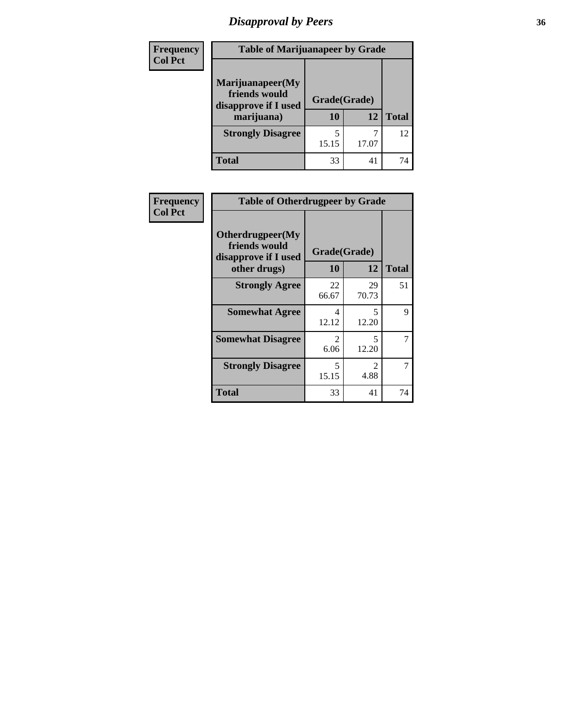# Disapproval by Peers

**Frequency**
**Col Pct**

| Table of Marijuanapeer by Grade | | | |
|---|---|---|---|
| Marijuanapeer(My friends would disapprove if I used marijuana) | Grade(Grade) | | |
| | 10 | 12 | Total |
| Strongly Disagree | 5<br>15.15 | 7<br>17.07 | 12 |
| Total | 33 | 41 | 74 |

**Frequency**
**Col Pct**

| Table of Otherdrugpeer by Grade | | | |
|---|---|---|---|
| Otherdrugpeer(My friends would disapprove if I used other drugs) | Grade(Grade) | | |
| | 10 | 12 | Total |
| Strongly Agree | 22<br>66.67 | 29<br>70.73 | 51 |
| Somewhat Agree | 4<br>12.12 | 5<br>12.20 | 9 |
| Somewhat Disagree | 2<br>6.06 | 5<br>12.20 | 7 |
| Strongly Disagree | 5<br>15.15 | 2<br>4.88 | 7 |
| Total | 33 | 41 | 74 |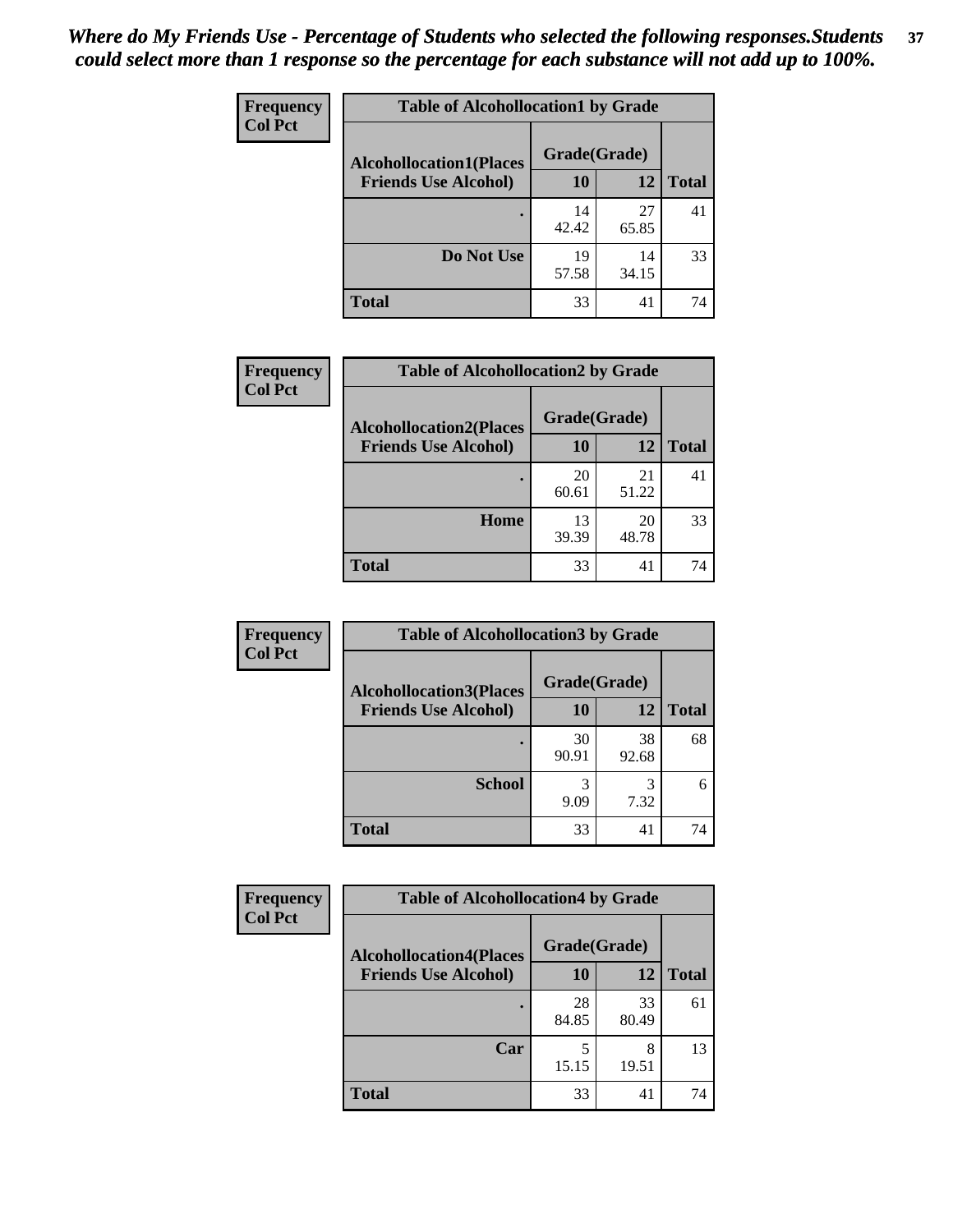*Where do My Friends Use - Percentage of Students who selected the following responses.Students could select more than 1 response so the percentage for each substance will not add up to 100%.*

**Frequency**
**Col Pct**

| Table of Alcohollocation1 by Grade | | | |
|---|---|---|---|
| **Alcohollocation1(Places Friends Use Alcohol)** | **Grade(Grade)** | | |
| | **10** | **12** | **Total** |
| **.** | 14<br>42.42 | 27<br>65.85 | 41 |
| **Do Not Use** | 19<br>57.58 | 14<br>34.15 | 33 |
| **Total** | 33 | 41 | 74 |

**Frequency**
**Col Pct**

| Table of Alcohollocation2 by Grade | | | |
|---|---|---|---|
| **Alcohollocation2(Places Friends Use Alcohol)** | **Grade(Grade)** | | |
| | **10** | **12** | **Total** |
| **.** | 20<br>60.61 | 21<br>51.22 | 41 |
| **Home** | 13<br>39.39 | 20<br>48.78 | 33 |
| **Total** | 33 | 41 | 74 |

**Frequency**
**Col Pct**

| Table of Alcohollocation3 by Grade | | | |
|---|---|---|---|
| **Alcohollocation3(Places Friends Use Alcohol)** | **Grade(Grade)** | | |
| | **10** | **12** | **Total** |
| **.** | 30<br>90.91 | 38<br>92.68 | 68 |
| **School** | 3<br>9.09 | 3<br>7.32 | 6 |
| **Total** | 33 | 41 | 74 |

**Frequency**
**Col Pct**

| Table of Alcohollocation4 by Grade | | | |
|---|---|---|---|
| **Alcohollocation4(Places Friends Use Alcohol)** | **Grade(Grade)** | | |
| | **10** | **12** | **Total** |
| **.** | 28<br>84.85 | 33<br>80.49 | 61 |
| **Car** | 5<br>15.15 | 8<br>19.51 | 13 |
| **Total** | 33 | 41 | 74 |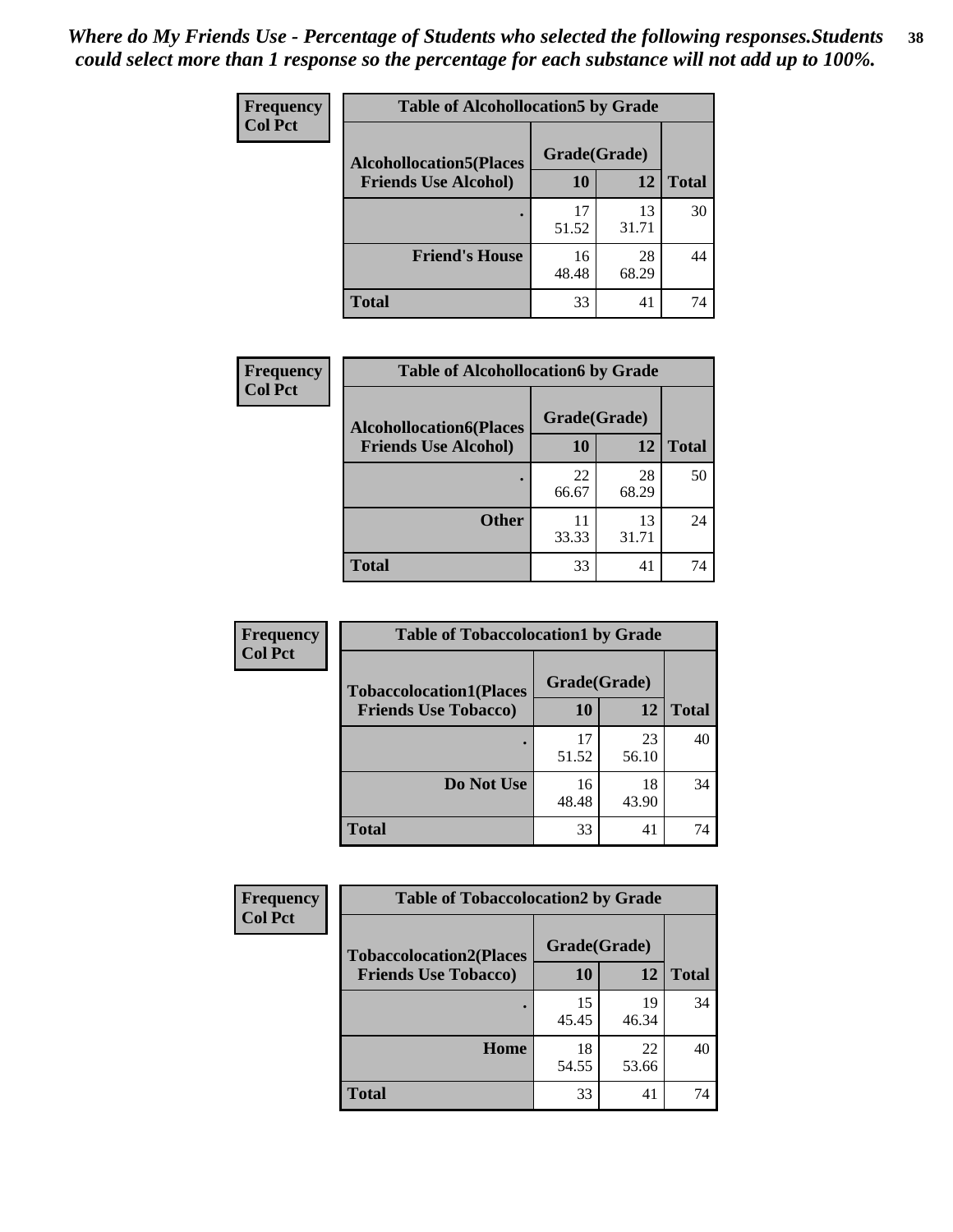*Where do My Friends Use - Percentage of Students who selected the following responses.Students could select more than 1 response so the percentage for each substance will not add up to 100%.*

**Frequency**
**Col Pct**

| Table of Alcohollocation5 by Grade | | | |
|---|---|---|---|
| **Alcohollocation5(Places Friends Use Alcohol)** | **Grade(Grade)** | | |
| | **10** | **12** | **Total** |
| **.** | 17<br>51.52 | 13<br>31.71 | 30 |
| **Friend's House** | 16<br>48.48 | 28<br>68.29 | 44 |
| **Total** | 33 | 41 | 74 |

**Frequency**
**Col Pct**

| Table of Alcohollocation6 by Grade | | | |
|---|---|---|---|
| **Alcohollocation6(Places Friends Use Alcohol)** | **Grade(Grade)** | | |
| | **10** | **12** | **Total** |
| **.** | 22<br>66.67 | 28<br>68.29 | 50 |
| **Other** | 11<br>33.33 | 13<br>31.71 | 24 |
| **Total** | 33 | 41 | 74 |

**Frequency**
**Col Pct**

| Table of Tobaccolocation1 by Grade | | | |
|---|---|---|---|
| **Tobaccolocation1(Places Friends Use Tobacco)** | **Grade(Grade)** | | |
| | **10** | **12** | **Total** |
| **.** | 17<br>51.52 | 23<br>56.10 | 40 |
| **Do Not Use** | 16<br>48.48 | 18<br>43.90 | 34 |
| **Total** | 33 | 41 | 74 |

**Frequency**
**Col Pct**

| Table of Tobaccolocation2 by Grade | | | |
|---|---|---|---|
| **Tobaccolocation2(Places Friends Use Tobacco)** | **Grade(Grade)** | | |
| | **10** | **12** | **Total** |
| **.** | 15<br>45.45 | 19<br>46.34 | 34 |
| **Home** | 18<br>54.55 | 22<br>53.66 | 40 |
| **Total** | 33 | 41 | 74 |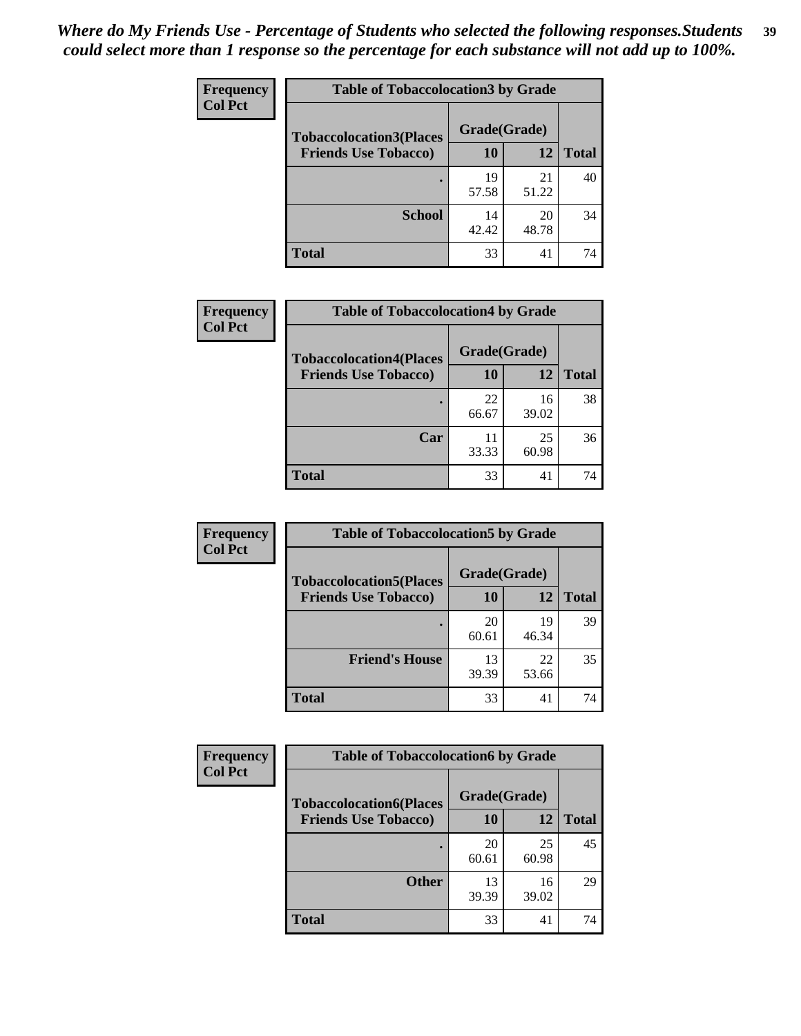*Where do My Friends Use - Percentage of Students who selected the following responses.Students could select more than 1 response so the percentage for each substance will not add up to 100%.*

**Frequency**
**Col Pct**

| Table of Tobaccolocation3 by Grade | | | |
|---|---|---|---|
| **Tobaccolocation3(Places Friends Use Tobacco)** | **Grade(Grade)** | | **Total** |
| | **10** | **12** | |
| **.** | 19<br>57.58 | 21<br>51.22 | 40 |
| **School** | 14<br>42.42 | 20<br>48.78 | 34 |
| **Total** | 33 | 41 | 74 |

**Frequency**
**Col Pct**

| Table of Tobaccolocation4 by Grade | | | |
|---|---|---|---|
| **Tobaccolocation4(Places Friends Use Tobacco)** | **Grade(Grade)** | | **Total** |
| | **10** | **12** | |
| **.** | 22<br>66.67 | 16<br>39.02 | 38 |
| **Car** | 11<br>33.33 | 25<br>60.98 | 36 |
| **Total** | 33 | 41 | 74 |

**Frequency**
**Col Pct**

| Table of Tobaccolocation5 by Grade | | | |
|---|---|---|---|
| **Tobaccolocation5(Places Friends Use Tobacco)** | **Grade(Grade)** | | **Total** |
| | **10** | **12** | |
| **.** | 20<br>60.61 | 19<br>46.34 | 39 |
| **Friend's House** | 13<br>39.39 | 22<br>53.66 | 35 |
| **Total** | 33 | 41 | 74 |

**Frequency**
**Col Pct**

| Table of Tobaccolocation6 by Grade | | | |
|---|---|---|---|
| **Tobaccolocation6(Places Friends Use Tobacco)** | **Grade(Grade)** | | **Total** |
| | **10** | **12** | |
| **.** | 20<br>60.61 | 25<br>60.98 | 45 |
| **Other** | 13<br>39.39 | 16<br>39.02 | 29 |
| **Total** | 33 | 41 | 74 |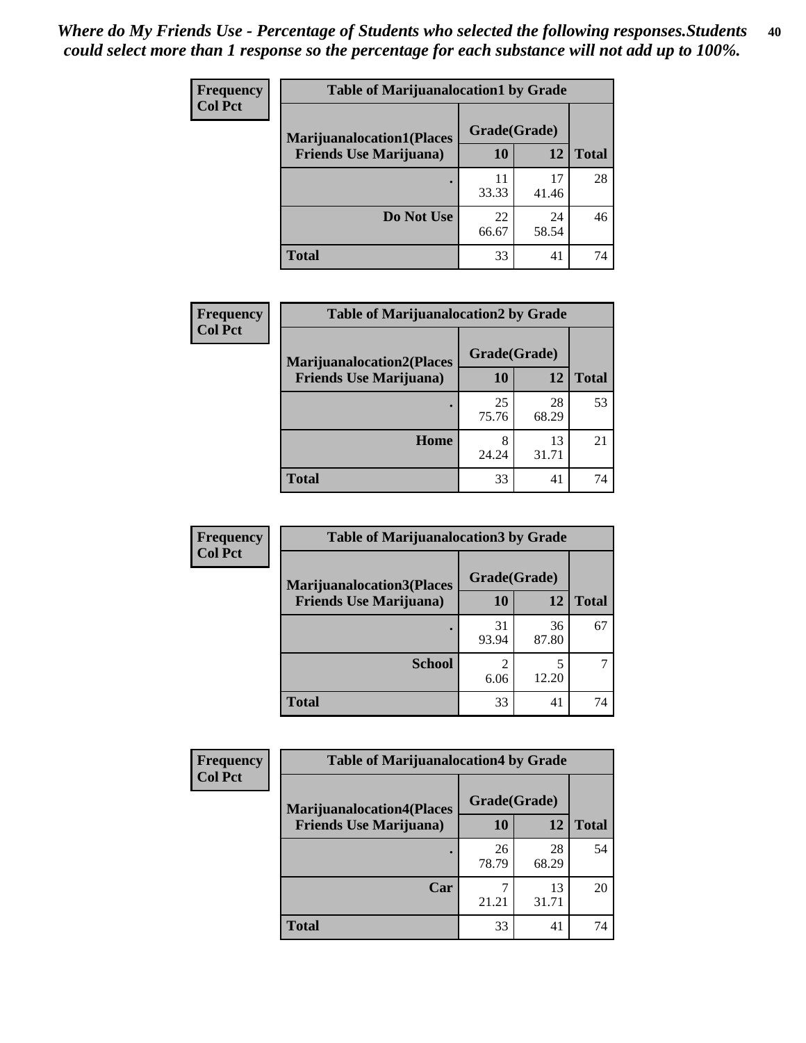*Where do My Friends Use - Percentage of Students who selected the following responses.Students could select more than 1 response so the percentage for each substance will not add up to 100%.*

**Frequency**
**Col Pct**

| Table of Marijuanalocation1 by Grade | | | |
|---|---|---|---|
| **Marijuanalocation1(Places Friends Use Marijuana)** | **Grade(Grade)** | | |
| | **10** | **12** | **Total** |
| **.** | 11<br>33.33 | 17<br>41.46 | 28 |
| **Do Not Use** | 22<br>66.67 | 24<br>58.54 | 46 |
| **Total** | 33 | 41 | 74 |

**Frequency**
**Col Pct**

| Table of Marijuanalocation2 by Grade | | | |
|---|---|---|---|
| **Marijuanalocation2(Places Friends Use Marijuana)** | **Grade(Grade)** | | |
| | **10** | **12** | **Total** |
| **.** | 25<br>75.76 | 28<br>68.29 | 53 |
| **Home** | 8<br>24.24 | 13<br>31.71 | 21 |
| **Total** | 33 | 41 | 74 |

**Frequency**
**Col Pct**

| Table of Marijuanalocation3 by Grade | | | |
|---|---|---|---|
| **Marijuanalocation3(Places Friends Use Marijuana)** | **Grade(Grade)** | | |
| | **10** | **12** | **Total** |
| **.** | 31<br>93.94 | 36<br>87.80 | 67 |
| **School** | 2<br>6.06 | 5<br>12.20 | 7 |
| **Total** | 33 | 41 | 74 |

**Frequency**
**Col Pct**

| Table of Marijuanalocation4 by Grade | | | |
|---|---|---|---|
| **Marijuanalocation4(Places Friends Use Marijuana)** | **Grade(Grade)** | | |
| | **10** | **12** | **Total** |
| **.** | 26<br>78.79 | 28<br>68.29 | 54 |
| **Car** | 7<br>21.21 | 13<br>31.71 | 20 |
| **Total** | 33 | 41 | 74 |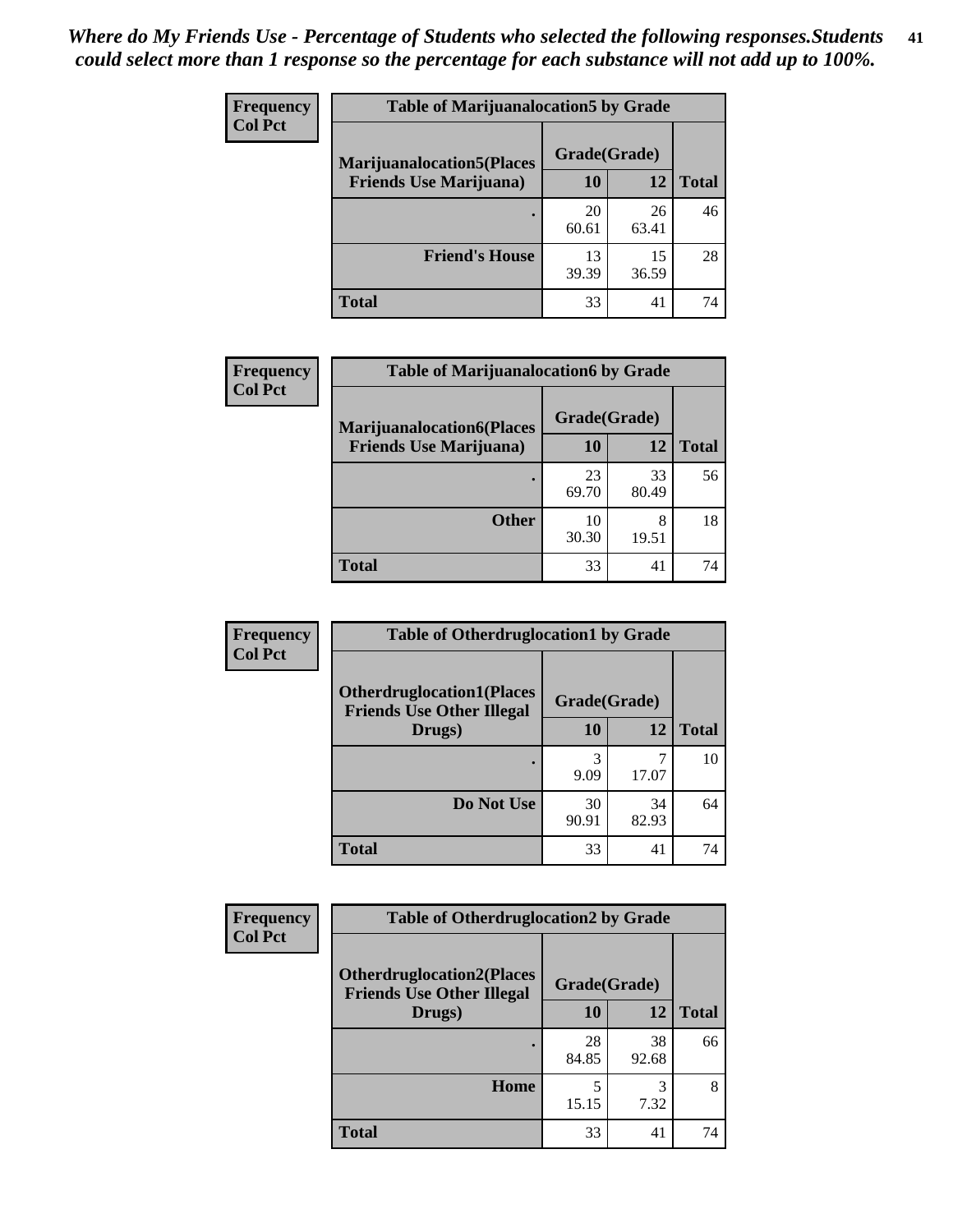*Where do My Friends Use - Percentage of Students who selected the following responses.Students could select more than 1 response so the percentage for each substance will not add up to 100%.*

| Frequency Col Pct | Table of Marijuanalocation5 by Grade | | |
|---|---|---|---|
| Marijuanalocation5(Places Friends Use Marijuana) | Grade(Grade) 10 | 12 | Total |
| . | 20<br>60.61 | 26<br>63.41 | 46 |
| Friend's House | 13<br>39.39 | 15<br>36.59 | 28 |
| Total | 33 | 41 | 74 |

| Frequency Col Pct | Table of Marijuanalocation6 by Grade | | |
|---|---|---|---|
| Marijuanalocation6(Places Friends Use Marijuana) | Grade(Grade) 10 | 12 | Total |
| . | 23<br>69.70 | 33<br>80.49 | 56 |
| Other | 10<br>30.30 | 8<br>19.51 | 18 |
| Total | 33 | 41 | 74 |

| Frequency Col Pct | Table of Otherdruglocation1 by Grade | | |
|---|---|---|---|
| Otherdruglocation1(Places Friends Use Other Illegal Drugs) | Grade(Grade) 10 | 12 | Total |
| . | 3<br>9.09 | 7<br>17.07 | 10 |
| Do Not Use | 30<br>90.91 | 34<br>82.93 | 64 |
| Total | 33 | 41 | 74 |

| Frequency Col Pct | Table of Otherdruglocation2 by Grade | | |
|---|---|---|---|
| Otherdruglocation2(Places Friends Use Other Illegal Drugs) | Grade(Grade) 10 | 12 | Total |
| . | 28<br>84.85 | 38<br>92.68 | 66 |
| Home | 5<br>15.15 | 3<br>7.32 | 8 |
| Total | 33 | 41 | 74 |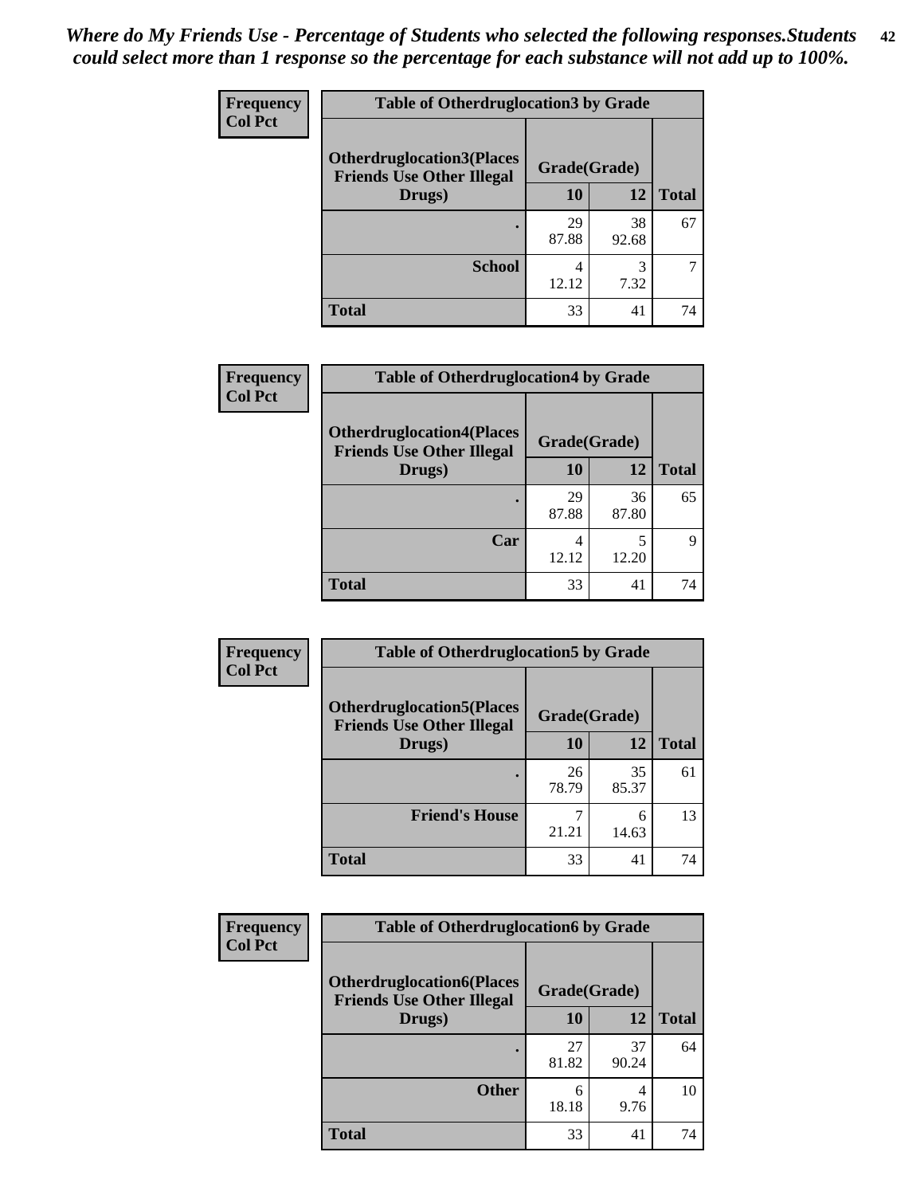*Where do My Friends Use - Percentage of Students who selected the following responses.Students could select more than 1 response so the percentage for each substance will not add up to 100%.*

| Frequency Col Pct | Table of Otherdruglocation3 by Grade | | |
|---|---|---|---|
| Otherdruglocation3(Places Friends Use Other Illegal Drugs) | Grade(Grade) | | |
| | 10 | 12 | Total |
| . | 29<br>87.88 | 38<br>92.68 | 67 |
| School | 4<br>12.12 | 3<br>7.32 | 7 |
| Total | 33 | 41 | 74 |

| Frequency Col Pct | Table of Otherdruglocation4 by Grade | | |
|---|---|---|---|
| Otherdruglocation4(Places Friends Use Other Illegal Drugs) | Grade(Grade) | | |
| | 10 | 12 | Total |
| . | 29<br>87.88 | 36<br>87.80 | 65 |
| Car | 4<br>12.12 | 5<br>12.20 | 9 |
| Total | 33 | 41 | 74 |

| Frequency Col Pct | Table of Otherdruglocation5 by Grade | | |
|---|---|---|---|
| Otherdruglocation5(Places Friends Use Other Illegal Drugs) | Grade(Grade) | | |
| | 10 | 12 | Total |
| . | 26<br>78.79 | 35<br>85.37 | 61 |
| Friend's House | 7<br>21.21 | 6<br>14.63 | 13 |
| Total | 33 | 41 | 74 |

| Frequency Col Pct | Table of Otherdruglocation6 by Grade | | |
|---|---|---|---|
| Otherdruglocation6(Places Friends Use Other Illegal Drugs) | Grade(Grade) | | |
| | 10 | 12 | Total |
| . | 27<br>81.82 | 37<br>90.24 | 64 |
| Other | 6<br>18.18 | 4<br>9.76 | 10 |
| Total | 33 | 41 | 74 |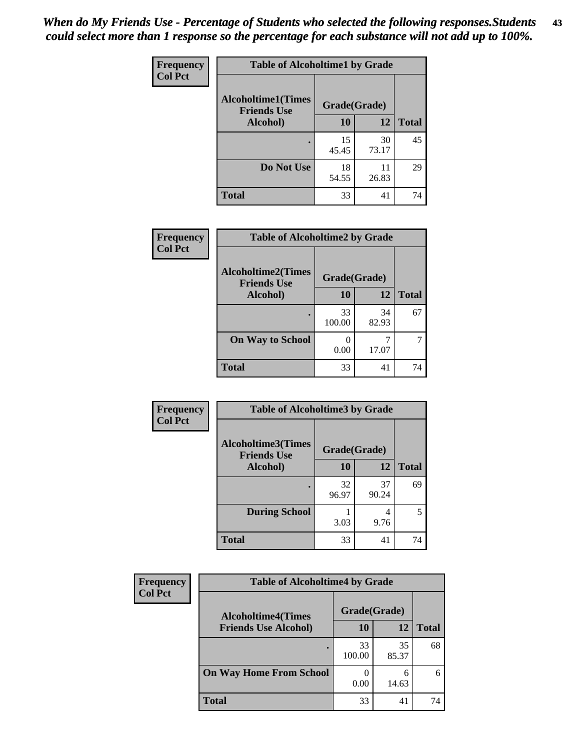*When do My Friends Use - Percentage of Students who selected the following responses.Students could select more than 1 response so the percentage for each substance will not add up to 100%.*

**Frequency / Col Pct**

| Table of Alcoholtime1 by Grade | | | |
|---|---|---|---|
| **Alcoholtime1(Times Friends Use Alcohol)** | **Grade(Grade)** | | |
| | **10** | **12** | **Total** |
| **.** | 15<br>45.45 | 30<br>73.17 | 45 |
| **Do Not Use** | 18<br>54.55 | 11<br>26.83 | 29 |
| **Total** | 33 | 41 | 74 |

**Frequency / Col Pct**

| Table of Alcoholtime2 by Grade | | | |
|---|---|---|---|
| **Alcoholtime2(Times Friends Use Alcohol)** | **Grade(Grade)** | | |
| | **10** | **12** | **Total** |
| **.** | 33<br>100.00 | 34<br>82.93 | 67 |
| **On Way to School** | 0<br>0.00 | 7<br>17.07 | 7 |
| **Total** | 33 | 41 | 74 |

**Frequency / Col Pct**

| Table of Alcoholtime3 by Grade | | | |
|---|---|---|---|
| **Alcoholtime3(Times Friends Use Alcohol)** | **Grade(Grade)** | | |
| | **10** | **12** | **Total** |
| **.** | 32<br>96.97 | 37<br>90.24 | 69 |
| **During School** | 1<br>3.03 | 4<br>9.76 | 5 |
| **Total** | 33 | 41 | 74 |

**Frequency / Col Pct**

| Table of Alcoholtime4 by Grade | | | |
|---|---|---|---|
| **Alcoholtime4(Times Friends Use Alcohol)** | **Grade(Grade)** | | |
| | **10** | **12** | **Total** |
| **.** | 33<br>100.00 | 35<br>85.37 | 68 |
| **On Way Home From School** | 0<br>0.00 | 6<br>14.63 | 6 |
| **Total** | 33 | 41 | 74 |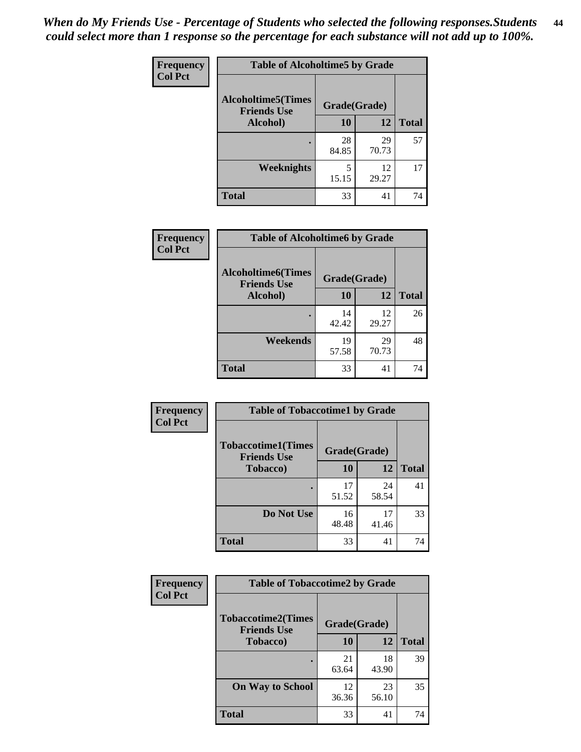*When do My Friends Use - Percentage of Students who selected the following responses.Students could select more than 1 response so the percentage for each substance will not add up to 100%.*

**Frequency**
**Col Pct**

**Table of Alcoholtime5 by Grade**

| Alcoholtime5(Times Friends Use Alcohol) | Grade(Grade) | | Total |
|---|---|---|---|
| | 10 | 12 | |
| . | 28<br>84.85 | 29<br>70.73 | 57 |
| Weeknights | 5<br>15.15 | 12<br>29.27 | 17 |
| Total | 33 | 41 | 74 |

**Frequency**
**Col Pct**

**Table of Alcoholtime6 by Grade**

| Alcoholtime6(Times Friends Use Alcohol) | Grade(Grade) | | Total |
|---|---|---|---|
| | 10 | 12 | |
| . | 14<br>42.42 | 12<br>29.27 | 26 |
| Weekends | 19<br>57.58 | 29<br>70.73 | 48 |
| Total | 33 | 41 | 74 |

**Frequency**
**Col Pct**

**Table of Tobaccotime1 by Grade**

| Tobaccotime1(Times Friends Use Tobacco) | Grade(Grade) | | Total |
|---|---|---|---|
| | 10 | 12 | |
| . | 17<br>51.52 | 24<br>58.54 | 41 |
| Do Not Use | 16<br>48.48 | 17<br>41.46 | 33 |
| Total | 33 | 41 | 74 |

**Frequency**
**Col Pct**

**Table of Tobaccotime2 by Grade**

| Tobaccotime2(Times Friends Use Tobacco) | Grade(Grade) | | Total |
|---|---|---|---|
| | 10 | 12 | |
| . | 21<br>63.64 | 18<br>43.90 | 39 |
| On Way to School | 12<br>36.36 | 23<br>56.10 | 35 |
| Total | 33 | 41 | 74 |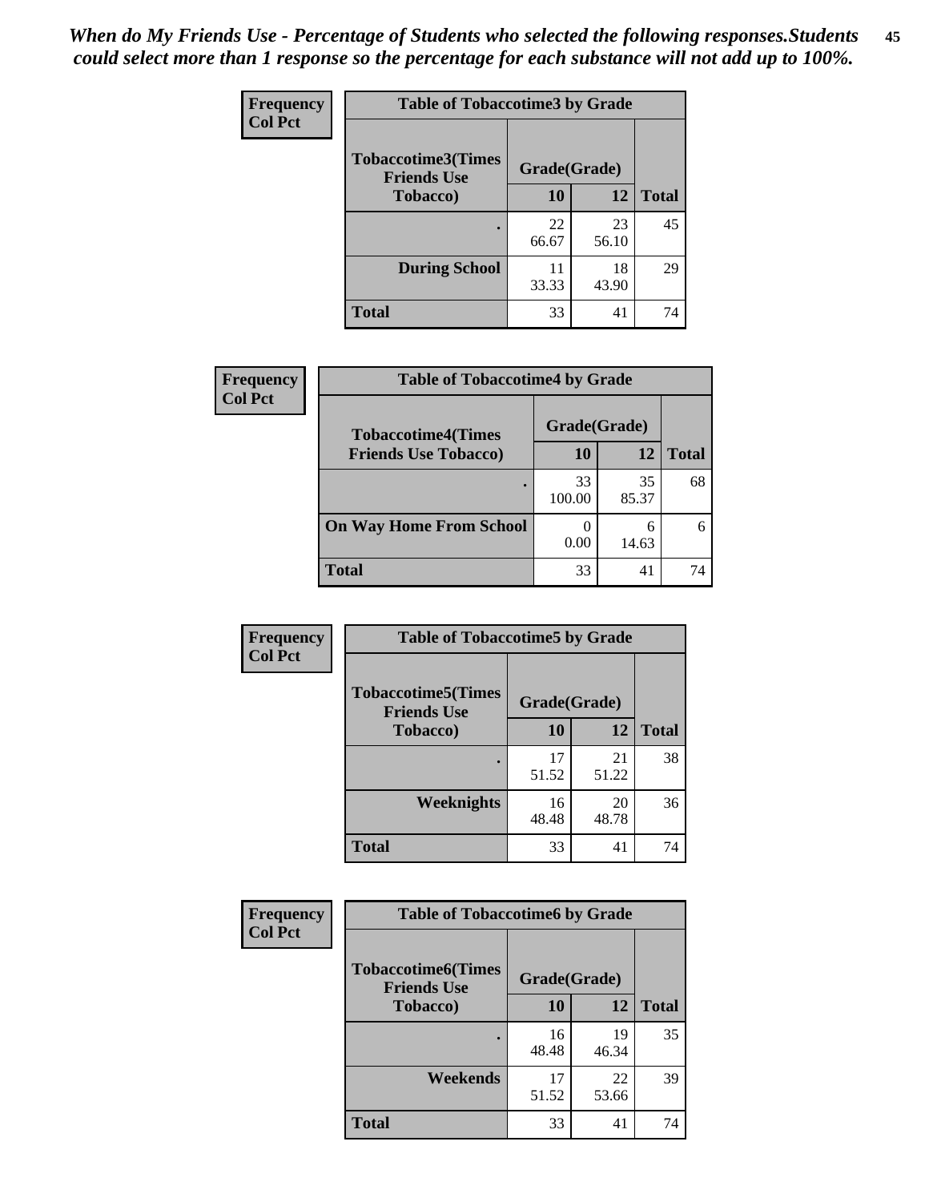*When do My Friends Use - Percentage of Students who selected the following responses.Students could select more than 1 response so the percentage for each substance will not add up to 100%.*

**Frequency**
**Col Pct**

| Table of Tobaccotime3 by Grade | | | |
|---|---|---|---|
| **Tobaccotime3(Times Friends Use Tobacco)** | **Grade(Grade)** | | **Total** |
| | **10** | **12** | |
| **.** | 22<br>66.67 | 23<br>56.10 | 45 |
| **During School** | 11<br>33.33 | 18<br>43.90 | 29 |
| **Total** | 33 | 41 | 74 |

**Frequency**
**Col Pct**

| Table of Tobaccotime4 by Grade | | | |
|---|---|---|---|
| **Tobaccotime4(Times Friends Use Tobacco)** | **Grade(Grade)** | | **Total** |
| | **10** | **12** | |
| **.** | 33<br>100.00 | 35<br>85.37 | 68 |
| **On Way Home From School** | 0<br>0.00 | 6<br>14.63 | 6 |
| **Total** | 33 | 41 | 74 |

**Frequency**
**Col Pct**

| Table of Tobaccotime5 by Grade | | | |
|---|---|---|---|
| **Tobaccotime5(Times Friends Use Tobacco)** | **Grade(Grade)** | | **Total** |
| | **10** | **12** | |
| **.** | 17<br>51.52 | 21<br>51.22 | 38 |
| **Weeknights** | 16<br>48.48 | 20<br>48.78 | 36 |
| **Total** | 33 | 41 | 74 |

**Frequency**
**Col Pct**

| Table of Tobaccotime6 by Grade | | | |
|---|---|---|---|
| **Tobaccotime6(Times Friends Use Tobacco)** | **Grade(Grade)** | | **Total** |
| | **10** | **12** | |
| **.** | 16<br>48.48 | 19<br>46.34 | 35 |
| **Weekends** | 17<br>51.52 | 22<br>53.66 | 39 |
| **Total** | 33 | 41 | 74 |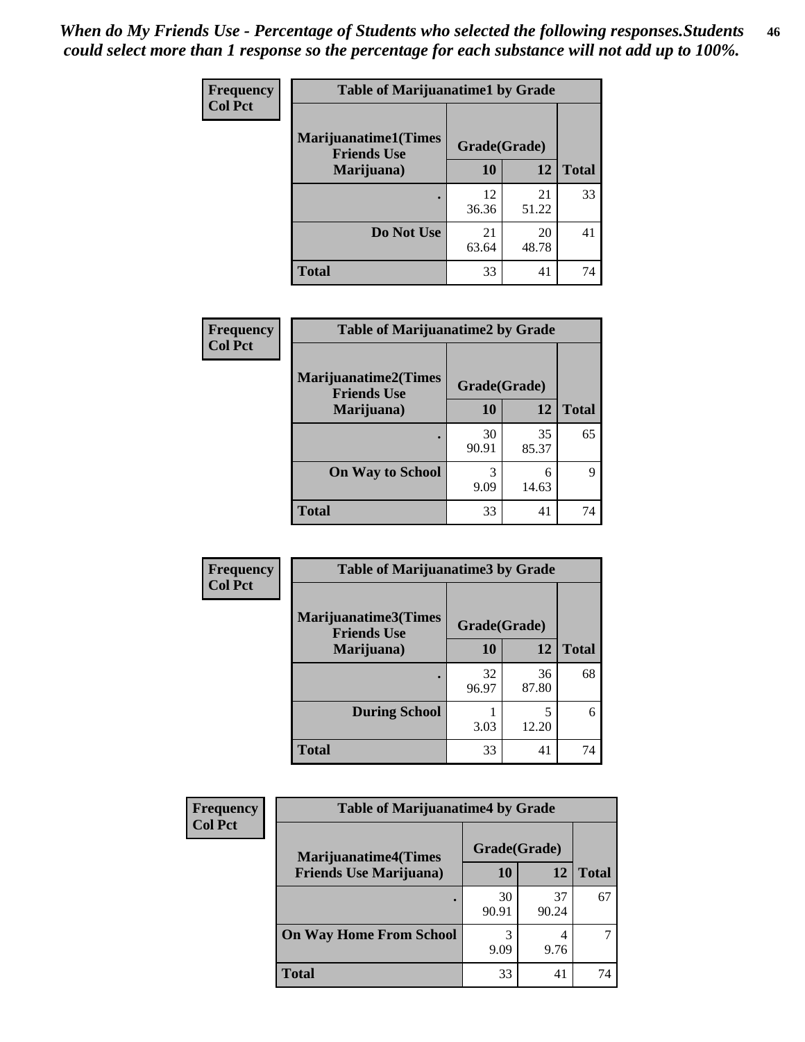*When do My Friends Use - Percentage of Students who selected the following responses.Students could select more than 1 response so the percentage for each substance will not add up to 100%.*

| Frequency Col Pct | Table of Marijuanatime1 by Grade | | |
|---|---|---|---|
| **Marijuanatime1(Times Friends Use Marijuana)** | **Grade(Grade)** | | |
| | **10** | **12** | **Total** |
| **.** | 12<br>36.36 | 21<br>51.22 | 33 |
| **Do Not Use** | 21<br>63.64 | 20<br>48.78 | 41 |
| **Total** | 33 | 41 | 74 |

| Frequency Col Pct | Table of Marijuanatime2 by Grade | | |
|---|---|---|---|
| **Marijuanatime2(Times Friends Use Marijuana)** | **Grade(Grade)** | | |
| | **10** | **12** | **Total** |
| **.** | 30<br>90.91 | 35<br>85.37 | 65 |
| **On Way to School** | 3<br>9.09 | 6<br>14.63 | 9 |
| **Total** | 33 | 41 | 74 |

| Frequency Col Pct | Table of Marijuanatime3 by Grade | | |
|---|---|---|---|
| **Marijuanatime3(Times Friends Use Marijuana)** | **Grade(Grade)** | | |
| | **10** | **12** | **Total** |
| **.** | 32<br>96.97 | 36<br>87.80 | 68 |
| **During School** | 1<br>3.03 | 5<br>12.20 | 6 |
| **Total** | 33 | 41 | 74 |

| Frequency Col Pct | Table of Marijuanatime4 by Grade | | |
|---|---|---|---|
| **Marijuanatime4(Times Friends Use Marijuana)** | **Grade(Grade)** | | |
| | **10** | **12** | **Total** |
| **.** | 30<br>90.91 | 37<br>90.24 | 67 |
| **On Way Home From School** | 3<br>9.09 | 4<br>9.76 | 7 |
| **Total** | 33 | 41 | 74 |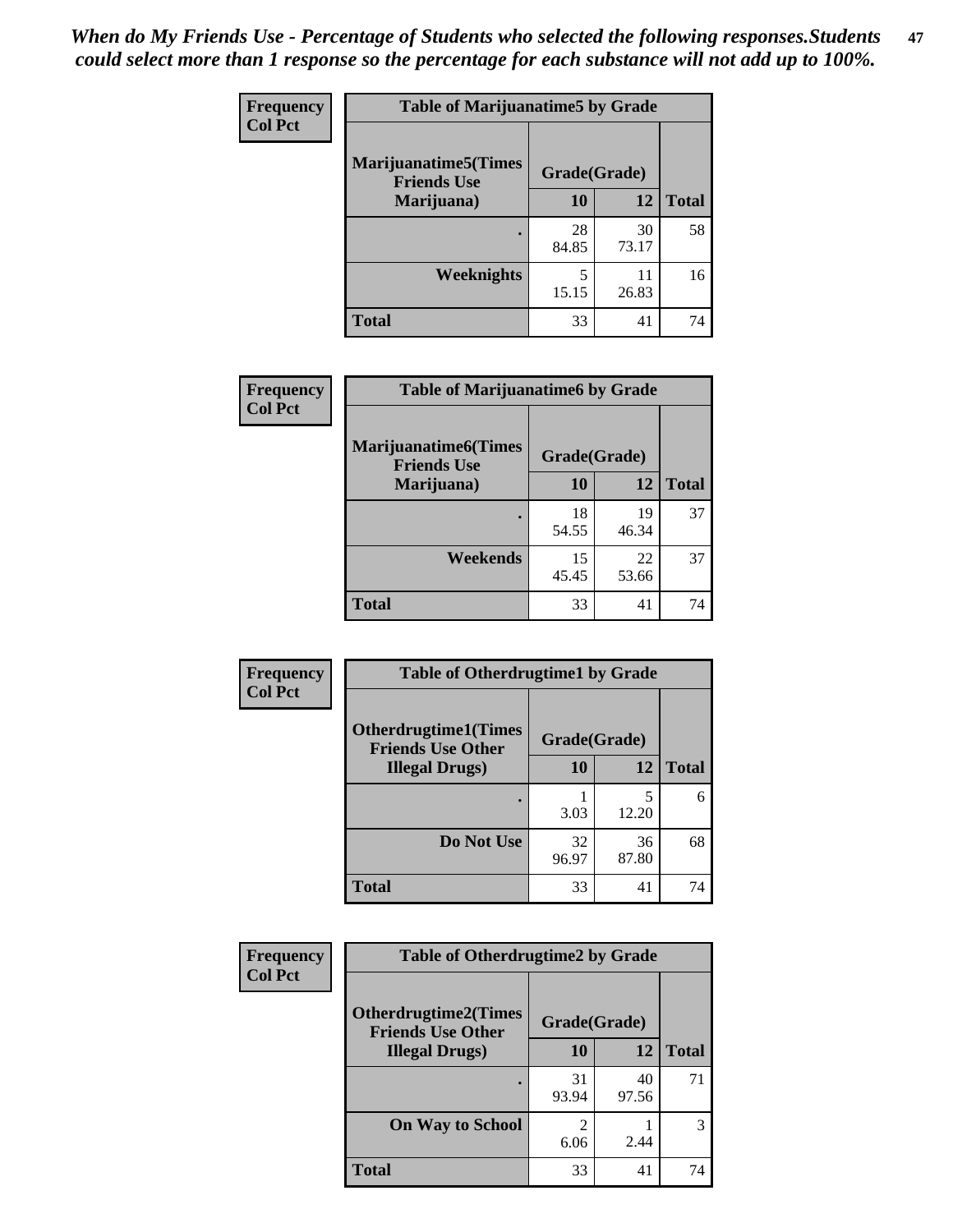*When do My Friends Use - Percentage of Students who selected the following responses.Students could select more than 1 response so the percentage for each substance will not add up to 100%.*

**Frequency**
**Col Pct**

| Table of Marijuanatime5 by Grade | | | |
|---|---|---|---|
| **Marijuanatime5(Times Friends Use Marijuana)** | **Grade(Grade)** | | **Total** |
| | **10** | **12** | |
| **.** | 28<br>84.85 | 30<br>73.17 | 58 |
| **Weeknights** | 5<br>15.15 | 11<br>26.83 | 16 |
| **Total** | 33 | 41 | 74 |

**Frequency**
**Col Pct**

| Table of Marijuanatime6 by Grade | | | |
|---|---|---|---|
| **Marijuanatime6(Times Friends Use Marijuana)** | **Grade(Grade)** | | **Total** |
| | **10** | **12** | |
| **.** | 18<br>54.55 | 19<br>46.34 | 37 |
| **Weekends** | 15<br>45.45 | 22<br>53.66 | 37 |
| **Total** | 33 | 41 | 74 |

**Frequency**
**Col Pct**

| Table of Otherdrugtime1 by Grade | | | |
|---|---|---|---|
| **Otherdrugtime1(Times Friends Use Other Illegal Drugs)** | **Grade(Grade)** | | **Total** |
| | **10** | **12** | |
| **.** | 1<br>3.03 | 5<br>12.20 | 6 |
| **Do Not Use** | 32<br>96.97 | 36<br>87.80 | 68 |
| **Total** | 33 | 41 | 74 |

**Frequency**
**Col Pct**

| Table of Otherdrugtime2 by Grade | | | |
|---|---|---|---|
| **Otherdrugtime2(Times Friends Use Other Illegal Drugs)** | **Grade(Grade)** | | **Total** |
| | **10** | **12** | |
| **.** | 31<br>93.94 | 40<br>97.56 | 71 |
| **On Way to School** | 2<br>6.06 | 1<br>2.44 | 3 |
| **Total** | 33 | 41 | 74 |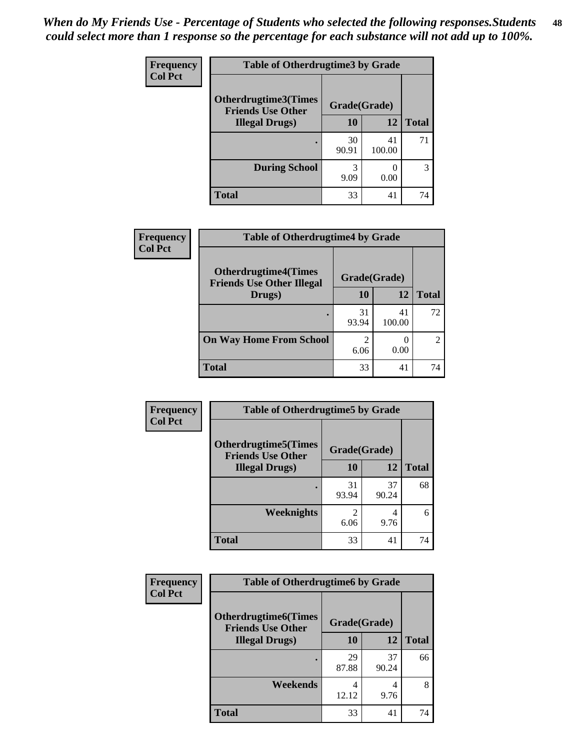*When do My Friends Use - Percentage of Students who selected the following responses.Students could select more than 1 response so the percentage for each substance will not add up to 100%.*

| Frequency<br>Col Pct | Table of Otherdrugtime3 by Grade | | |
|---|---|---|---|
| **Otherdrugtime3(Times Friends Use Other Illegal Drugs)** | **Grade(Grade)** | | |
| | **10** | **12** | **Total** |
| **.** | 30<br>90.91 | 41<br>100.00 | 71 |
| **During School** | 3<br>9.09 | 0<br>0.00 | 3 |
| **Total** | 33 | 41 | 74 |

| Frequency<br>Col Pct | Table of Otherdrugtime4 by Grade | | |
|---|---|---|---|
| **Otherdrugtime4(Times Friends Use Other Illegal Drugs)** | **Grade(Grade)** | | |
| | **10** | **12** | **Total** |
| **.** | 31<br>93.94 | 41<br>100.00 | 72 |
| **On Way Home From School** | 2<br>6.06 | 0<br>0.00 | 2 |
| **Total** | 33 | 41 | 74 |

| Frequency<br>Col Pct | Table of Otherdrugtime5 by Grade | | |
|---|---|---|---|
| **Otherdrugtime5(Times Friends Use Other Illegal Drugs)** | **Grade(Grade)** | | |
| | **10** | **12** | **Total** |
| **.** | 31<br>93.94 | 37<br>90.24 | 68 |
| **Weeknights** | 2<br>6.06 | 4<br>9.76 | 6 |
| **Total** | 33 | 41 | 74 |

| Frequency<br>Col Pct | Table of Otherdrugtime6 by Grade | | |
|---|---|---|---|
| **Otherdrugtime6(Times Friends Use Other Illegal Drugs)** | **Grade(Grade)** | | |
| | **10** | **12** | **Total** |
| **.** | 29<br>87.88 | 37<br>90.24 | 66 |
| **Weekends** | 4<br>12.12 | 4<br>9.76 | 8 |
| **Total** | 33 | 41 | 74 |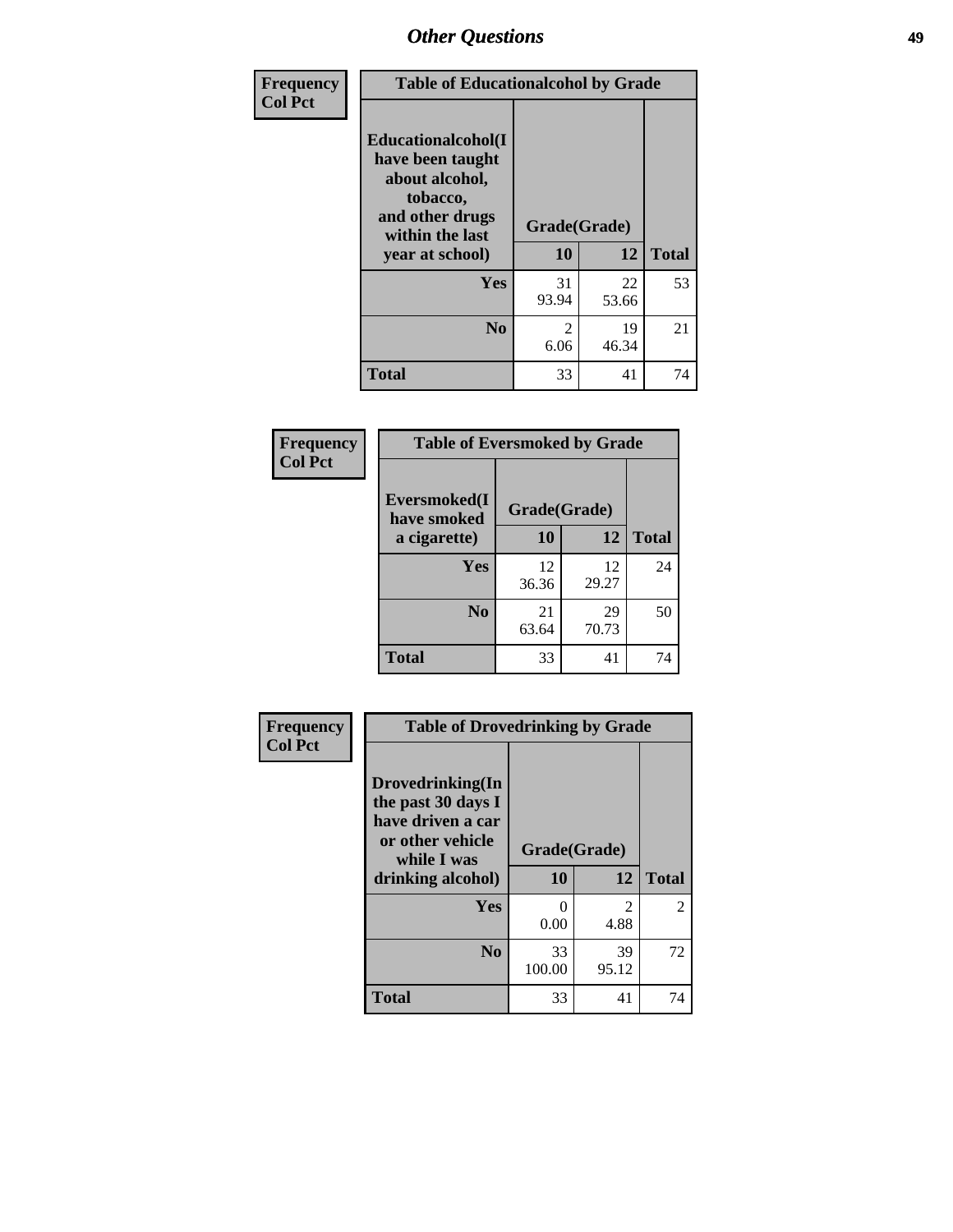## Other Questions

**Frequency**
**Col Pct**

| Table of Educationalcohol by Grade | | | |
|---|---|---|---|
| **Educationalcohol(I have been taught about alcohol, tobacco, and other drugs within the last year at school)** | **Grade(Grade)** | | |
| | **10** | **12** | **Total** |
| **Yes** | 31<br>93.94 | 22<br>53.66 | 53 |
| **No** | 2<br>6.06 | 19<br>46.34 | 21 |
| **Total** | 33 | 41 | 74 |

**Frequency**
**Col Pct**

| Table of Eversmoked by Grade | | | |
|---|---|---|---|
| **Eversmoked(I have smoked a cigarette)** | **Grade(Grade)** | | |
| | **10** | **12** | **Total** |
| **Yes** | 12<br>36.36 | 12<br>29.27 | 24 |
| **No** | 21<br>63.64 | 29<br>70.73 | 50 |
| **Total** | 33 | 41 | 74 |

**Frequency**
**Col Pct**

| Table of Drovedrinking by Grade | | | |
|---|---|---|---|
| **Drovedrinking(In the past 30 days I have driven a car or other vehicle while I was drinking alcohol)** | **Grade(Grade)** | | |
| | **10** | **12** | **Total** |
| **Yes** | 0<br>0.00 | 2<br>4.88 | 2 |
| **No** | 33<br>100.00 | 39<br>95.12 | 72 |
| **Total** | 33 | 41 | 74 |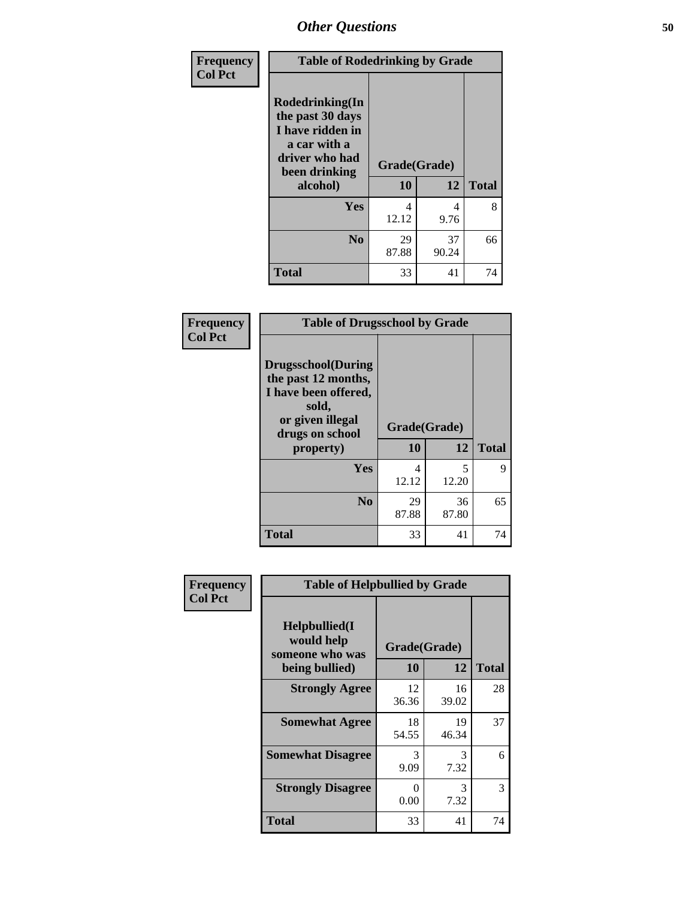## Other Questions

**Frequency**
**Col Pct**

| Table of Rodedrinking by Grade | | | |
|---|---|---|---|
| **Rodedrinking(In the past 30 days I have ridden in a car with a driver who had been drinking alcohol)** | **Grade(Grade)** | | |
| | **10** | **12** | **Total** |
| **Yes** | 4<br>12.12 | 4<br>9.76 | 8 |
| **No** | 29<br>87.88 | 37<br>90.24 | 66 |
| **Total** | 33 | 41 | 74 |

**Frequency**
**Col Pct**

| Table of Drugsschool by Grade | | | |
|---|---|---|---|
| **Drugsschool(During the past 12 months, I have been offered, sold, or given illegal drugs on school property)** | **Grade(Grade)** | | |
| | **10** | **12** | **Total** |
| **Yes** | 4<br>12.12 | 5<br>12.20 | 9 |
| **No** | 29<br>87.88 | 36<br>87.80 | 65 |
| **Total** | 33 | 41 | 74 |

**Frequency**
**Col Pct**

| Table of Helpbullied by Grade | | | |
|---|---|---|---|
| **Helpbullied(I would help someone who was being bullied)** | **Grade(Grade)** | | |
| | **10** | **12** | **Total** |
| **Strongly Agree** | 12<br>36.36 | 16<br>39.02 | 28 |
| **Somewhat Agree** | 18<br>54.55 | 19<br>46.34 | 37 |
| **Somewhat Disagree** | 3<br>9.09 | 3<br>7.32 | 6 |
| **Strongly Disagree** | 0<br>0.00 | 3<br>7.32 | 3 |
| **Total** | 33 | 41 | 74 |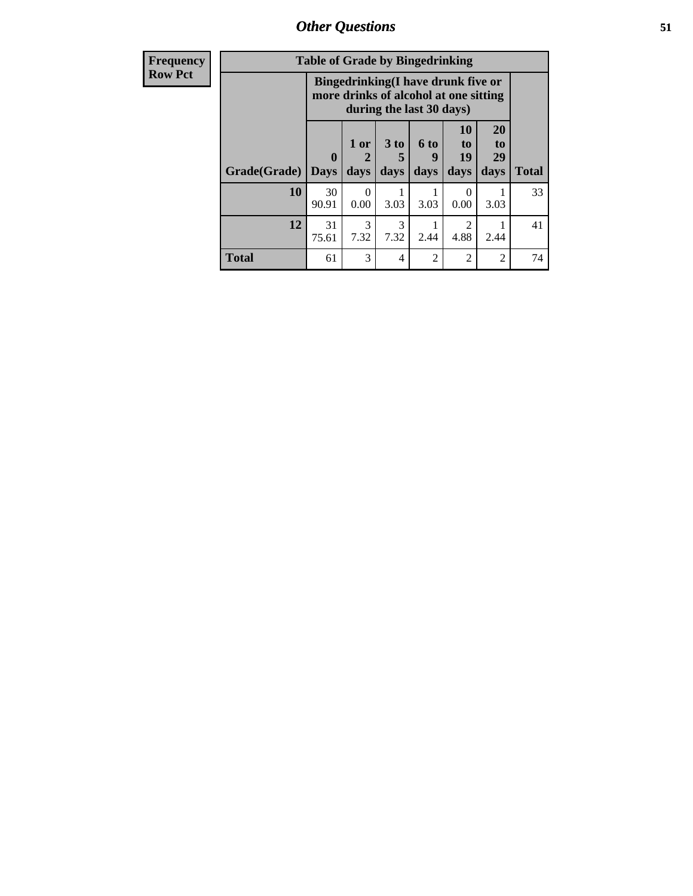| Frequency Row Pct |
|---|

**Table of Grade by Bingedrinking**

| Grade(Grade) | Bingedrinking(I have drunk five or more drinks of alcohol at one sitting during the last 30 days) | | | | | | Total |
|---|---|---|---|---|---|---|---|
| | 0 Days | 1 or 2 days | 3 to 5 days | 6 to 9 days | 10 to 19 days | 20 to 29 days | |
| **10** | 30<br>90.91 | 0<br>0.00 | 1<br>3.03 | 1<br>3.03 | 0<br>0.00 | 1<br>3.03 | 33 |
| **12** | 31<br>75.61 | 3<br>7.32 | 3<br>7.32 | 1<br>2.44 | 2<br>4.88 | 1<br>2.44 | 41 |
| **Total** | 61 | 3 | 4 | 2 | 2 | 2 | 74 |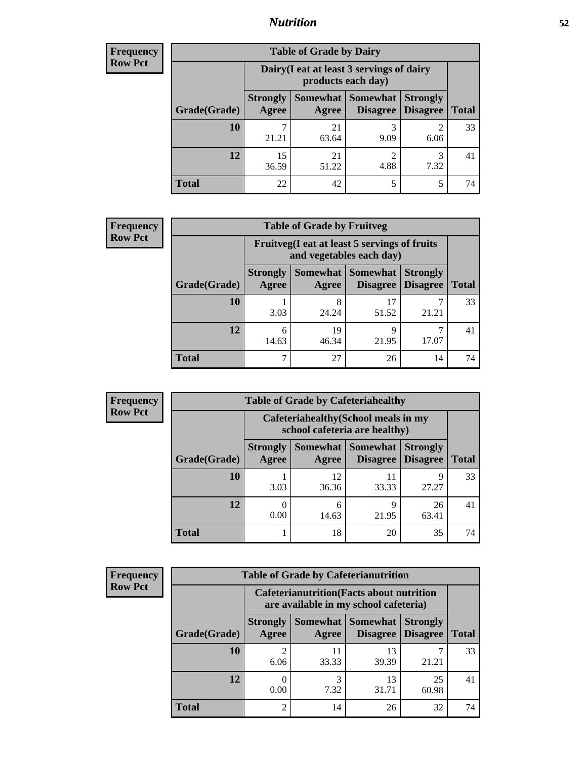## Nutrition

**Frequency**
**Row Pct**

| Table of Grade by Dairy | | | | | |
|---|---|---|---|---|---|
| | Dairy(I eat at least 3 servings of dairy products each day) | | | | |
| Grade(Grade) | Strongly Agree | Somewhat Agree | Somewhat Disagree | Strongly Disagree | Total |
| **10** | 7<br>21.21 | 21<br>63.64 | 3<br>9.09 | 2<br>6.06 | 33 |
| **12** | 15<br>36.59 | 21<br>51.22 | 2<br>4.88 | 3<br>7.32 | 41 |
| **Total** | 22 | 42 | 5 | 5 | 74 |

**Frequency**
**Row Pct**

| Table of Grade by Fruitveg | | | | | |
|---|---|---|---|---|---|
| | Fruitveg(I eat at least 5 servings of fruits and vegetables each day) | | | | |
| Grade(Grade) | Strongly Agree | Somewhat Agree | Somewhat Disagree | Strongly Disagree | Total |
| **10** | 1<br>3.03 | 8<br>24.24 | 17<br>51.52 | 7<br>21.21 | 33 |
| **12** | 6<br>14.63 | 19<br>46.34 | 9<br>21.95 | 7<br>17.07 | 41 |
| **Total** | 7 | 27 | 26 | 14 | 74 |

**Frequency**
**Row Pct**

| Table of Grade by Cafeteriahealthy | | | | | |
|---|---|---|---|---|---|
| | Cafeteriahealthy(School meals in my school cafeteria are healthy) | | | | |
| Grade(Grade) | Strongly Agree | Somewhat Agree | Somewhat Disagree | Strongly Disagree | Total |
| **10** | 1<br>3.03 | 12<br>36.36 | 11<br>33.33 | 9<br>27.27 | 33 |
| **12** | 0<br>0.00 | 6<br>14.63 | 9<br>21.95 | 26<br>63.41 | 41 |
| **Total** | 1 | 18 | 20 | 35 | 74 |

**Frequency**
**Row Pct**

| Table of Grade by Cafeterianutrition | | | | | |
|---|---|---|---|---|---|
| | Cafeterianutrition(Facts about nutrition are available in my school cafeteria) | | | | |
| Grade(Grade) | Strongly Agree | Somewhat Agree | Somewhat Disagree | Strongly Disagree | Total |
| **10** | 2<br>6.06 | 11<br>33.33 | 13<br>39.39 | 7<br>21.21 | 33 |
| **12** | 0<br>0.00 | 3<br>7.32 | 13<br>31.71 | 25<br>60.98 | 41 |
| **Total** | 2 | 14 | 26 | 32 | 74 |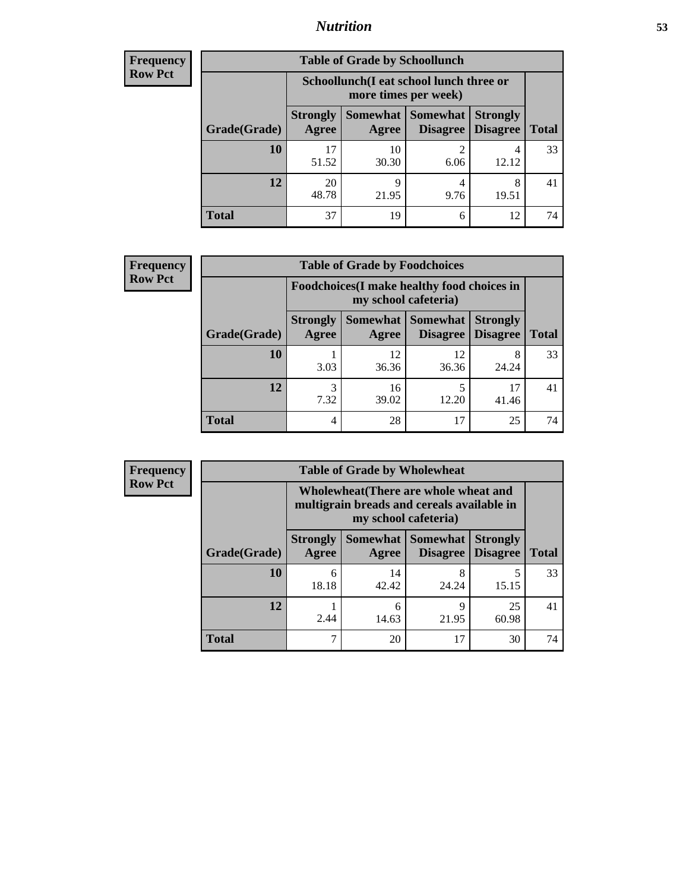**Frequency**
**Row Pct**

| Table of Grade by Schoollunch | | | | | |
|---|---|---|---|---|---|
| | Schoollunch(I eat school lunch three or more times per week) | | | | |
| Grade(Grade) | Strongly Agree | Somewhat Agree | Somewhat Disagree | Strongly Disagree | Total |
| **10** | 17<br>51.52 | 10<br>30.30 | 2<br>6.06 | 4<br>12.12 | 33 |
| **12** | 20<br>48.78 | 9<br>21.95 | 4<br>9.76 | 8<br>19.51 | 41 |
| **Total** | 37 | 19 | 6 | 12 | 74 |

**Frequency**
**Row Pct**

| Table of Grade by Foodchoices | | | | | |
|---|---|---|---|---|---|
| | Foodchoices(I make healthy food choices in my school cafeteria) | | | | |
| Grade(Grade) | Strongly Agree | Somewhat Agree | Somewhat Disagree | Strongly Disagree | Total |
| **10** | 1<br>3.03 | 12<br>36.36 | 12<br>36.36 | 8<br>24.24 | 33 |
| **12** | 3<br>7.32 | 16<br>39.02 | 5<br>12.20 | 17<br>41.46 | 41 |
| **Total** | 4 | 28 | 17 | 25 | 74 |

**Frequency**
**Row Pct**

| Table of Grade by Wholewheat | | | | | |
|---|---|---|---|---|---|
| | Wholewheat(There are whole wheat and multigrain breads and cereals available in my school cafeteria) | | | | |
| Grade(Grade) | Strongly Agree | Somewhat Agree | Somewhat Disagree | Strongly Disagree | Total |
| **10** | 6<br>18.18 | 14<br>42.42 | 8<br>24.24 | 5<br>15.15 | 33 |
| **12** | 1<br>2.44 | 6<br>14.63 | 9<br>21.95 | 25<br>60.98 | 41 |
| **Total** | 7 | 20 | 17 | 30 | 74 |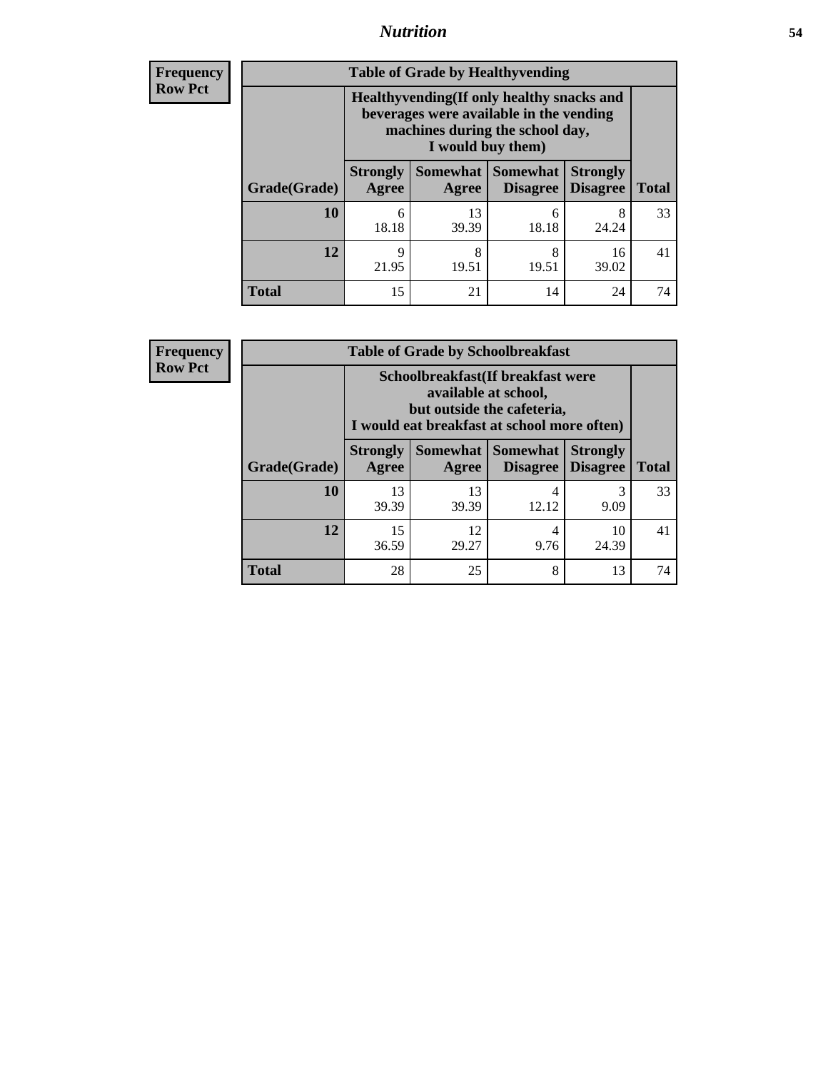| Frequency<br>Row Pct |
|---|

**Table of Grade by Healthyvending**

| Grade(Grade) | Healthyvending(If only healthy snacks and beverages were available in the vending machines during the school day, I would buy them) | | | | Total |
|---|---|---|---|---|---|
| | Strongly Agree | Somewhat Agree | Somewhat Disagree | Strongly Disagree | |
| **10** | 6<br>18.18 | 13<br>39.39 | 6<br>18.18 | 8<br>24.24 | 33 |
| **12** | 9<br>21.95 | 8<br>19.51 | 8<br>19.51 | 16<br>39.02 | 41 |
| **Total** | 15 | 21 | 14 | 24 | 74 |

| Frequency<br>Row Pct |
|---|

**Table of Grade by Schoolbreakfast**

| Grade(Grade) | Schoolbreakfast(If breakfast were available at school, but outside the cafeteria, I would eat breakfast at school more often) | | | | Total |
|---|---|---|---|---|---|
| | Strongly Agree | Somewhat Agree | Somewhat Disagree | Strongly Disagree | |
| **10** | 13<br>39.39 | 13<br>39.39 | 4<br>12.12 | 3<br>9.09 | 33 |
| **12** | 15<br>36.59 | 12<br>29.27 | 4<br>9.76 | 10<br>24.39 | 41 |
| **Total** | 28 | 25 | 8 | 13 | 74 |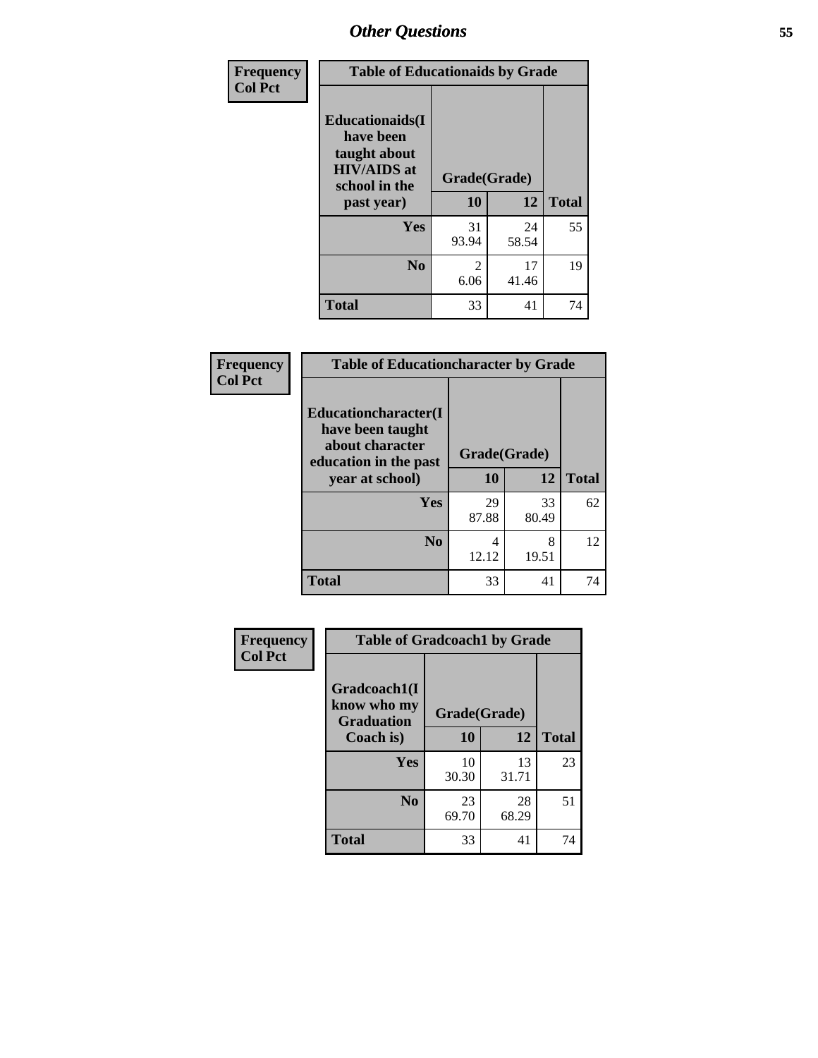# Other Questions

| Frequency<br>Col Pct |
|---|

**Table of Educationaids by Grade**

| Educationaids(I have been taught about HIV/AIDS at school in the past year) | Grade(Grade) 10 | 12 | Total |
|---|---|---|---|
| Yes | 31<br>93.94 | 24<br>58.54 | 55 |
| No | 2<br>6.06 | 17<br>41.46 | 19 |
| Total | 33 | 41 | 74 |

| Frequency<br>Col Pct |
|---|

**Table of Educationcharacter by Grade**

| Educationcharacter(I have been taught about character education in the past year at school) | Grade(Grade) 10 | 12 | Total |
|---|---|---|---|
| Yes | 29<br>87.88 | 33<br>80.49 | 62 |
| No | 4<br>12.12 | 8<br>19.51 | 12 |
| Total | 33 | 41 | 74 |

| Frequency<br>Col Pct |
|---|

**Table of Gradcoach1 by Grade**

| Gradcoach1(I know who my Graduation Coach is) | Grade(Grade) 10 | 12 | Total |
|---|---|---|---|
| Yes | 10<br>30.30 | 13<br>31.71 | 23 |
| No | 23<br>69.70 | 28<br>68.29 | 51 |
| Total | 33 | 41 | 74 |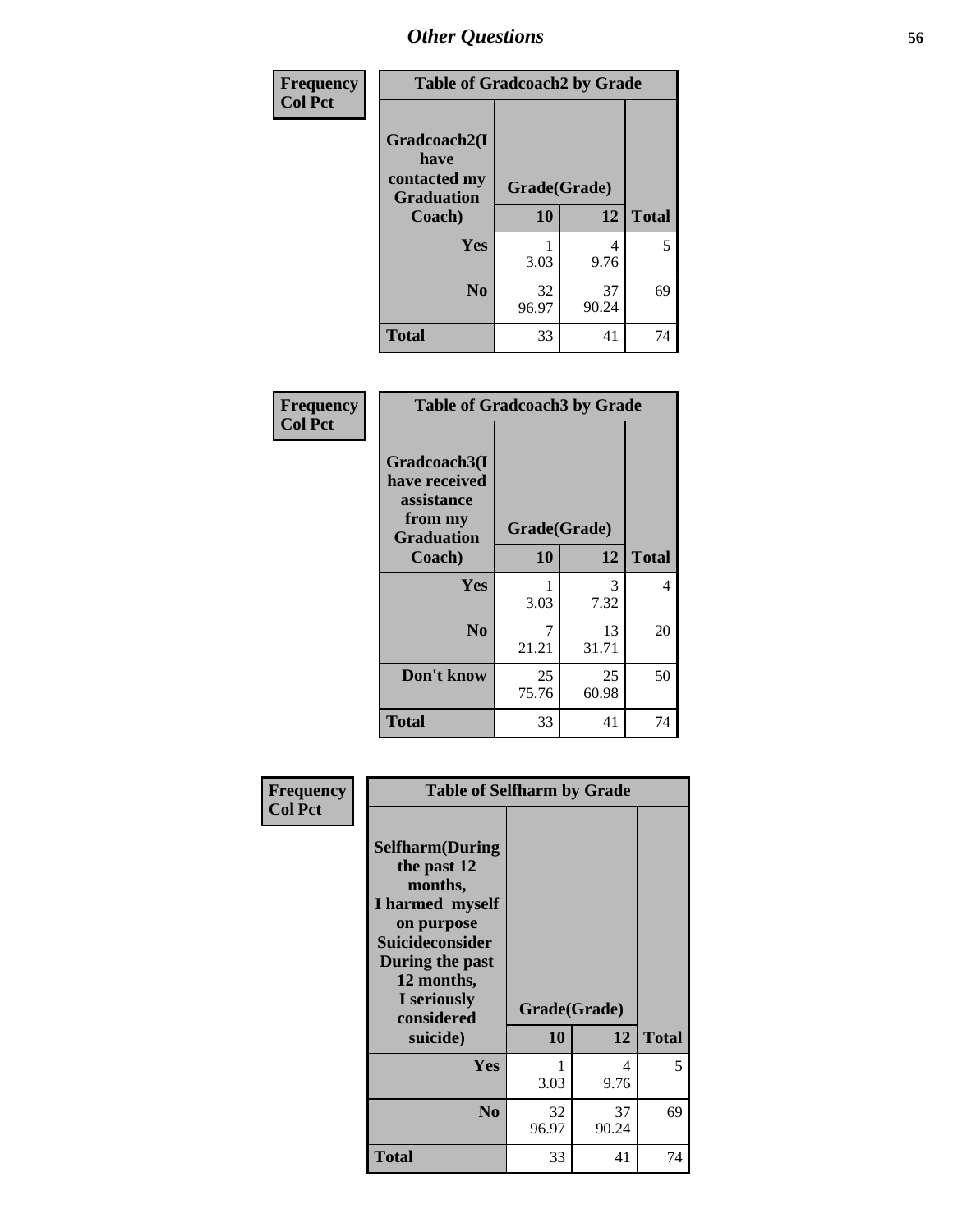# Other Questions

Frequency
Col Pct

**Table of Gradcoach2 by Grade**

| Gradcoach2(I have contacted my Graduation Coach) | Grade(Grade) | | Total |
|---|---|---|---|
| | 10 | 12 | |
| Yes | 1<br>3.03 | 4<br>9.76 | 5 |
| No | 32<br>96.97 | 37<br>90.24 | 69 |
| Total | 33 | 41 | 74 |

Frequency
Col Pct

**Table of Gradcoach3 by Grade**

| Gradcoach3(I have received assistance from my Graduation Coach) | Grade(Grade) | | Total |
|---|---|---|---|
| | 10 | 12 | |
| Yes | 1<br>3.03 | 3<br>7.32 | 4 |
| No | 7<br>21.21 | 13<br>31.71 | 20 |
| Don't know | 25<br>75.76 | 25<br>60.98 | 50 |
| Total | 33 | 41 | 74 |

Frequency
Col Pct

**Table of Selfharm by Grade**

| Selfharm(During the past 12 months, I harmed myself on purpose Suicideconsider During the past 12 months, I seriously considered suicide) | Grade(Grade) | | Total |
|---|---|---|---|
| | 10 | 12 | |
| Yes | 1<br>3.03 | 4<br>9.76 | 5 |
| No | 32<br>96.97 | 37<br>90.24 | 69 |
| Total | 33 | 41 | 74 |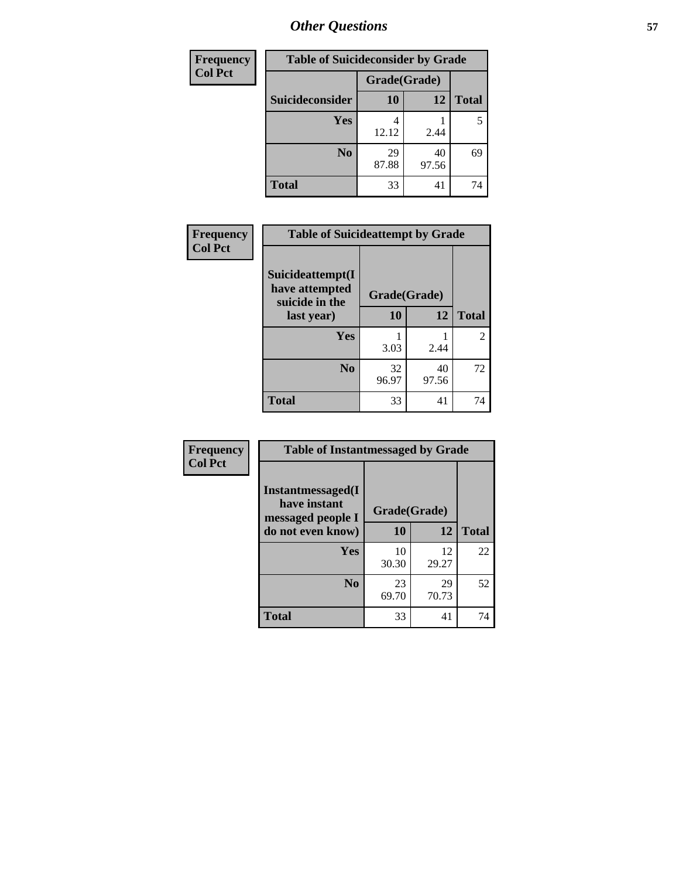| Frequency<br>Col Pct | Table of Suicideconsider by Grade | | |
|---|---|---|---|
| | Grade(Grade) | | |
| Suicideconsider | 10 | 12 | Total |
| Yes | 4<br>12.12 | 1<br>2.44 | 5 |
| No | 29<br>87.88 | 40<br>97.56 | 69 |
| Total | 33 | 41 | 74 |

| Frequency<br>Col Pct | Table of Suicideattempt by Grade | | |
|---|---|---|---|
| Suicideattempt(I have attempted suicide in the last year) | Grade(Grade) | | |
| | 10 | 12 | Total |
| Yes | 1<br>3.03 | 1<br>2.44 | 2 |
| No | 32<br>96.97 | 40<br>97.56 | 72 |
| Total | 33 | 41 | 74 |

| Frequency<br>Col Pct | Table of Instantmessaged by Grade | | |
|---|---|---|---|
| Instantmessaged(I have instant messaged people I do not even know) | Grade(Grade) | | |
| | 10 | 12 | Total |
| Yes | 10<br>30.30 | 12<br>29.27 | 22 |
| No | 23<br>69.70 | 29<br>70.73 | 52 |
| Total | 33 | 41 | 74 |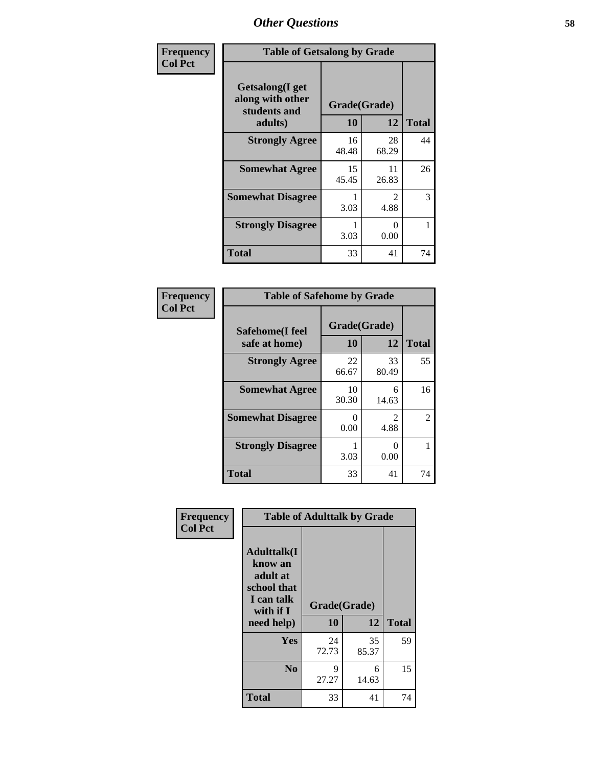## Other Questions

**Frequency**
**Col Pct**

| Table of Getsalong by Grade | | | |
|---|---|---|---|
| **Getsalong(I get along with other students and adults)** | **Grade(Grade)** | | |
| | **10** | **12** | **Total** |
| **Strongly Agree** | 16<br>48.48 | 28<br>68.29 | 44 |
| **Somewhat Agree** | 15<br>45.45 | 11<br>26.83 | 26 |
| **Somewhat Disagree** | 1<br>3.03 | 2<br>4.88 | 3 |
| **Strongly Disagree** | 1<br>3.03 | 0<br>0.00 | 1 |
| **Total** | 33 | 41 | 74 |

**Frequency**
**Col Pct**

| Table of Safehome by Grade | | | |
|---|---|---|---|
| **Safehome(I feel safe at home)** | **Grade(Grade)** | | |
| | **10** | **12** | **Total** |
| **Strongly Agree** | 22<br>66.67 | 33<br>80.49 | 55 |
| **Somewhat Agree** | 10<br>30.30 | 6<br>14.63 | 16 |
| **Somewhat Disagree** | 0<br>0.00 | 2<br>4.88 | 2 |
| **Strongly Disagree** | 1<br>3.03 | 0<br>0.00 | 1 |
| **Total** | 33 | 41 | 74 |

**Frequency**
**Col Pct**

| Table of Adulttalk by Grade | | | |
|---|---|---|---|
| **Adulttalk(I know an adult at school that I can talk with if I need help)** | **Grade(Grade)** | | |
| | **10** | **12** | **Total** |
| **Yes** | 24<br>72.73 | 35<br>85.37 | 59 |
| **No** | 9<br>27.27 | 6<br>14.63 | 15 |
| **Total** | 33 | 41 | 74 |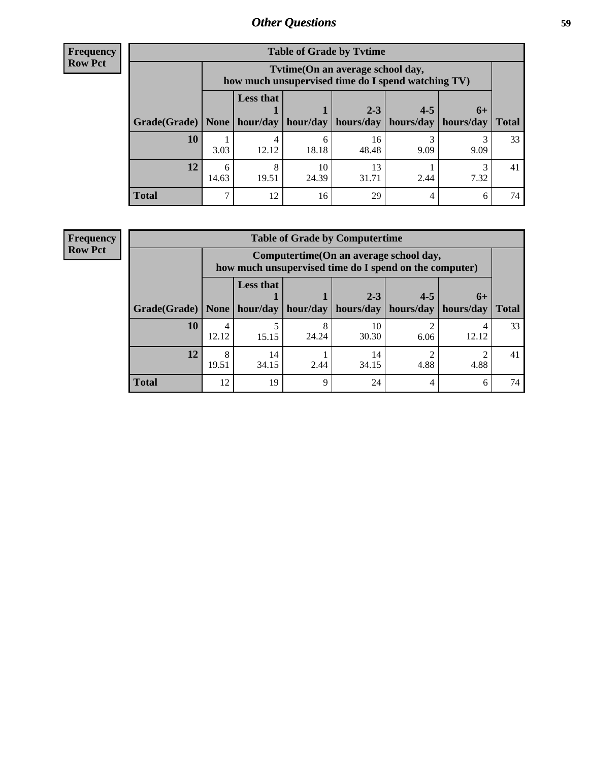## Other Questions

**Frequency**
**Row Pct**

**Table of Grade by Tvtime**

| Grade(Grade) | Tvtime(On an average school day, how much unsupervised time do I spend watching TV) | | | | | | Total |
|---|---|---|---|---|---|---|---|
| | None | Less that 1 hour/day | 1 hour/day | 2-3 hours/day | 4-5 hours/day | 6+ hours/day | |
| **10** | 1<br>3.03 | 4<br>12.12 | 6<br>18.18 | 16<br>48.48 | 3<br>9.09 | 3<br>9.09 | 33 |
| **12** | 6<br>14.63 | 8<br>19.51 | 10<br>24.39 | 13<br>31.71 | 1<br>2.44 | 3<br>7.32 | 41 |
| **Total** | 7 | 12 | 16 | 29 | 4 | 6 | 74 |

**Frequency**
**Row Pct**

**Table of Grade by Computertime**

| Grade(Grade) | Computertime(On an average school day, how much unsupervised time do I spend on the computer) | | | | | | Total |
|---|---|---|---|---|---|---|---|
| | None | Less that 1 hour/day | 1 hour/day | 2-3 hours/day | 4-5 hours/day | 6+ hours/day | |
| **10** | 4<br>12.12 | 5<br>15.15 | 8<br>24.24 | 10<br>30.30 | 2<br>6.06 | 4<br>12.12 | 33 |
| **12** | 8<br>19.51 | 14<br>34.15 | 1<br>2.44 | 14<br>34.15 | 2<br>4.88 | 2<br>4.88 | 41 |
| **Total** | 12 | 19 | 9 | 24 | 4 | 6 | 74 |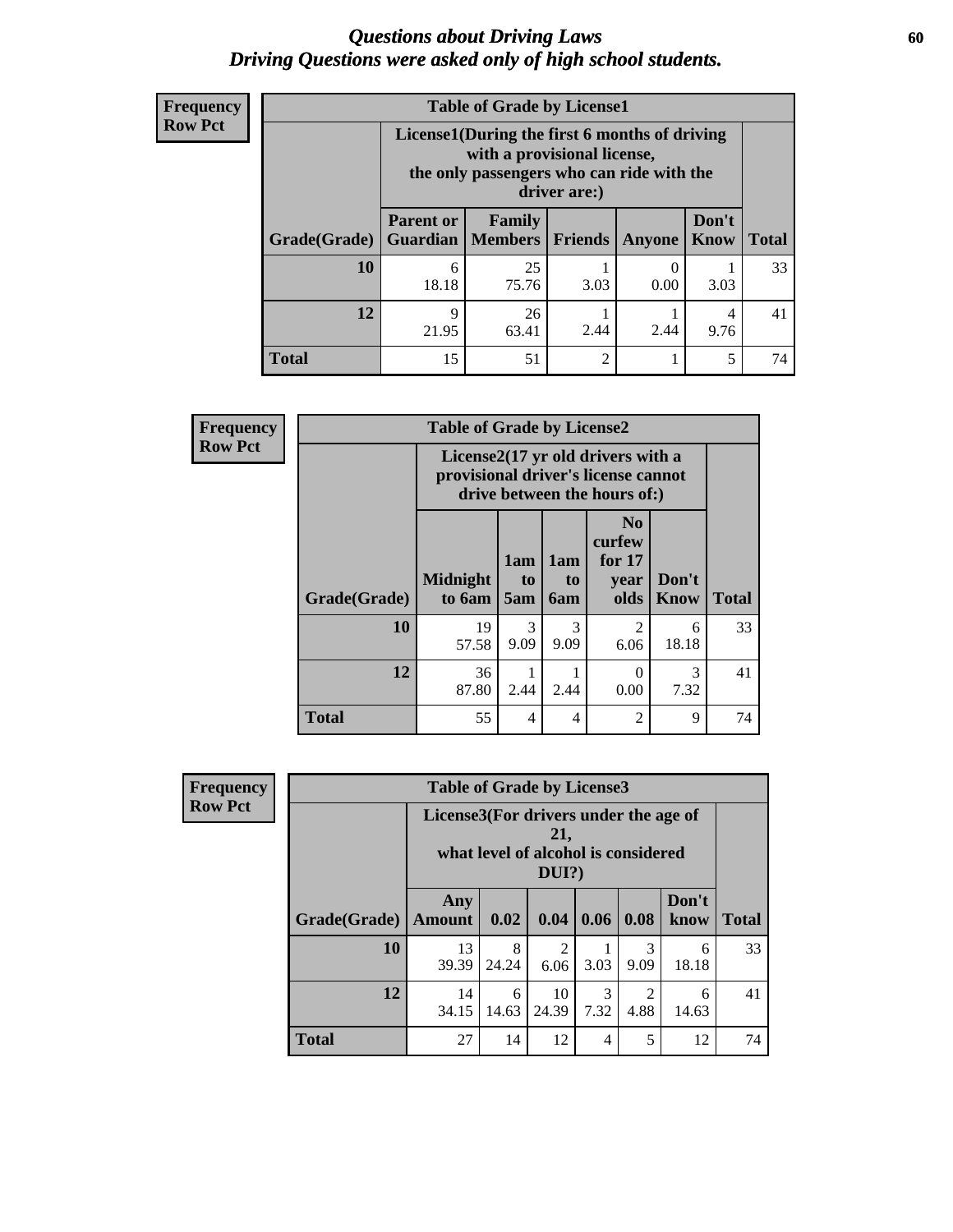# *Questions about Driving Laws*
# *Driving Questions were asked only of high school students.*

**Frequency**
**Row Pct**

| Table of Grade by License1 | | | | | | |
|---|---|---|---|---|---|---|
| | License1(During the first 6 months of driving with a provisional license, the only passengers who can ride with the driver are:) | | | | | |
| Grade(Grade) | Parent or Guardian | Family Members | Friends | Anyone | Don't Know | Total |
| 10 | 6<br>18.18 | 25<br>75.76 | 1<br>3.03 | 0<br>0.00 | 1<br>3.03 | 33 |
| 12 | 9<br>21.95 | 26<br>63.41 | 1<br>2.44 | 1<br>2.44 | 4<br>9.76 | 41 |
| Total | 15 | 51 | 2 | 1 | 5 | 74 |

**Frequency**
**Row Pct**

| Table of Grade by License2 | | | | | | |
|---|---|---|---|---|---|---|
| | License2(17 yr old drivers with a provisional driver's license cannot drive between the hours of:) | | | | | |
| Grade(Grade) | Midnight to 6am | 1am to 5am | 1am to 6am | No curfew for 17 year olds | Don't Know | Total |
| 10 | 19<br>57.58 | 3<br>9.09 | 3<br>9.09 | 2<br>6.06 | 6<br>18.18 | 33 |
| 12 | 36<br>87.80 | 1<br>2.44 | 1<br>2.44 | 0<br>0.00 | 3<br>7.32 | 41 |
| Total | 55 | 4 | 4 | 2 | 9 | 74 |

**Frequency**
**Row Pct**

| Table of Grade by License3 | | | | | | | |
|---|---|---|---|---|---|---|---|
| | License3(For drivers under the age of 21, what level of alcohol is considered DUI?) | | | | | | |
| Grade(Grade) | Any Amount | 0.02 | 0.04 | 0.06 | 0.08 | Don't know | Total |
| 10 | 13<br>39.39 | 8<br>24.24 | 2<br>6.06 | 1<br>3.03 | 3<br>9.09 | 6<br>18.18 | 33 |
| 12 | 14<br>34.15 | 6<br>14.63 | 10<br>24.39 | 3<br>7.32 | 2<br>4.88 | 6<br>14.63 | 41 |
| Total | 27 | 14 | 12 | 4 | 5 | 12 | 74 |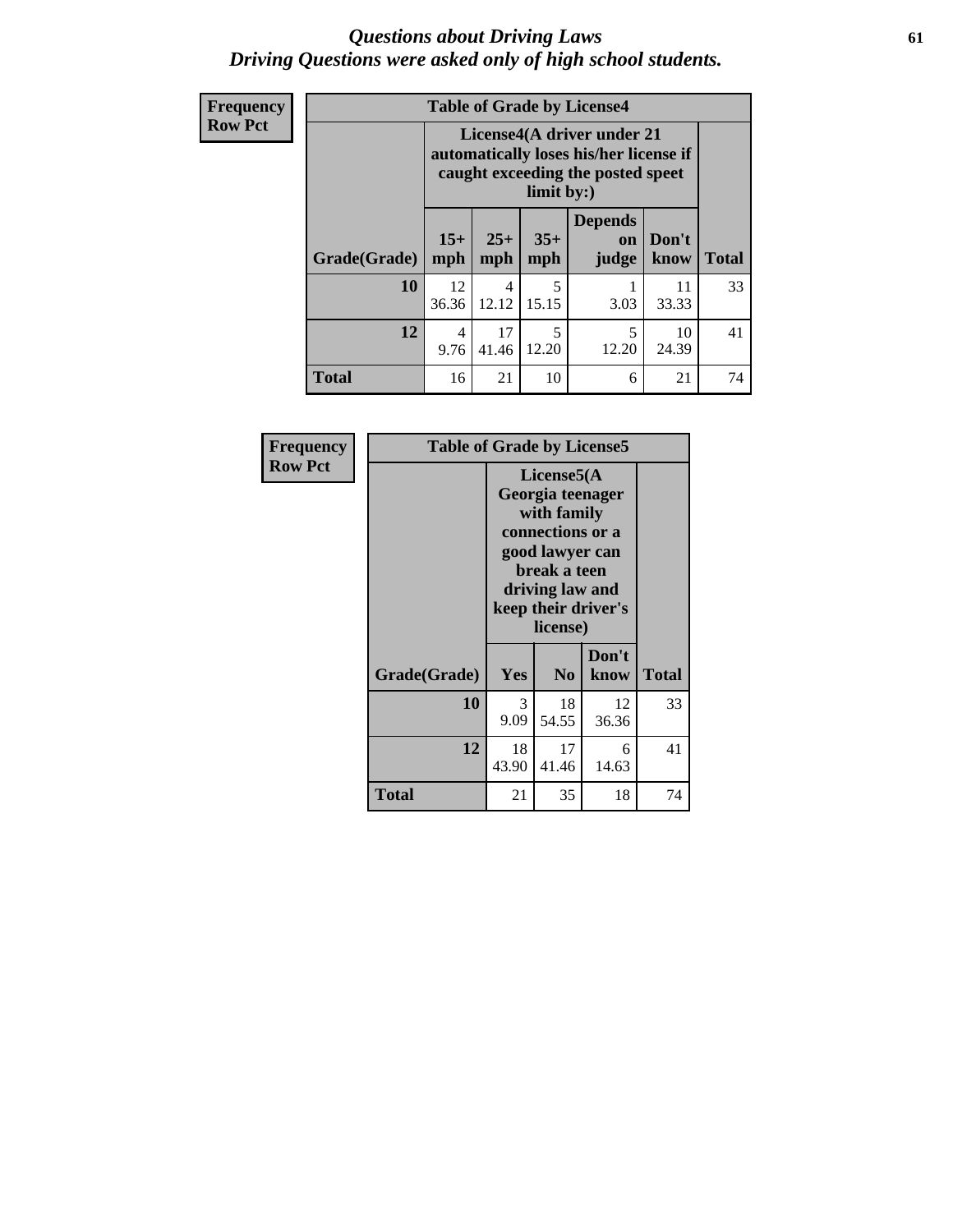# *Questions about Driving Laws*
## *Driving Questions were asked only of high school students.*

**Frequency**
**Row Pct**

**Table of Grade by License4**

| Grade(Grade) | License4(A driver under 21 automatically loses his/her license if caught exceeding the posted speet limit by:) 15+ mph | 25+ mph | 35+ mph | Depends on judge | Don't know | Total |
|---|---|---|---|---|---|---|
| **10** | 12<br>36.36 | 4<br>12.12 | 5<br>15.15 | 1<br>3.03 | 11<br>33.33 | 33 |
| **12** | 4<br>9.76 | 17<br>41.46 | 5<br>12.20 | 5<br>12.20 | 10<br>24.39 | 41 |
| **Total** | 16 | 21 | 10 | 6 | 21 | 74 |

**Frequency**
**Row Pct**

**Table of Grade by License5**

| Grade(Grade) | License5(A Georgia teenager with family connections or a good lawyer can break a teen driving law and keep their driver's license) Yes | No | Don't know | Total |
|---|---|---|---|---|
| **10** | 3<br>9.09 | 18<br>54.55 | 12<br>36.36 | 33 |
| **12** | 18<br>43.90 | 17<br>41.46 | 6<br>14.63 | 41 |
| **Total** | 21 | 35 | 18 | 74 |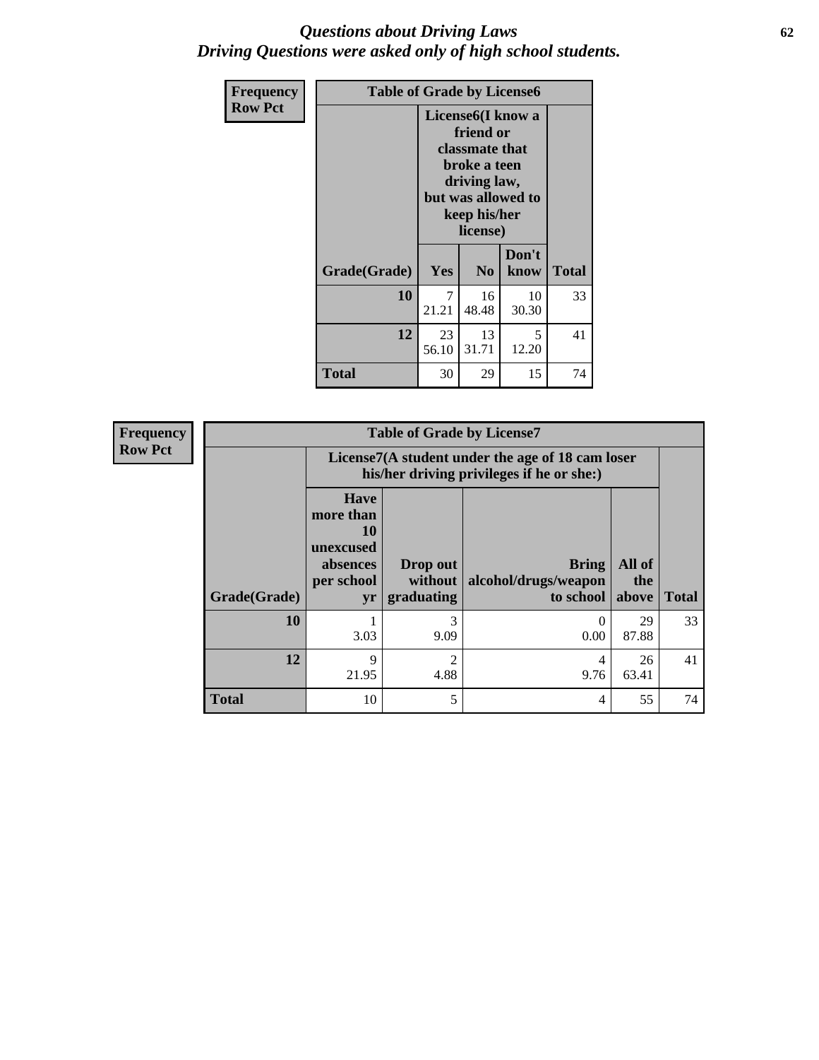# *Questions about Driving Laws*
# *Driving Questions were asked only of high school students.*

| Frequency<br>Row Pct | Table of Grade by License6 | | | |
|---|---|---|---|---|
| | License6(I know a friend or classmate that broke a teen driving law, but was allowed to keep his/her license) | | | |
| Grade(Grade) | Yes | No | Don't know | Total |
| 10 | 7<br>21.21 | 16<br>48.48 | 10<br>30.30 | 33 |
| 12 | 23<br>56.10 | 13<br>31.71 | 5<br>12.20 | 41 |
| Total | 30 | 29 | 15 | 74 |

| Frequency<br>Row Pct | Table of Grade by License7 | | | | |
|---|---|---|---|---|---|
| | License7(A student under the age of 18 cam loser his/her driving privileges if he or she:) | | | | |
| Grade(Grade) | Have more than 10 unexcused absences per school yr | Drop out without graduating | Bring alcohol/drugs/weapon to school | All of the above | Total |
| 10 | 1<br>3.03 | 3<br>9.09 | 0<br>0.00 | 29<br>87.88 | 33 |
| 12 | 9<br>21.95 | 2<br>4.88 | 4<br>9.76 | 26<br>63.41 | 41 |
| Total | 10 | 5 | 4 | 55 | 74 |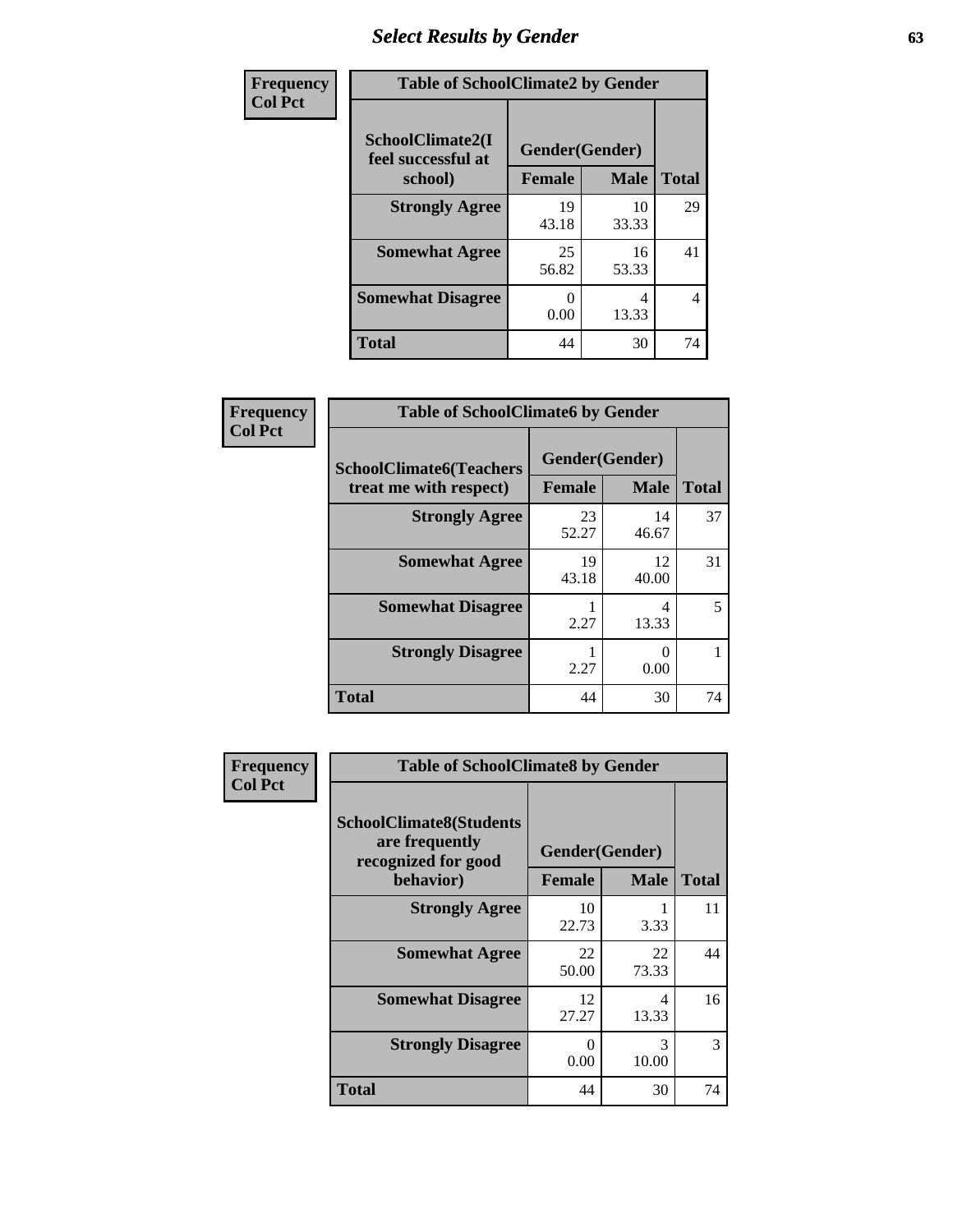## Select Results by Gender

**Frequency**
**Col Pct**

| Table of SchoolClimate2 by Gender | | | |
|---|---|---|---|
| SchoolClimate2(I feel successful at school) | Gender(Gender) | | |
| | Female | Male | Total |
| Strongly Agree | 19<br>43.18 | 10<br>33.33 | 29 |
| Somewhat Agree | 25<br>56.82 | 16<br>53.33 | 41 |
| Somewhat Disagree | 0<br>0.00 | 4<br>13.33 | 4 |
| Total | 44 | 30 | 74 |

**Frequency**
**Col Pct**

| Table of SchoolClimate6 by Gender | | | |
|---|---|---|---|
| SchoolClimate6(Teachers treat me with respect) | Gender(Gender) | | |
| | Female | Male | Total |
| Strongly Agree | 23<br>52.27 | 14<br>46.67 | 37 |
| Somewhat Agree | 19<br>43.18 | 12<br>40.00 | 31 |
| Somewhat Disagree | 1<br>2.27 | 4<br>13.33 | 5 |
| Strongly Disagree | 1<br>2.27 | 0<br>0.00 | 1 |
| Total | 44 | 30 | 74 |

**Frequency**
**Col Pct**

| Table of SchoolClimate8 by Gender | | | |
|---|---|---|---|
| SchoolClimate8(Students are frequently recognized for good behavior) | Gender(Gender) | | |
| | Female | Male | Total |
| Strongly Agree | 10<br>22.73 | 1<br>3.33 | 11 |
| Somewhat Agree | 22<br>50.00 | 22<br>73.33 | 44 |
| Somewhat Disagree | 12<br>27.27 | 4<br>13.33 | 16 |
| Strongly Disagree | 0<br>0.00 | 3<br>10.00 | 3 |
| Total | 44 | 30 | 74 |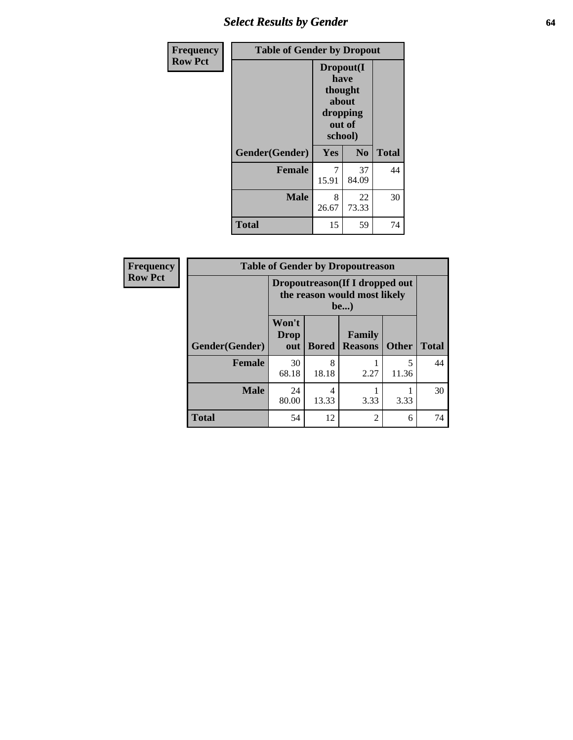Frequency
Row Pct

| Table of Gender by Dropout | | | |
|---|---|---|---|
| | Dropout(I have thought about dropping out of school) | | |
| Gender(Gender) | Yes | No | Total |
| **Female** | 7<br>15.91 | 37<br>84.09 | 44 |
| **Male** | 8<br>26.67 | 22<br>73.33 | 30 |
| **Total** | 15 | 59 | 74 |

Frequency
Row Pct

| Table of Gender by Dropoutreason | | | | | |
|---|---|---|---|---|---|
| | Dropoutreason(If I dropped out the reason would most likely be...) | | | | |
| Gender(Gender) | Won't Drop out | Bored | Family Reasons | Other | Total |
| **Female** | 30<br>68.18 | 8<br>18.18 | 1<br>2.27 | 5<br>11.36 | 44 |
| **Male** | 24<br>80.00 | 4<br>13.33 | 1<br>3.33 | 1<br>3.33 | 30 |
| **Total** | 54 | 12 | 2 | 6 | 74 |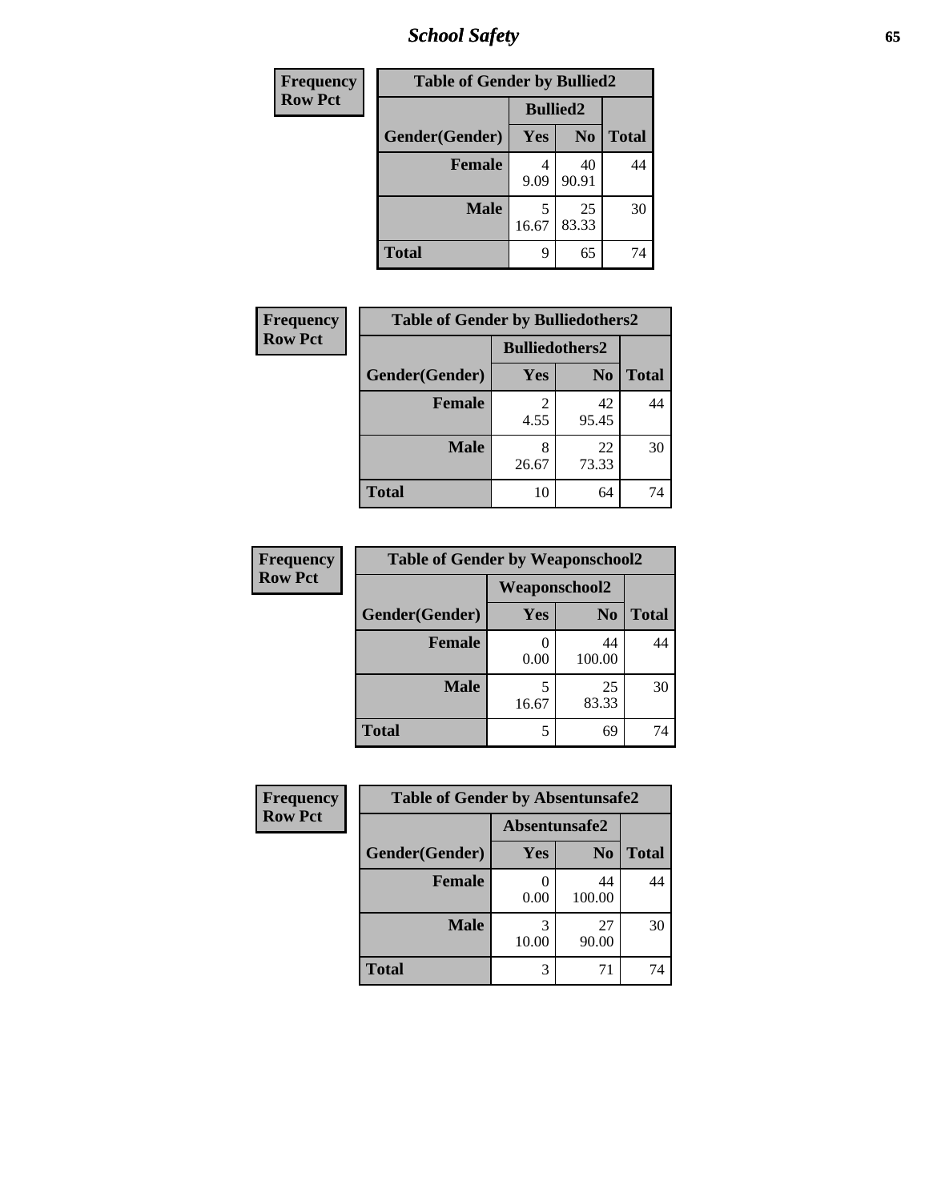## School Safety

**Frequency**
**Row Pct**

| Table of Gender by Bullied2 | | | |
|---|---|---|---|
| | **Bullied2** | | |
| **Gender(Gender)** | **Yes** | **No** | **Total** |
| **Female** | 4<br>9.09 | 40<br>90.91 | 44 |
| **Male** | 5<br>16.67 | 25<br>83.33 | 30 |
| **Total** | 9 | 65 | 74 |

**Frequency**
**Row Pct**

| Table of Gender by Bulliedothers2 | | | |
|---|---|---|---|
| | **Bulliedothers2** | | |
| **Gender(Gender)** | **Yes** | **No** | **Total** |
| **Female** | 2<br>4.55 | 42<br>95.45 | 44 |
| **Male** | 8<br>26.67 | 22<br>73.33 | 30 |
| **Total** | 10 | 64 | 74 |

**Frequency**
**Row Pct**

| Table of Gender by Weaponschool2 | | | |
|---|---|---|---|
| | **Weaponschool2** | | |
| **Gender(Gender)** | **Yes** | **No** | **Total** |
| **Female** | 0<br>0.00 | 44<br>100.00 | 44 |
| **Male** | 5<br>16.67 | 25<br>83.33 | 30 |
| **Total** | 5 | 69 | 74 |

**Frequency**
**Row Pct**

| Table of Gender by Absentunsafe2 | | | |
|---|---|---|---|
| | **Absentunsafe2** | | |
| **Gender(Gender)** | **Yes** | **No** | **Total** |
| **Female** | 0<br>0.00 | 44<br>100.00 | 44 |
| **Male** | 3<br>10.00 | 27<br>90.00 | 30 |
| **Total** | 3 | 71 | 74 |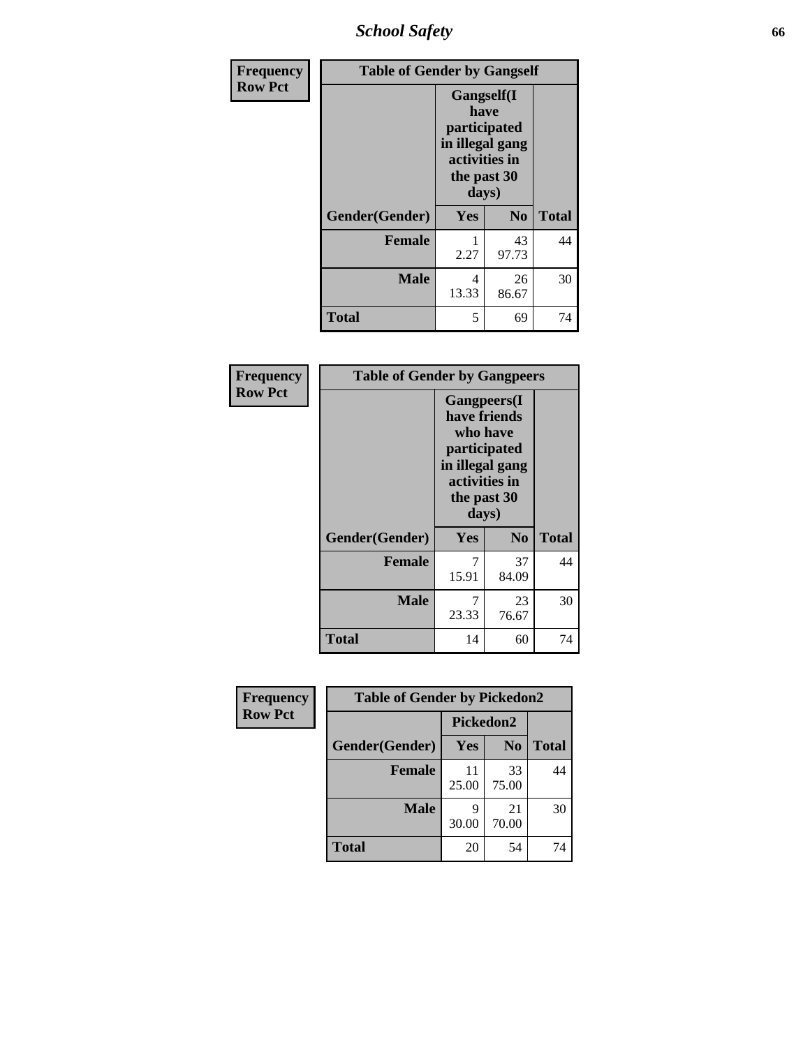# School Safety

**Frequency**
**Row Pct**

| Table of Gender by Gangself | | | |
|---|---|---|---|
| | Gangself(I have participated in illegal gang activities in the past 30 days) | | |
| Gender(Gender) | Yes | No | Total |
| Female | 1<br>2.27 | 43<br>97.73 | 44 |
| Male | 4<br>13.33 | 26<br>86.67 | 30 |
| Total | 5 | 69 | 74 |

**Frequency**
**Row Pct**

| Table of Gender by Gangpeers | | | |
|---|---|---|---|
| | Gangpeers(I have friends who have participated in illegal gang activities in the past 30 days) | | |
| Gender(Gender) | Yes | No | Total |
| Female | 7<br>15.91 | 37<br>84.09 | 44 |
| Male | 7<br>23.33 | 23<br>76.67 | 30 |
| Total | 14 | 60 | 74 |

**Frequency**
**Row Pct**

| Table of Gender by Pickedon2 | | | |
|---|---|---|---|
| | Pickedon2 | | |
| Gender(Gender) | Yes | No | Total |
| Female | 11<br>25.00 | 33<br>75.00 | 44 |
| Male | 9<br>30.00 | 21<br>70.00 | 30 |
| Total | 20 | 54 | 74 |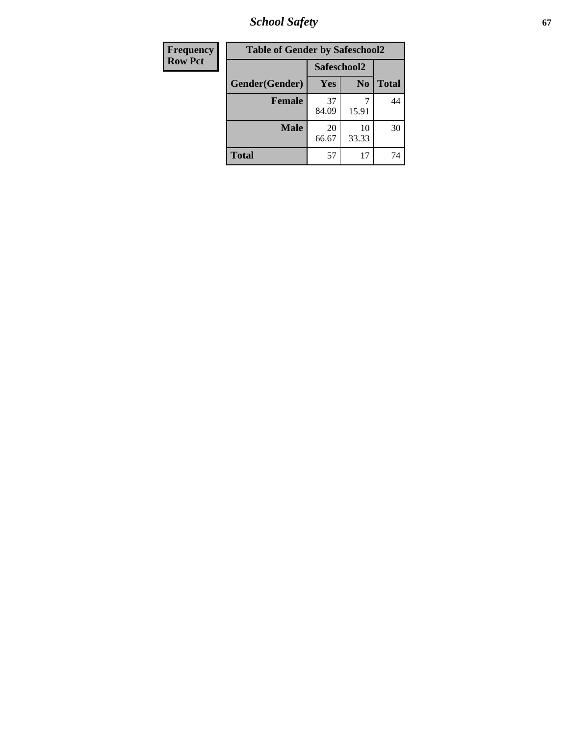| Frequency<br>Row Pct |
|---|

**Table of Gender by Safeschool2**

| Gender(Gender) | Safeschool2 | | Total |
|---|---|---|---|
| | Yes | No | |
| Female | 37<br>84.09 | 7<br>15.91 | 44 |
| Male | 20<br>66.67 | 10<br>33.33 | 30 |
| Total | 57 | 17 | 74 |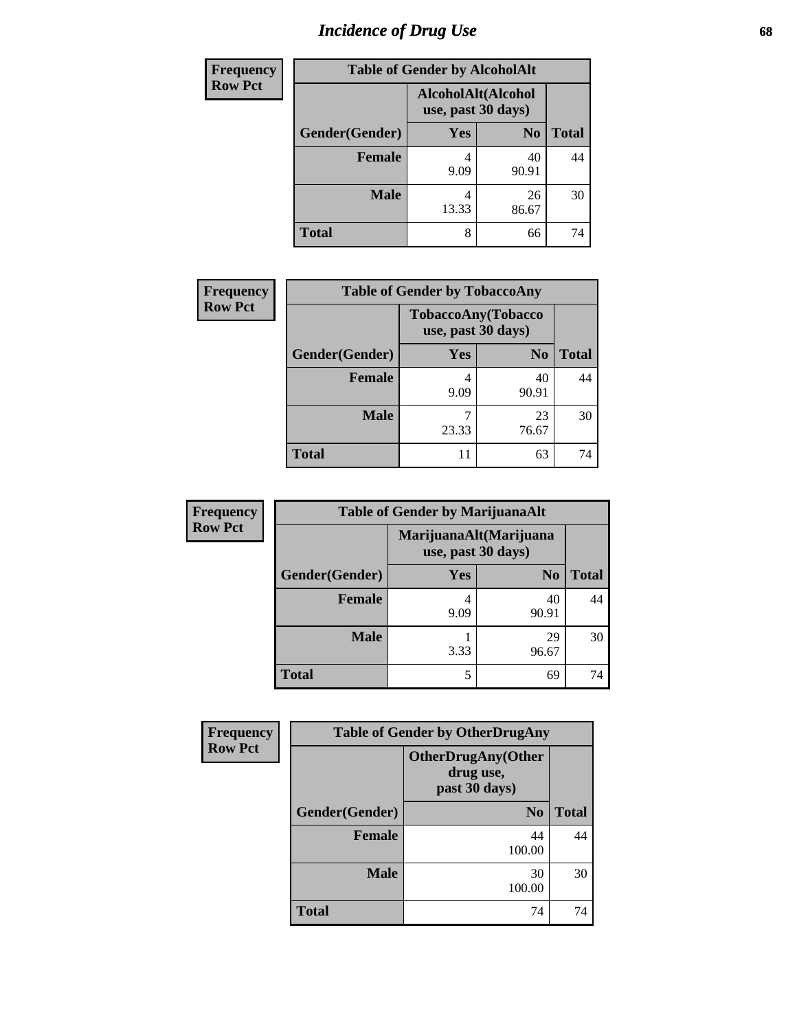# Incidence of Drug Use

**Frequency**
**Row Pct**

| Table of Gender by AlcoholAlt | | | |
|---|---|---|---|
| | AlcoholAlt(Alcohol use, past 30 days) | | |
| Gender(Gender) | Yes | No | Total |
| Female | 4<br>9.09 | 40<br>90.91 | 44 |
| Male | 4<br>13.33 | 26<br>86.67 | 30 |
| Total | 8 | 66 | 74 |

**Frequency**
**Row Pct**

| Table of Gender by TobaccoAny | | | |
|---|---|---|---|
| | TobaccoAny(Tobacco use, past 30 days) | | |
| Gender(Gender) | Yes | No | Total |
| Female | 4<br>9.09 | 40<br>90.91 | 44 |
| Male | 7<br>23.33 | 23<br>76.67 | 30 |
| Total | 11 | 63 | 74 |

**Frequency**
**Row Pct**

| Table of Gender by MarijuanaAlt | | | |
|---|---|---|---|
| | MarijuanaAlt(Marijuana use, past 30 days) | | |
| Gender(Gender) | Yes | No | Total |
| Female | 4<br>9.09 | 40<br>90.91 | 44 |
| Male | 1<br>3.33 | 29<br>96.67 | 30 |
| Total | 5 | 69 | 74 |

**Frequency**
**Row Pct**

| Table of Gender by OtherDrugAny | | |
|---|---|---|
| | OtherDrugAny(Other drug use, past 30 days) | |
| Gender(Gender) | No | Total |
| Female | 44<br>100.00 | 44 |
| Male | 30<br>100.00 | 30 |
| Total | 74 | 74 |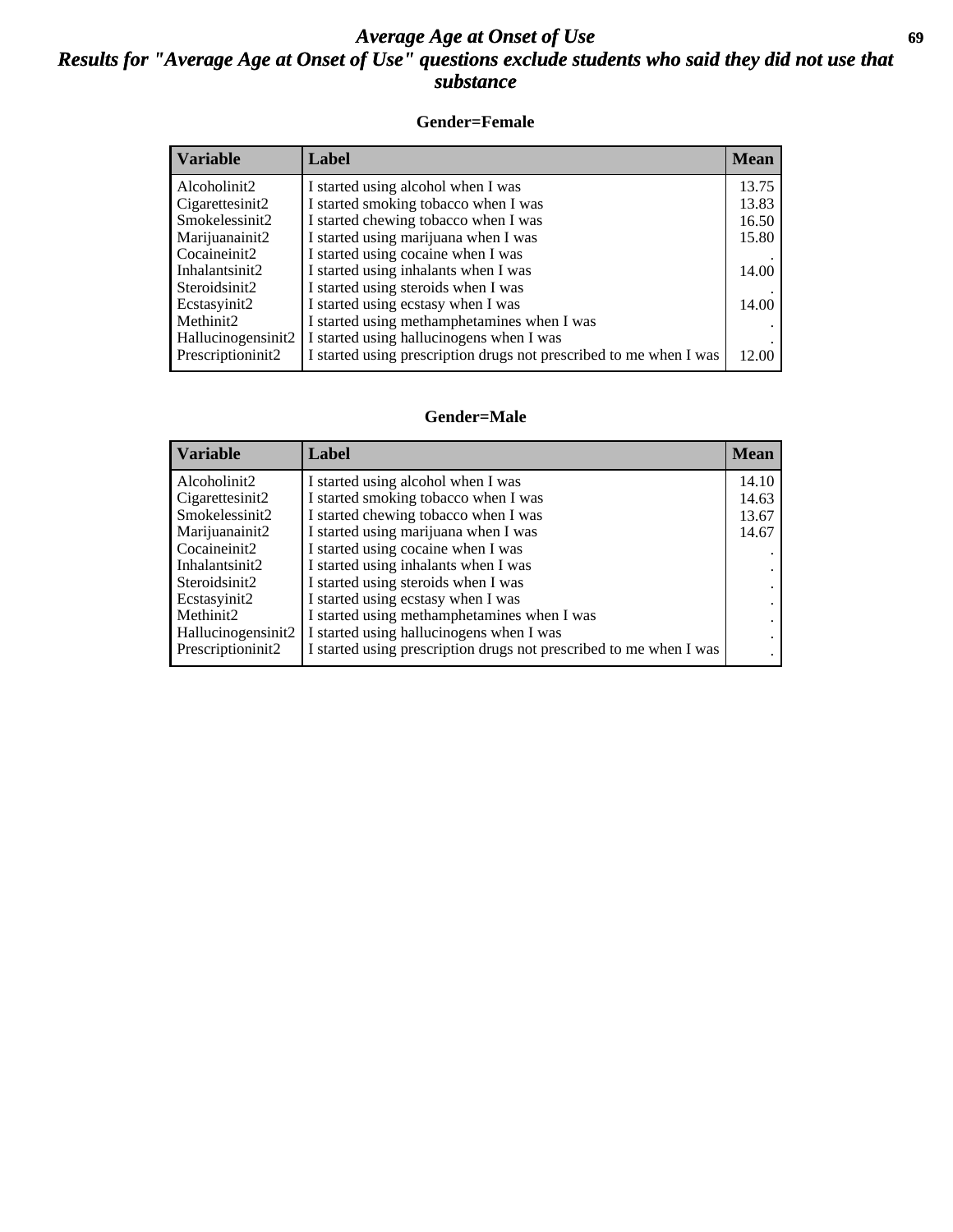# Average Age at Onset of Use

## Results for "Average Age at Onset of Use" questions exclude students who said they did not use that substance

### Gender=Female

| Variable | Label | Mean |
|---|---|---|
| Alcoholinit2 | I started using alcohol when I was | 13.75 |
| Cigarettesinit2 | I started smoking tobacco when I was | 13.83 |
| Smokelessinit2 | I started chewing tobacco when I was | 16.50 |
| Marijuanainit2 | I started using marijuana when I was | 15.80 |
| Cocaineinit2 | I started using cocaine when I was | . |
| Inhalantsinit2 | I started using inhalants when I was | 14.00 |
| Steroidsinit2 | I started using steroids when I was | . |
| Ecstasyinit2 | I started using ecstasy when I was | 14.00 |
| Methinit2 | I started using methamphetamines when I was | . |
| Hallucinogensinit2 | I started using hallucinogens when I was | . |
| Prescriptioninit2 | I started using prescription drugs not prescribed to me when I was | 12.00 |

### Gender=Male

| Variable | Label | Mean |
|---|---|---|
| Alcoholinit2 | I started using alcohol when I was | 14.10 |
| Cigarettesinit2 | I started smoking tobacco when I was | 14.63 |
| Smokelessinit2 | I started chewing tobacco when I was | 13.67 |
| Marijuanainit2 | I started using marijuana when I was | 14.67 |
| Cocaineinit2 | I started using cocaine when I was | . |
| Inhalantsinit2 | I started using inhalants when I was | . |
| Steroidsinit2 | I started using steroids when I was | . |
| Ecstasyinit2 | I started using ecstasy when I was | . |
| Methinit2 | I started using methamphetamines when I was | . |
| Hallucinogensinit2 | I started using hallucinogens when I was | . |
| Prescriptioninit2 | I started using prescription drugs not prescribed to me when I was | . |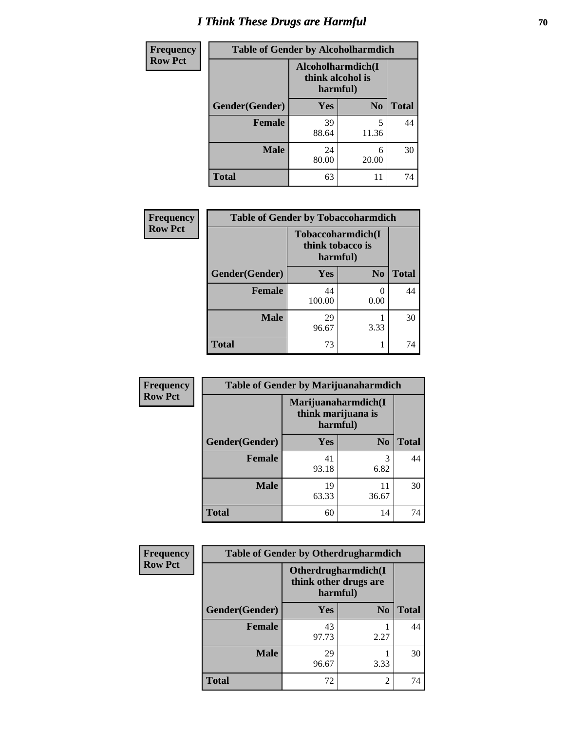# I Think These Drugs are Harmful

**Frequency**
**Row Pct**

| Table of Gender by Alcoholharmdich | | | |
|---|---|---|---|
| | Alcoholharmdich(I think alcohol is harmful) | | |
| Gender(Gender) | Yes | No | Total |
| Female | 39<br>88.64 | 5<br>11.36 | 44 |
| Male | 24<br>80.00 | 6<br>20.00 | 30 |
| Total | 63 | 11 | 74 |

**Frequency**
**Row Pct**

| Table of Gender by Tobaccoharmdich | | | |
|---|---|---|---|
| | Tobaccoharmdich(I think tobacco is harmful) | | |
| Gender(Gender) | Yes | No | Total |
| Female | 44<br>100.00 | 0<br>0.00 | 44 |
| Male | 29<br>96.67 | 1<br>3.33 | 30 |
| Total | 73 | 1 | 74 |

**Frequency**
**Row Pct**

| Table of Gender by Marijuanaharmdich | | | |
|---|---|---|---|
| | Marijuanaharmdich(I think marijuana is harmful) | | |
| Gender(Gender) | Yes | No | Total |
| Female | 41<br>93.18 | 3<br>6.82 | 44 |
| Male | 19<br>63.33 | 11<br>36.67 | 30 |
| Total | 60 | 14 | 74 |

**Frequency**
**Row Pct**

| Table of Gender by Otherdrugharmdich | | | |
|---|---|---|---|
| | Otherdrugharmdich(I think other drugs are harmful) | | |
| Gender(Gender) | Yes | No | Total |
| Female | 43<br>97.73 | 1<br>2.27 | 44 |
| Male | 29<br>96.67 | 1<br>3.33 | 30 |
| Total | 72 | 2 | 74 |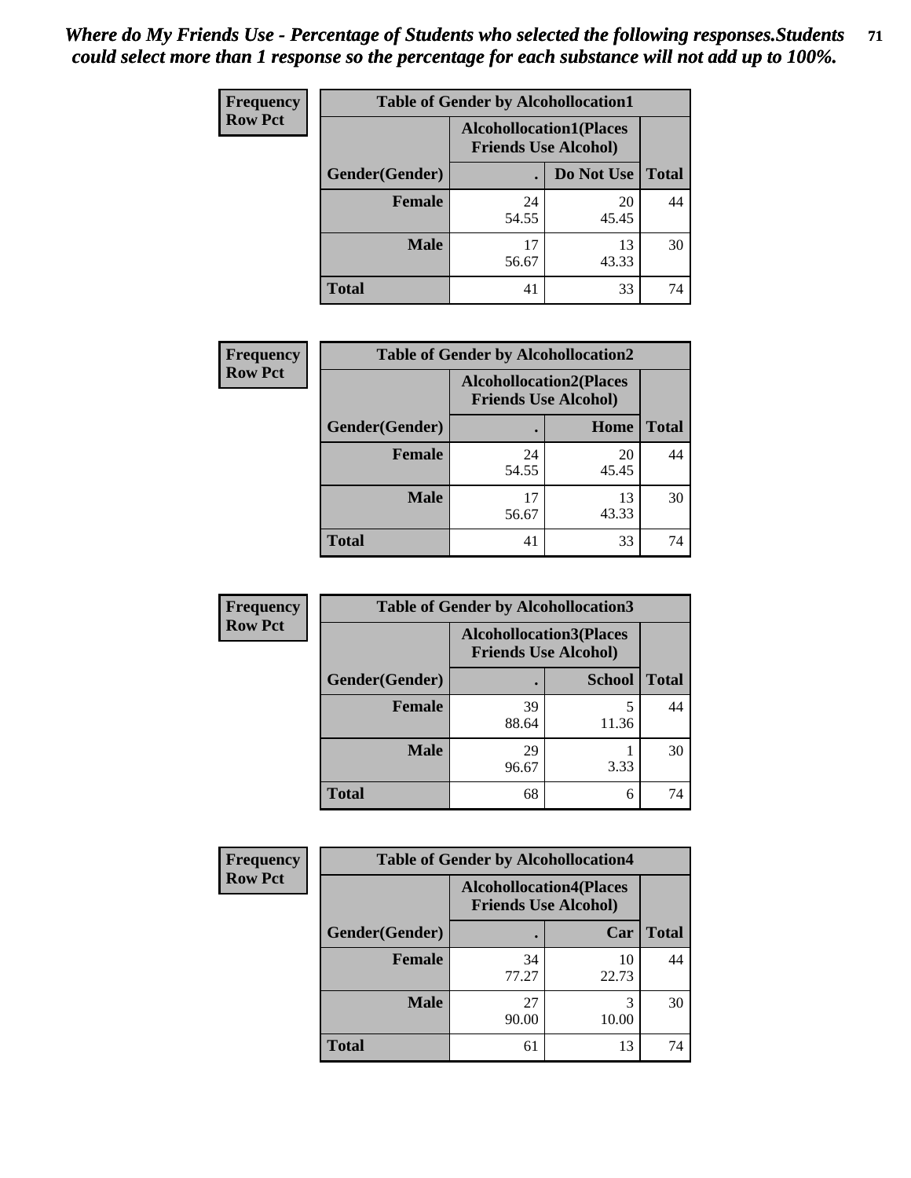*Where do My Friends Use - Percentage of Students who selected the following responses.Students could select more than 1 response so the percentage for each substance will not add up to 100%.*

**Frequency**
**Row Pct**

| Table of Gender by Alcohollocation1 | | | |
|---|---|---|---|
| | Alcohollocation1(Places Friends Use Alcohol) | | |
| Gender(Gender) | . | Do Not Use | Total |
| **Female** | 24<br>54.55 | 20<br>45.45 | 44 |
| **Male** | 17<br>56.67 | 13<br>43.33 | 30 |
| **Total** | 41 | 33 | 74 |

**Frequency**
**Row Pct**

| Table of Gender by Alcohollocation2 | | | |
|---|---|---|---|
| | Alcohollocation2(Places Friends Use Alcohol) | | |
| Gender(Gender) | . | Home | Total |
| **Female** | 24<br>54.55 | 20<br>45.45 | 44 |
| **Male** | 17<br>56.67 | 13<br>43.33 | 30 |
| **Total** | 41 | 33 | 74 |

**Frequency**
**Row Pct**

| Table of Gender by Alcohollocation3 | | | |
|---|---|---|---|
| | Alcohollocation3(Places Friends Use Alcohol) | | |
| Gender(Gender) | . | School | Total |
| **Female** | 39<br>88.64 | 5<br>11.36 | 44 |
| **Male** | 29<br>96.67 | 1<br>3.33 | 30 |
| **Total** | 68 | 6 | 74 |

**Frequency**
**Row Pct**

| Table of Gender by Alcohollocation4 | | | |
|---|---|---|---|
| | Alcohollocation4(Places Friends Use Alcohol) | | |
| Gender(Gender) | . | Car | Total |
| **Female** | 34<br>77.27 | 10<br>22.73 | 44 |
| **Male** | 27<br>90.00 | 3<br>10.00 | 30 |
| **Total** | 61 | 13 | 74 |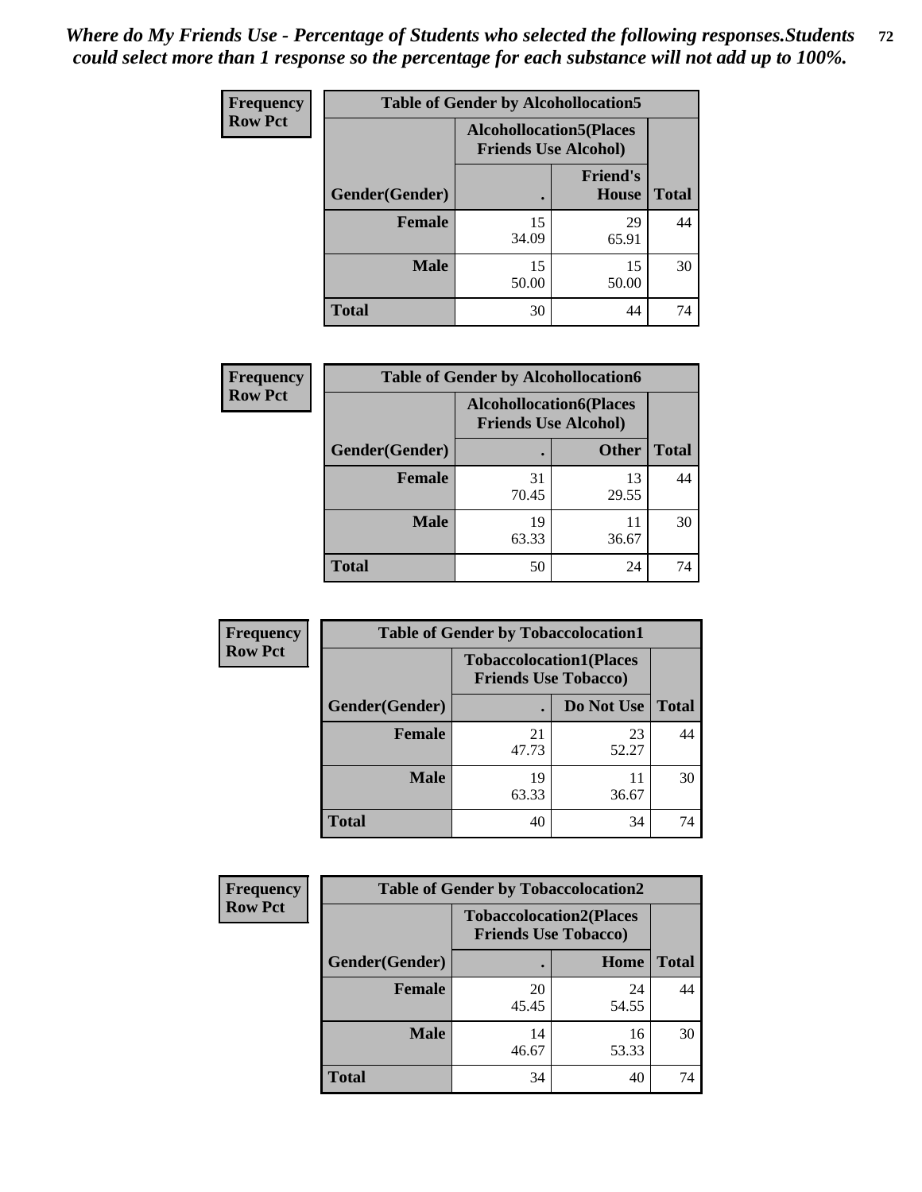*Where do My Friends Use - Percentage of Students who selected the following responses.Students could select more than 1 response so the percentage for each substance will not add up to 100%.*

**Frequency**
**Row Pct**

**Table of Gender by Alcohollocation5**

| Gender(Gender) | Alcohollocation5(Places Friends Use Alcohol) | | Total |
|---|---|---|---|
| | . | Friend's House | |
| **Female** | 15<br>34.09 | 29<br>65.91 | 44 |
| **Male** | 15<br>50.00 | 15<br>50.00 | 30 |
| **Total** | 30 | 44 | 74 |

**Frequency**
**Row Pct**

**Table of Gender by Alcohollocation6**

| Gender(Gender) | Alcohollocation6(Places Friends Use Alcohol) | | Total |
|---|---|---|---|
| | . | Other | |
| **Female** | 31<br>70.45 | 13<br>29.55 | 44 |
| **Male** | 19<br>63.33 | 11<br>36.67 | 30 |
| **Total** | 50 | 24 | 74 |

**Frequency**
**Row Pct**

**Table of Gender by Tobaccolocation1**

| Gender(Gender) | Tobaccolocation1(Places Friends Use Tobacco) | | Total |
|---|---|---|---|
| | . | Do Not Use | |
| **Female** | 21<br>47.73 | 23<br>52.27 | 44 |
| **Male** | 19<br>63.33 | 11<br>36.67 | 30 |
| **Total** | 40 | 34 | 74 |

**Frequency**
**Row Pct**

**Table of Gender by Tobaccolocation2**

| Gender(Gender) | Tobaccolocation2(Places Friends Use Tobacco) | | Total |
|---|---|---|---|
| | . | Home | |
| **Female** | 20<br>45.45 | 24<br>54.55 | 44 |
| **Male** | 14<br>46.67 | 16<br>53.33 | 30 |
| **Total** | 34 | 40 | 74 |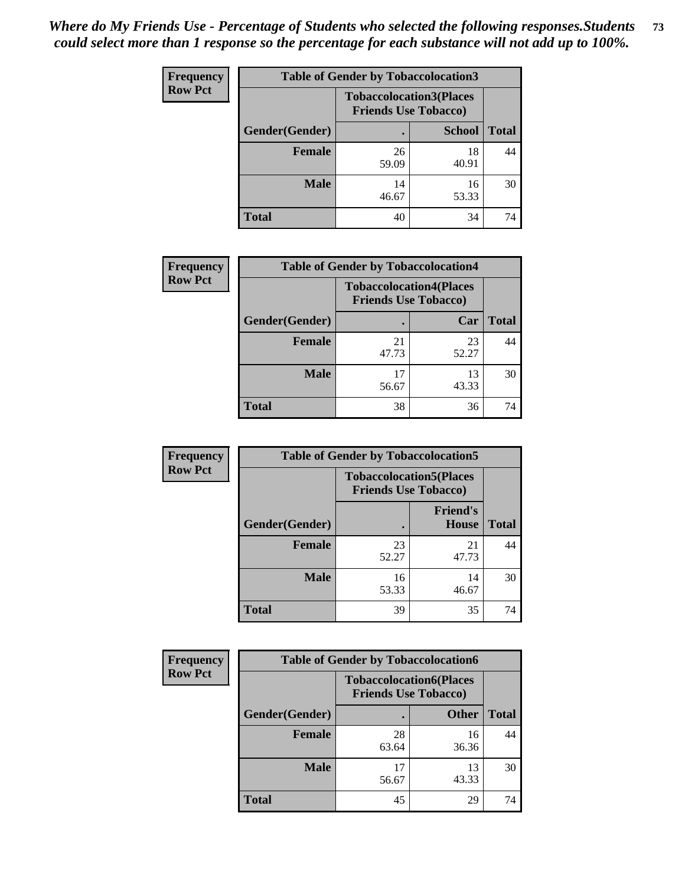*Where do My Friends Use - Percentage of Students who selected the following responses.Students could select more than 1 response so the percentage for each substance will not add up to 100%.*

| Frequency Row Pct | Table of Gender by Tobaccolocation3 | | |
|---|---|---|---|
| | Tobaccolocation3(Places Friends Use Tobacco) | | |
| Gender(Gender) | . | School | Total |
| Female | 26<br>59.09 | 18<br>40.91 | 44 |
| Male | 14<br>46.67 | 16<br>53.33 | 30 |
| Total | 40 | 34 | 74 |

| Frequency Row Pct | Table of Gender by Tobaccolocation4 | | |
|---|---|---|---|
| | Tobaccolocation4(Places Friends Use Tobacco) | | |
| Gender(Gender) | . | Car | Total |
| Female | 21<br>47.73 | 23<br>52.27 | 44 |
| Male | 17<br>56.67 | 13<br>43.33 | 30 |
| Total | 38 | 36 | 74 |

| Frequency Row Pct | Table of Gender by Tobaccolocation5 | | |
|---|---|---|---|
| | Tobaccolocation5(Places Friends Use Tobacco) | | |
| Gender(Gender) | . | Friend's House | Total |
| Female | 23<br>52.27 | 21<br>47.73 | 44 |
| Male | 16<br>53.33 | 14<br>46.67 | 30 |
| Total | 39 | 35 | 74 |

| Frequency Row Pct | Table of Gender by Tobaccolocation6 | | |
|---|---|---|---|
| | Tobaccolocation6(Places Friends Use Tobacco) | | |
| Gender(Gender) | . | Other | Total |
| Female | 28<br>63.64 | 16<br>36.36 | 44 |
| Male | 17<br>56.67 | 13<br>43.33 | 30 |
| Total | 45 | 29 | 74 |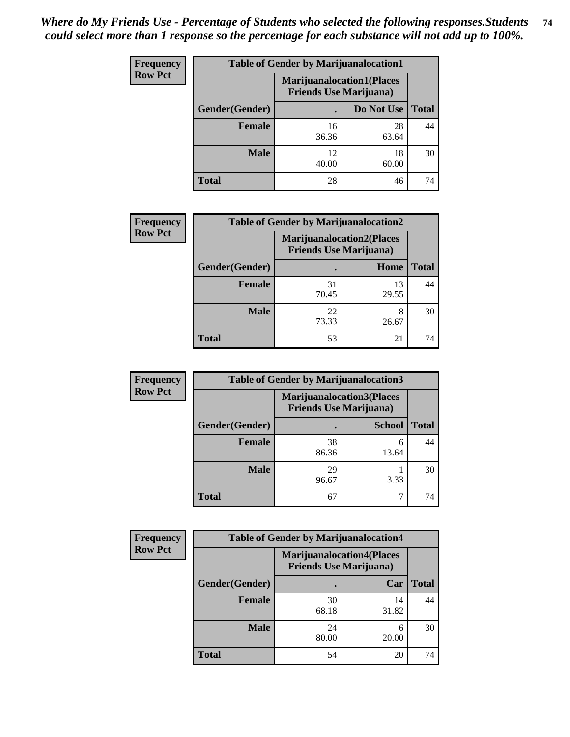*Where do My Friends Use - Percentage of Students who selected the following responses.Students could select more than 1 response so the percentage for each substance will not add up to 100%.*

**Frequency**
**Row Pct**

| Table of Gender by Marijuanalocation1 | | | |
|---|---|---|---|
| | Marijuanalocation1(Places Friends Use Marijuana) | | |
| Gender(Gender) | . | Do Not Use | Total |
| Female | 16<br>36.36 | 28<br>63.64 | 44 |
| Male | 12<br>40.00 | 18<br>60.00 | 30 |
| Total | 28 | 46 | 74 |

**Frequency**
**Row Pct**

| Table of Gender by Marijuanalocation2 | | | |
|---|---|---|---|
| | Marijuanalocation2(Places Friends Use Marijuana) | | |
| Gender(Gender) | . | Home | Total |
| Female | 31<br>70.45 | 13<br>29.55 | 44 |
| Male | 22<br>73.33 | 8<br>26.67 | 30 |
| Total | 53 | 21 | 74 |

**Frequency**
**Row Pct**

| Table of Gender by Marijuanalocation3 | | | |
|---|---|---|---|
| | Marijuanalocation3(Places Friends Use Marijuana) | | |
| Gender(Gender) | . | School | Total |
| Female | 38<br>86.36 | 6<br>13.64 | 44 |
| Male | 29<br>96.67 | 1<br>3.33 | 30 |
| Total | 67 | 7 | 74 |

**Frequency**
**Row Pct**

| Table of Gender by Marijuanalocation4 | | | |
|---|---|---|---|
| | Marijuanalocation4(Places Friends Use Marijuana) | | |
| Gender(Gender) | . | Car | Total |
| Female | 30<br>68.18 | 14<br>31.82 | 44 |
| Male | 24<br>80.00 | 6<br>20.00 | 30 |
| Total | 54 | 20 | 74 |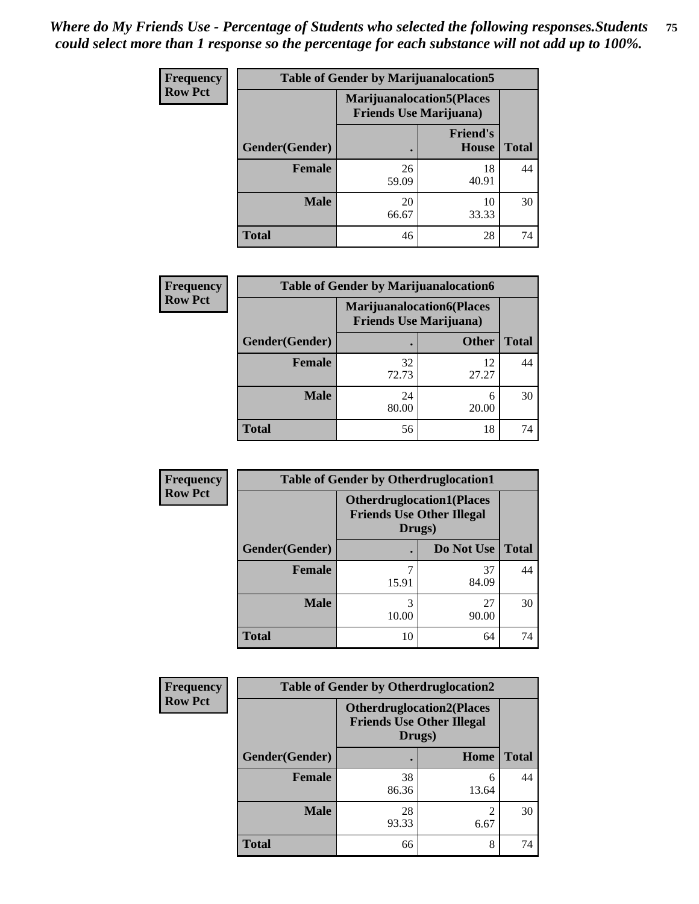*Where do My Friends Use - Percentage of Students who selected the following responses.Students could select more than 1 response so the percentage for each substance will not add up to 100%.*

**Frequency Row Pct**

| Table of Gender by Marijuanalocation5 | | | |
|---|---|---|---|
| | Marijuanalocation5(Places Friends Use Marijuana) | | |
| Gender(Gender) | . | Friend's House | Total |
| **Female** | 26<br>59.09 | 18<br>40.91 | 44 |
| **Male** | 20<br>66.67 | 10<br>33.33 | 30 |
| **Total** | 46 | 28 | 74 |

**Frequency Row Pct**

| Table of Gender by Marijuanalocation6 | | | |
|---|---|---|---|
| | Marijuanalocation6(Places Friends Use Marijuana) | | |
| Gender(Gender) | . | Other | Total |
| **Female** | 32<br>72.73 | 12<br>27.27 | 44 |
| **Male** | 24<br>80.00 | 6<br>20.00 | 30 |
| **Total** | 56 | 18 | 74 |

**Frequency Row Pct**

| Table of Gender by Otherdruglocation1 | | | |
|---|---|---|---|
| | Otherdruglocation1(Places Friends Use Other Illegal Drugs) | | |
| Gender(Gender) | . | Do Not Use | Total |
| **Female** | 7<br>15.91 | 37<br>84.09 | 44 |
| **Male** | 3<br>10.00 | 27<br>90.00 | 30 |
| **Total** | 10 | 64 | 74 |

**Frequency Row Pct**

| Table of Gender by Otherdruglocation2 | | | |
|---|---|---|---|
| | Otherdruglocation2(Places Friends Use Other Illegal Drugs) | | |
| Gender(Gender) | . | Home | Total |
| **Female** | 38<br>86.36 | 6<br>13.64 | 44 |
| **Male** | 28<br>93.33 | 2<br>6.67 | 30 |
| **Total** | 66 | 8 | 74 |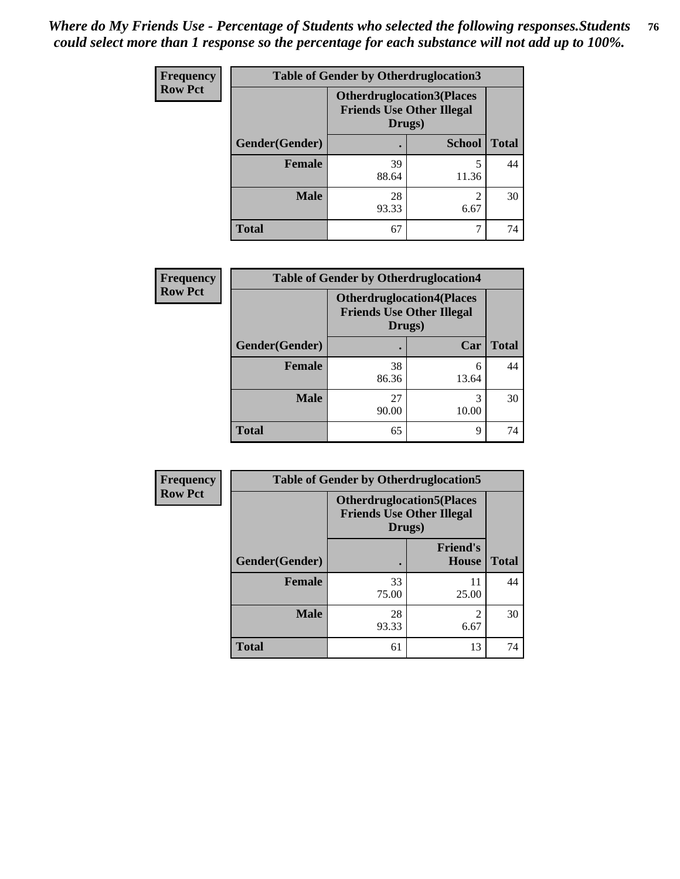*Where do My Friends Use - Percentage of Students who selected the following responses.Students could select more than 1 response so the percentage for each substance will not add up to 100%.*

| Frequency Row Pct | Table of Gender by Otherdruglocation3 | | |
|---|---|---|---|
| | Otherdruglocation3(Places Friends Use Other Illegal Drugs) | | |
| Gender(Gender) | . | School | Total |
| Female | 39<br>88.64 | 5<br>11.36 | 44 |
| Male | 28<br>93.33 | 2<br>6.67 | 30 |
| Total | 67 | 7 | 74 |

| Frequency Row Pct | Table of Gender by Otherdruglocation4 | | |
|---|---|---|---|
| | Otherdruglocation4(Places Friends Use Other Illegal Drugs) | | |
| Gender(Gender) | . | Car | Total |
| Female | 38<br>86.36 | 6<br>13.64 | 44 |
| Male | 27<br>90.00 | 3<br>10.00 | 30 |
| Total | 65 | 9 | 74 |

| Frequency Row Pct | Table of Gender by Otherdruglocation5 | | |
|---|---|---|---|
| | Otherdruglocation5(Places Friends Use Other Illegal Drugs) | | |
| Gender(Gender) | . | Friend's House | Total |
| Female | 33<br>75.00 | 11<br>25.00 | 44 |
| Male | 28<br>93.33 | 2<br>6.67 | 30 |
| Total | 61 | 13 | 74 |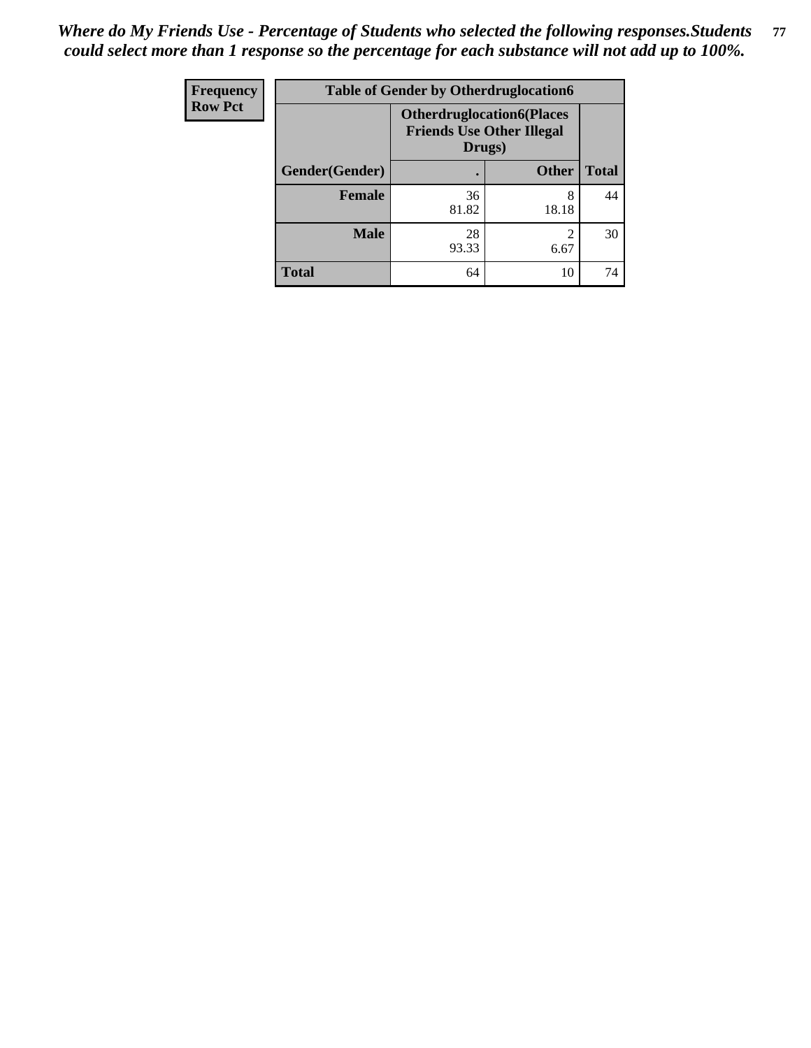*Where do My Friends Use - Percentage of Students who selected the following responses.Students could select more than 1 response so the percentage for each substance will not add up to 100%.*

| Frequency<br>Row Pct | Table of Gender by Otherdruglocation6 | | |
|---|---|---|---|
| | **Otherdruglocation6(Places Friends Use Other Illegal Drugs)** | | |
| **Gender(Gender)** | **.** | **Other** | **Total** |
| **Female** | 36<br>81.82 | 8<br>18.18 | 44 |
| **Male** | 28<br>93.33 | 2<br>6.67 | 30 |
| **Total** | 64 | 10 | 74 |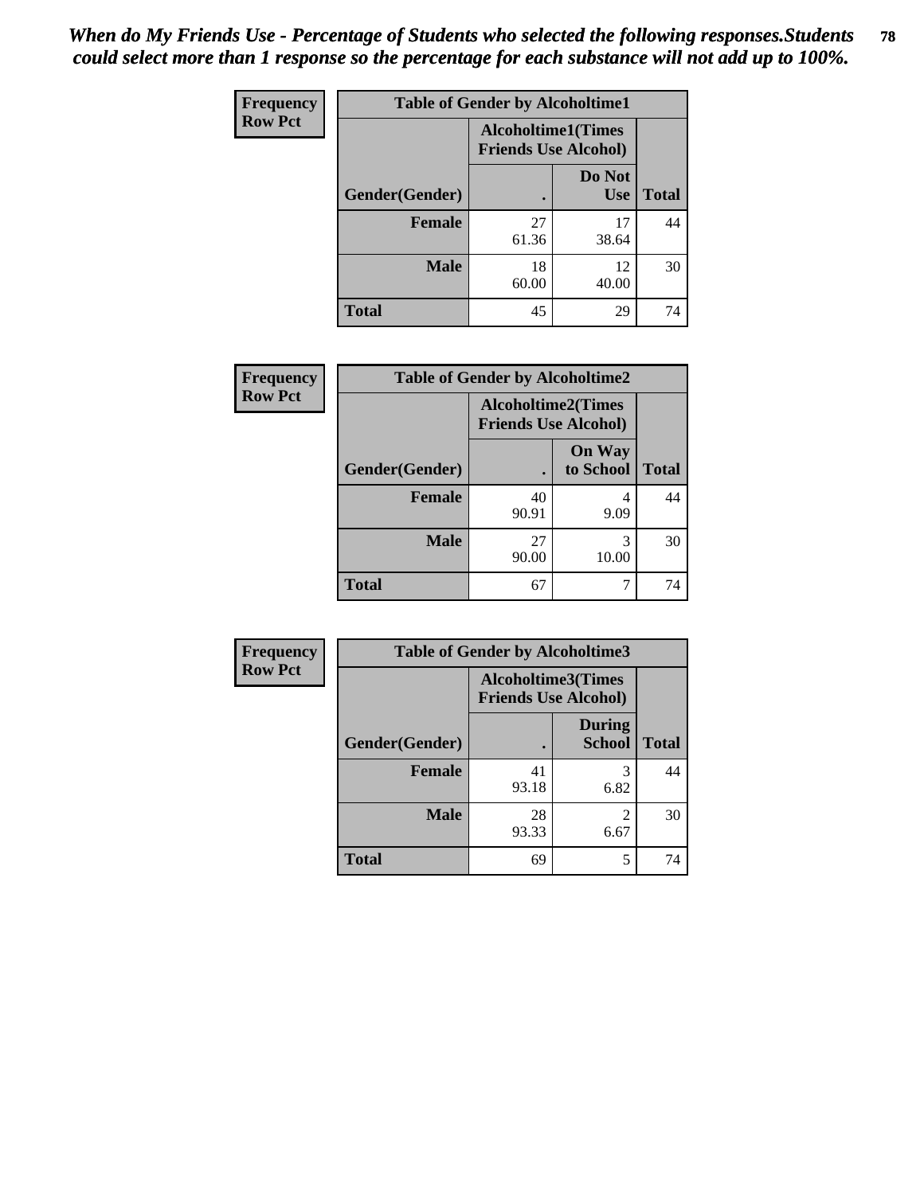*When do My Friends Use - Percentage of Students who selected the following responses.Students could select more than 1 response so the percentage for each substance will not add up to 100%.*

| Frequency<br>Row Pct | Table of Gender by Alcoholtime1 | | |
|---|---|---|---|
| | Alcoholtime1(Times Friends Use Alcohol) | | |
| Gender(Gender) | . | Do Not Use | Total |
| Female | 27<br>61.36 | 17<br>38.64 | 44 |
| Male | 18<br>60.00 | 12<br>40.00 | 30 |
| Total | 45 | 29 | 74 |

| Frequency<br>Row Pct | Table of Gender by Alcoholtime2 | | |
|---|---|---|---|
| | Alcoholtime2(Times Friends Use Alcohol) | | |
| Gender(Gender) | . | On Way to School | Total |
| Female | 40<br>90.91 | 4<br>9.09 | 44 |
| Male | 27<br>90.00 | 3<br>10.00 | 30 |
| Total | 67 | 7 | 74 |

| Frequency<br>Row Pct | Table of Gender by Alcoholtime3 | | |
|---|---|---|---|
| | Alcoholtime3(Times Friends Use Alcohol) | | |
| Gender(Gender) | . | During School | Total |
| Female | 41<br>93.18 | 3<br>6.82 | 44 |
| Male | 28<br>93.33 | 2<br>6.67 | 30 |
| Total | 69 | 5 | 74 |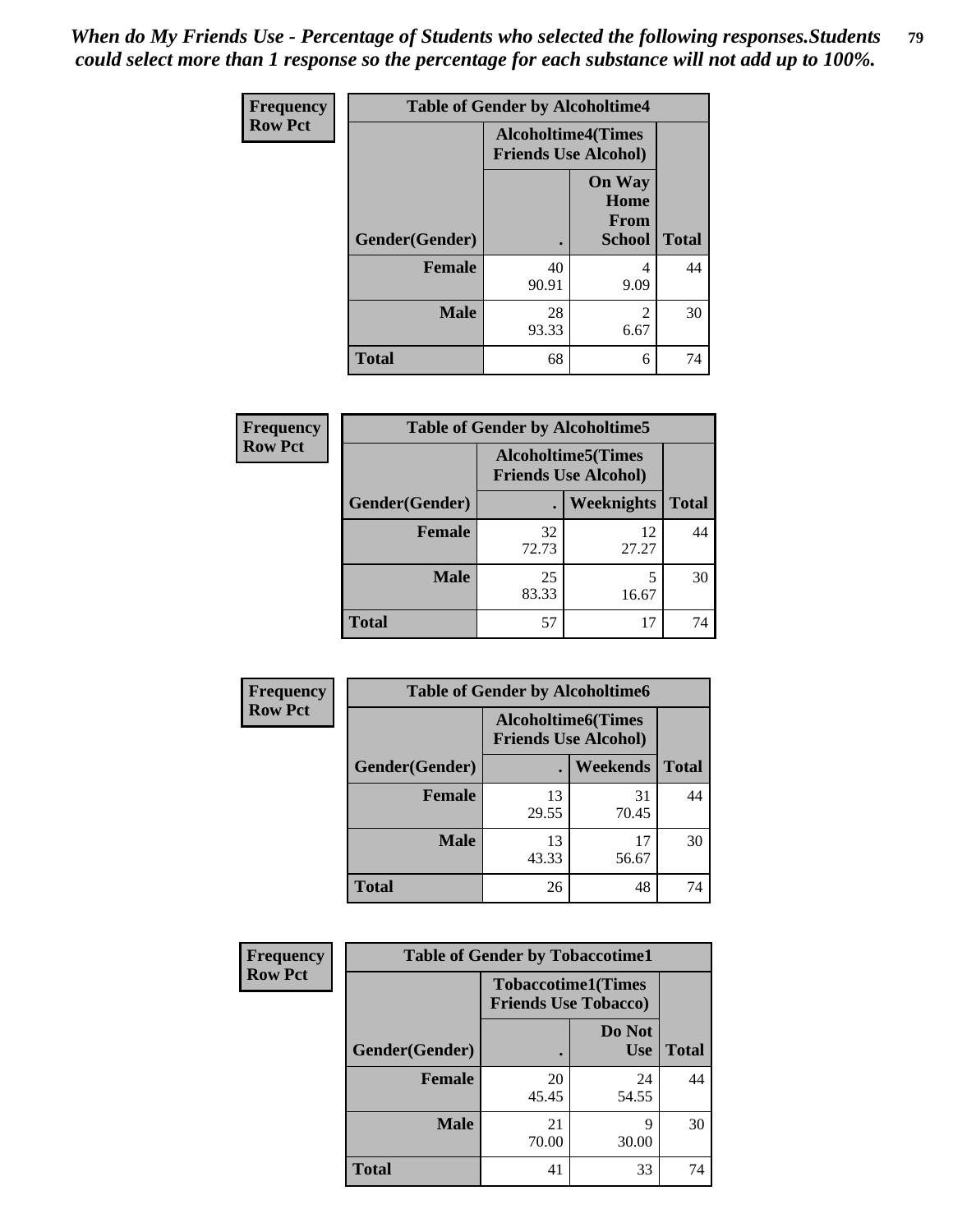*When do My Friends Use - Percentage of Students who selected the following responses.Students could select more than 1 response so the percentage for each substance will not add up to 100%.*

**Frequency**
**Row Pct**

| Table of Gender by Alcoholtime4 | | | |
|---|---|---|---|
| | Alcoholtime4(Times Friends Use Alcohol) | | |
| Gender(Gender) | . | On Way Home From School | Total |
| **Female** | 40<br>90.91 | 4<br>9.09 | 44 |
| **Male** | 28<br>93.33 | 2<br>6.67 | 30 |
| **Total** | 68 | 6 | 74 |

**Frequency**
**Row Pct**

| Table of Gender by Alcoholtime5 | | | |
|---|---|---|---|
| | Alcoholtime5(Times Friends Use Alcohol) | | |
| Gender(Gender) | . | Weeknights | Total |
| **Female** | 32<br>72.73 | 12<br>27.27 | 44 |
| **Male** | 25<br>83.33 | 5<br>16.67 | 30 |
| **Total** | 57 | 17 | 74 |

**Frequency**
**Row Pct**

| Table of Gender by Alcoholtime6 | | | |
|---|---|---|---|
| | Alcoholtime6(Times Friends Use Alcohol) | | |
| Gender(Gender) | . | Weekends | Total |
| **Female** | 13<br>29.55 | 31<br>70.45 | 44 |
| **Male** | 13<br>43.33 | 17<br>56.67 | 30 |
| **Total** | 26 | 48 | 74 |

**Frequency**
**Row Pct**

| Table of Gender by Tobaccotime1 | | | |
|---|---|---|---|
| | Tobaccotime1(Times Friends Use Tobacco) | | |
| Gender(Gender) | . | Do Not Use | Total |
| **Female** | 20<br>45.45 | 24<br>54.55 | 44 |
| **Male** | 21<br>70.00 | 9<br>30.00 | 30 |
| **Total** | 41 | 33 | 74 |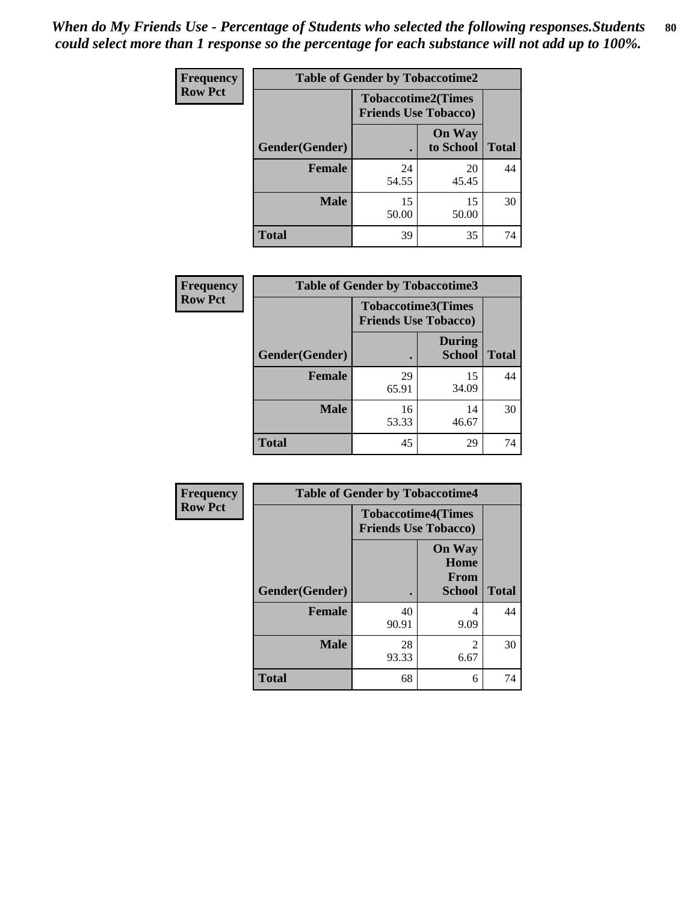*When do My Friends Use - Percentage of Students who selected the following responses.Students could select more than 1 response so the percentage for each substance will not add up to 100%.*

**Frequency**
**Row Pct**

| Table of Gender by Tobaccotime2 | | | |
|---|---|---|---|
| | Tobaccotime2(Times Friends Use Tobacco) | | |
| Gender(Gender) | . | On Way to School | Total |
| **Female** | 24<br>54.55 | 20<br>45.45 | 44 |
| **Male** | 15<br>50.00 | 15<br>50.00 | 30 |
| **Total** | 39 | 35 | 74 |

**Frequency**
**Row Pct**

| Table of Gender by Tobaccotime3 | | | |
|---|---|---|---|
| | Tobaccotime3(Times Friends Use Tobacco) | | |
| Gender(Gender) | . | During School | Total |
| **Female** | 29<br>65.91 | 15<br>34.09 | 44 |
| **Male** | 16<br>53.33 | 14<br>46.67 | 30 |
| **Total** | 45 | 29 | 74 |

**Frequency**
**Row Pct**

| Table of Gender by Tobaccotime4 | | | |
|---|---|---|---|
| | Tobaccotime4(Times Friends Use Tobacco) | | |
| Gender(Gender) | . | On Way Home From School | Total |
| **Female** | 40<br>90.91 | 4<br>9.09 | 44 |
| **Male** | 28<br>93.33 | 2<br>6.67 | 30 |
| **Total** | 68 | 6 | 74 |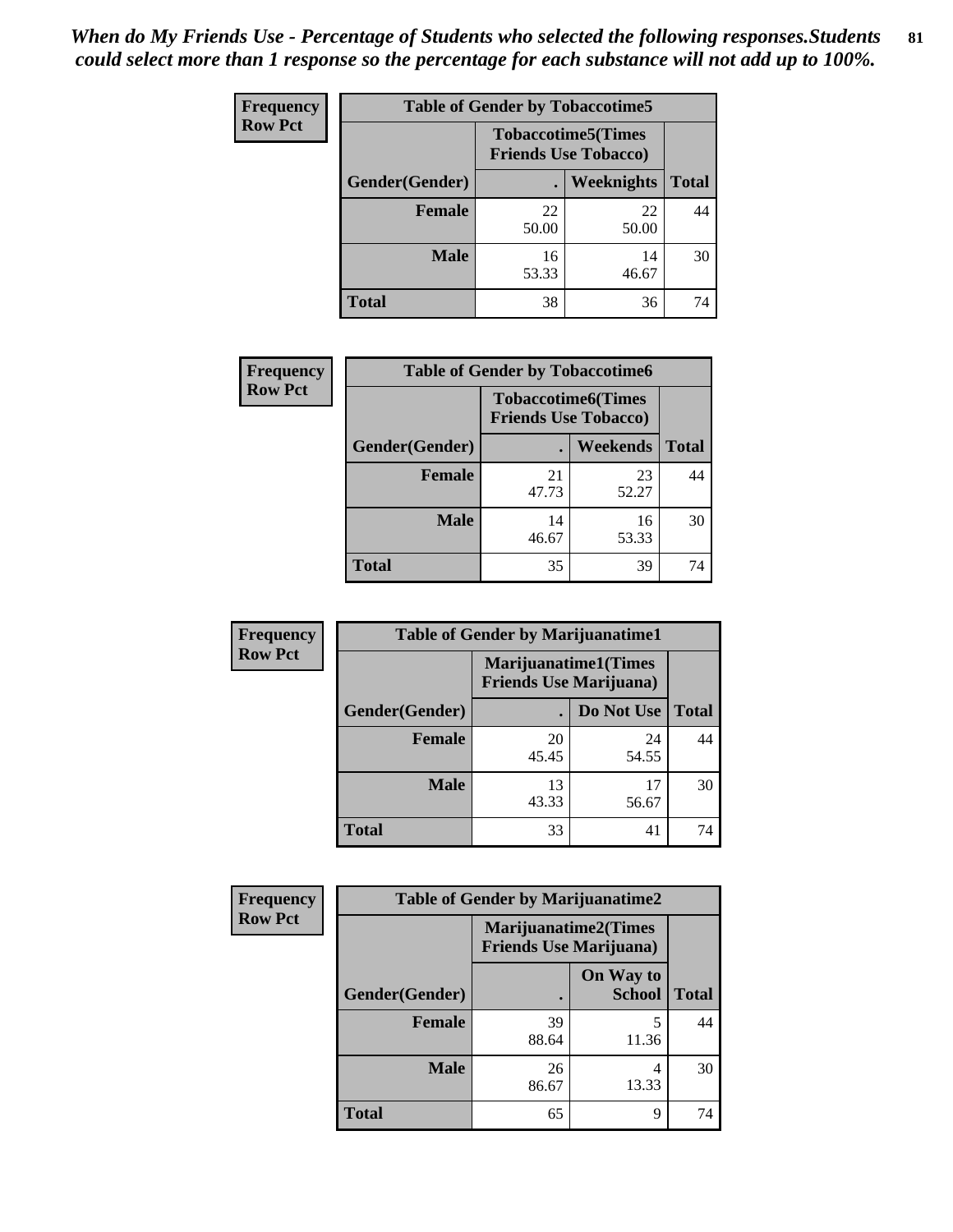*When do My Friends Use - Percentage of Students who selected the following responses.Students could select more than 1 response so the percentage for each substance will not add up to 100%.*

**Frequency**
**Row Pct**

| Table of Gender by Tobaccotime5 | | | |
|---|---|---|---|
| | Tobaccotime5(Times Friends Use Tobacco) | | |
| Gender(Gender) | . | Weeknights | Total |
| **Female** | 22<br>50.00 | 22<br>50.00 | 44 |
| **Male** | 16<br>53.33 | 14<br>46.67 | 30 |
| **Total** | 38 | 36 | 74 |

**Frequency**
**Row Pct**

| Table of Gender by Tobaccotime6 | | | |
|---|---|---|---|
| | Tobaccotime6(Times Friends Use Tobacco) | | |
| Gender(Gender) | . | Weekends | Total |
| **Female** | 21<br>47.73 | 23<br>52.27 | 44 |
| **Male** | 14<br>46.67 | 16<br>53.33 | 30 |
| **Total** | 35 | 39 | 74 |

**Frequency**
**Row Pct**

| Table of Gender by Marijuanatime1 | | | |
|---|---|---|---|
| | Marijuanatime1(Times Friends Use Marijuana) | | |
| Gender(Gender) | . | Do Not Use | Total |
| **Female** | 20<br>45.45 | 24<br>54.55 | 44 |
| **Male** | 13<br>43.33 | 17<br>56.67 | 30 |
| **Total** | 33 | 41 | 74 |

**Frequency**
**Row Pct**

| Table of Gender by Marijuanatime2 | | | |
|---|---|---|---|
| | Marijuanatime2(Times Friends Use Marijuana) | | |
| Gender(Gender) | . | On Way to School | Total |
| **Female** | 39<br>88.64 | 5<br>11.36 | 44 |
| **Male** | 26<br>86.67 | 4<br>13.33 | 30 |
| **Total** | 65 | 9 | 74 |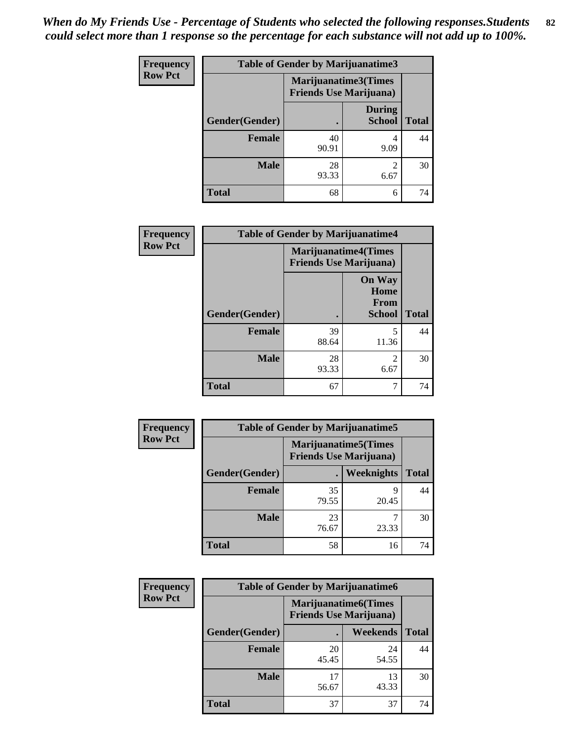*When do My Friends Use - Percentage of Students who selected the following responses.Students could select more than 1 response so the percentage for each substance will not add up to 100%.*

| Frequency Row Pct | Table of Gender by Marijuanatime3 | | |
|---|---|---|---|
| | Marijuanatime3(Times Friends Use Marijuana) | | |
| Gender(Gender) | . | During School | Total |
| Female | 40<br>90.91 | 4<br>9.09 | 44 |
| Male | 28<br>93.33 | 2<br>6.67 | 30 |
| Total | 68 | 6 | 74 |

| Frequency Row Pct | Table of Gender by Marijuanatime4 | | |
|---|---|---|---|
| | Marijuanatime4(Times Friends Use Marijuana) | | |
| Gender(Gender) | . | On Way Home From School | Total |
| Female | 39<br>88.64 | 5<br>11.36 | 44 |
| Male | 28<br>93.33 | 2<br>6.67 | 30 |
| Total | 67 | 7 | 74 |

| Frequency Row Pct | Table of Gender by Marijuanatime5 | | |
|---|---|---|---|
| | Marijuanatime5(Times Friends Use Marijuana) | | |
| Gender(Gender) | . | Weeknights | Total |
| Female | 35<br>79.55 | 9<br>20.45 | 44 |
| Male | 23<br>76.67 | 7<br>23.33 | 30 |
| Total | 58 | 16 | 74 |

| Frequency Row Pct | Table of Gender by Marijuanatime6 | | |
|---|---|---|---|
| | Marijuanatime6(Times Friends Use Marijuana) | | |
| Gender(Gender) | . | Weekends | Total |
| Female | 20<br>45.45 | 24<br>54.55 | 44 |
| Male | 17<br>56.67 | 13<br>43.33 | 30 |
| Total | 37 | 37 | 74 |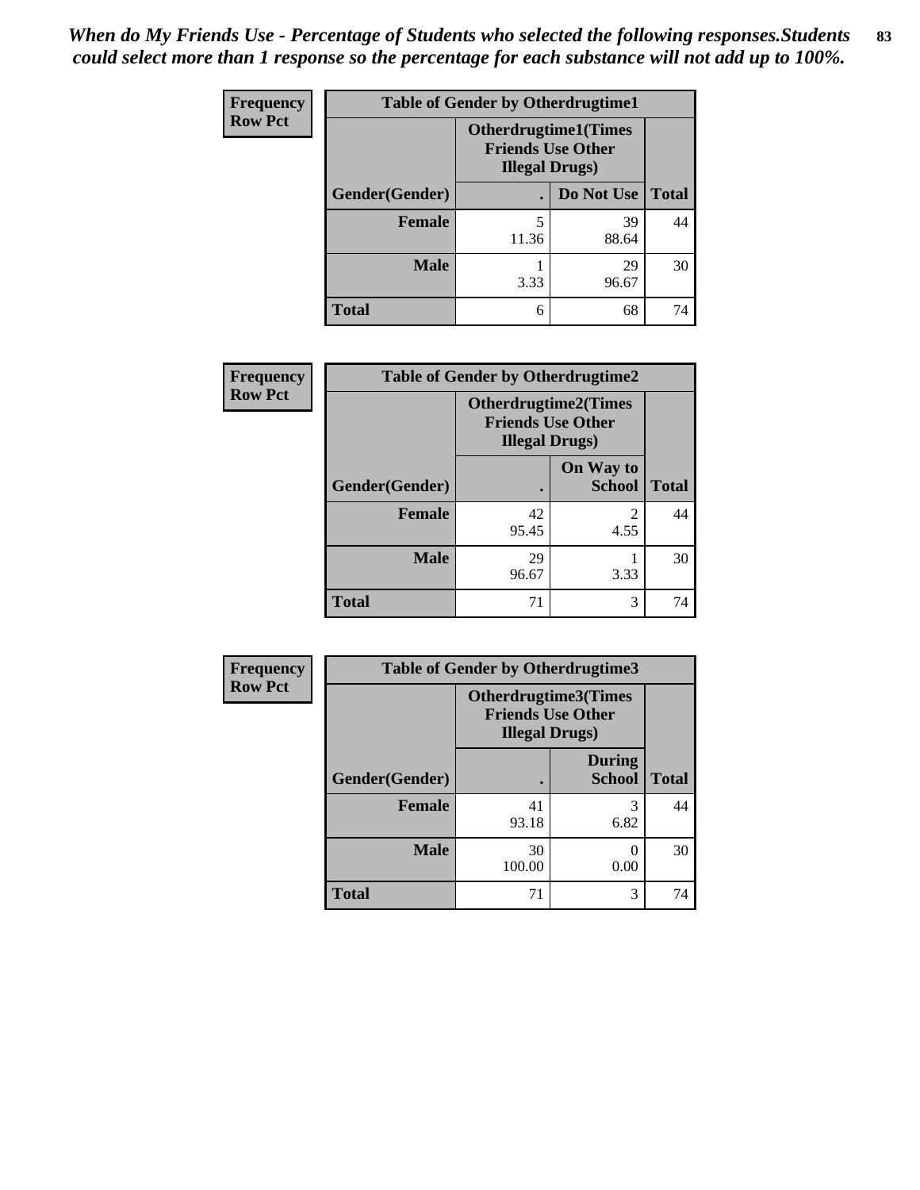*When do My Friends Use - Percentage of Students who selected the following responses.Students could select more than 1 response so the percentage for each substance will not add up to 100%.*

| Frequency<br>Row Pct | Table of Gender by Otherdrugtime1 | | |
|---|---|---|---|
| | Otherdrugtime1(Times Friends Use Other Illegal Drugs) | | |
| Gender(Gender) | . | Do Not Use | Total |
| Female | 5<br>11.36 | 39<br>88.64 | 44 |
| Male | 1<br>3.33 | 29<br>96.67 | 30 |
| Total | 6 | 68 | 74 |

| Frequency<br>Row Pct | Table of Gender by Otherdrugtime2 | | |
|---|---|---|---|
| | Otherdrugtime2(Times Friends Use Other Illegal Drugs) | | |
| Gender(Gender) | . | On Way to School | Total |
| Female | 42<br>95.45 | 2<br>4.55 | 44 |
| Male | 29<br>96.67 | 1<br>3.33 | 30 |
| Total | 71 | 3 | 74 |

| Frequency<br>Row Pct | Table of Gender by Otherdrugtime3 | | |
|---|---|---|---|
| | Otherdrugtime3(Times Friends Use Other Illegal Drugs) | | |
| Gender(Gender) | . | During School | Total |
| Female | 41<br>93.18 | 3<br>6.82 | 44 |
| Male | 30<br>100.00 | 0<br>0.00 | 30 |
| Total | 71 | 3 | 74 |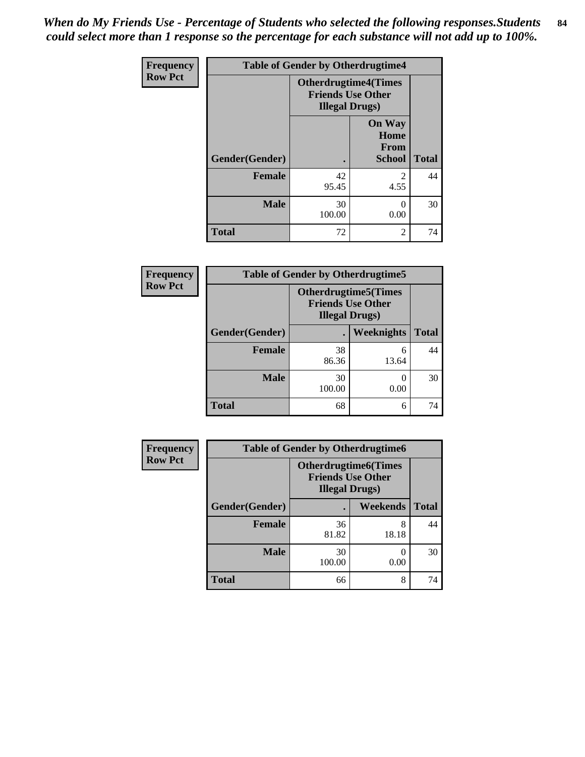*When do My Friends Use - Percentage of Students who selected the following responses.Students could select more than 1 response so the percentage for each substance will not add up to 100%.*

**Frequency**
**Row Pct**

| Table of Gender by Otherdrugtime4 | | | |
|---|---|---|---|
| | Otherdrugtime4(Times Friends Use Other Illegal Drugs) | | |
| Gender(Gender) | . | On Way Home From School | Total |
| Female | 42<br>95.45 | 2<br>4.55 | 44 |
| Male | 30<br>100.00 | 0<br>0.00 | 30 |
| Total | 72 | 2 | 74 |

**Frequency**
**Row Pct**

| Table of Gender by Otherdrugtime5 | | | |
|---|---|---|---|
| | Otherdrugtime5(Times Friends Use Other Illegal Drugs) | | |
| Gender(Gender) | . | Weeknights | Total |
| Female | 38<br>86.36 | 6<br>13.64 | 44 |
| Male | 30<br>100.00 | 0<br>0.00 | 30 |
| Total | 68 | 6 | 74 |

**Frequency**
**Row Pct**

| Table of Gender by Otherdrugtime6 | | | |
|---|---|---|---|
| | Otherdrugtime6(Times Friends Use Other Illegal Drugs) | | |
| Gender(Gender) | . | Weekends | Total |
| Female | 36<br>81.82 | 8<br>18.18 | 44 |
| Male | 30<br>100.00 | 0<br>0.00 | 30 |
| Total | 66 | 8 | 74 |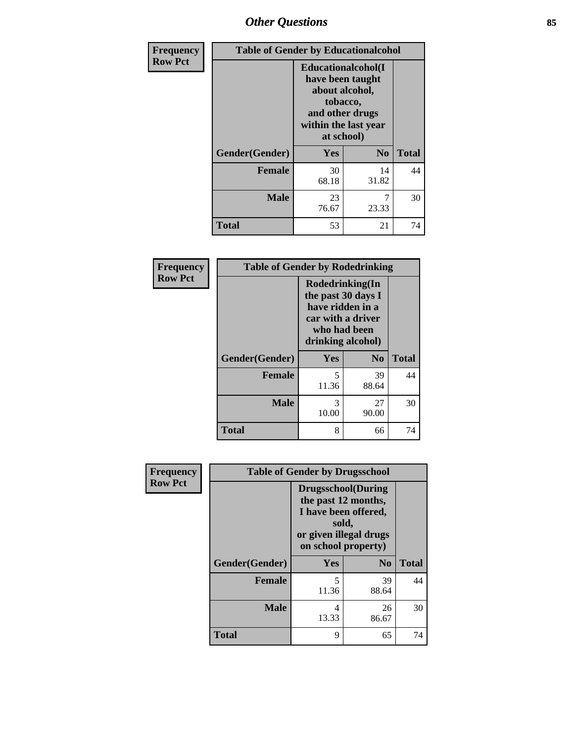# Other Questions

Frequency
Row Pct

| Table of Gender by Educationalcohol | | | |
|---|---|---|---|
| | Educationalcohol(I have been taught about alcohol, tobacco, and other drugs within the last year at school) | | |
| Gender(Gender) | Yes | No | Total |
| Female | 30<br>68.18 | 14<br>31.82 | 44 |
| Male | 23<br>76.67 | 7<br>23.33 | 30 |
| Total | 53 | 21 | 74 |

Frequency
Row Pct

| Table of Gender by Rodedrinking | | | |
|---|---|---|---|
| | Rodedrinking(In the past 30 days I have ridden in a car with a driver who had been drinking alcohol) | | |
| Gender(Gender) | Yes | No | Total |
| Female | 5<br>11.36 | 39<br>88.64 | 44 |
| Male | 3<br>10.00 | 27<br>90.00 | 30 |
| Total | 8 | 66 | 74 |

Frequency
Row Pct

| Table of Gender by Drugsschool | | | |
|---|---|---|---|
| | Drugsschool(During the past 12 months, I have been offered, sold, or given illegal drugs on school property) | | |
| Gender(Gender) | Yes | No | Total |
| Female | 5<br>11.36 | 39<br>88.64 | 44 |
| Male | 4<br>13.33 | 26<br>86.67 | 30 |
| Total | 9 | 65 | 74 |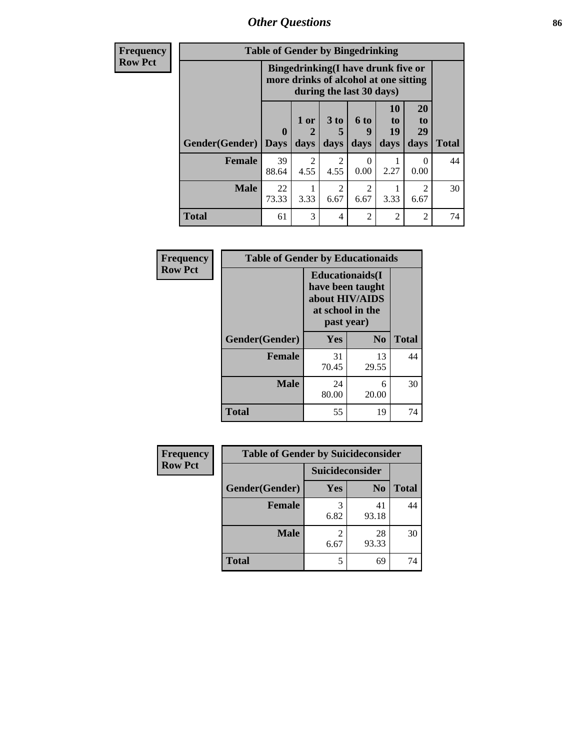# Other Questions

**Frequency**
**Row Pct**

| Table of Gender by Bingedrinking | | | | | | | |
|---|---|---|---|---|---|---|---|
| | Bingedrinking(I have drunk five or more drinks of alcohol at one sitting during the last 30 days) | | | | | | |
| Gender(Gender) | 0 Days | 1 or 2 days | 3 to 5 days | 6 to 9 days | 10 to 19 days | 20 to 29 days | Total |
| **Female** | 39<br>88.64 | 2<br>4.55 | 2<br>4.55 | 0<br>0.00 | 1<br>2.27 | 0<br>0.00 | 44 |
| **Male** | 22<br>73.33 | 1<br>3.33 | 2<br>6.67 | 2<br>6.67 | 1<br>3.33 | 2<br>6.67 | 30 |
| **Total** | 61 | 3 | 4 | 2 | 2 | 2 | 74 |

**Frequency**
**Row Pct**

| Table of Gender by Educationaids | | | |
|---|---|---|---|
| | Educationaids(I have been taught about HIV/AIDS at school in the past year) | | |
| Gender(Gender) | Yes | No | Total |
| **Female** | 31<br>70.45 | 13<br>29.55 | 44 |
| **Male** | 24<br>80.00 | 6<br>20.00 | 30 |
| **Total** | 55 | 19 | 74 |

**Frequency**
**Row Pct**

| Table of Gender by Suicideconsider | | | |
|---|---|---|---|
| | Suicideconsider | | |
| Gender(Gender) | Yes | No | Total |
| **Female** | 3<br>6.82 | 41<br>93.18 | 44 |
| **Male** | 2<br>6.67 | 28<br>93.33 | 30 |
| **Total** | 5 | 69 | 74 |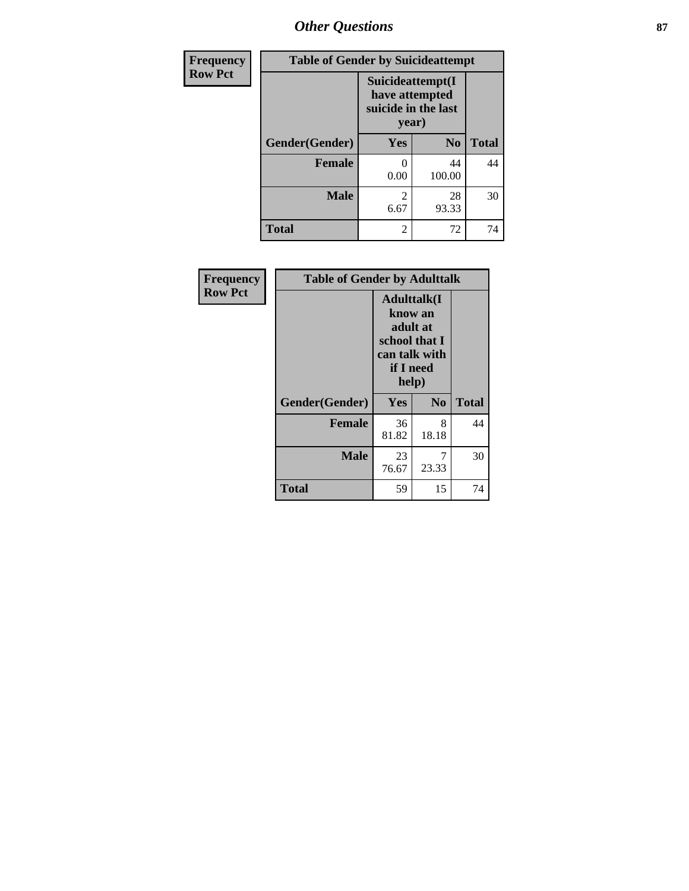| Frequency Row Pct | Table of Gender by Suicideattempt | | |
|---|---|---|---|
| | Suicideattempt(I have attempted suicide in the last year) | | |
| Gender(Gender) | Yes | No | Total |
| Female | 0<br>0.00 | 44<br>100.00 | 44 |
| Male | 2<br>6.67 | 28<br>93.33 | 30 |
| Total | 2 | 72 | 74 |

| Frequency Row Pct | Table of Gender by Adulttalk | | |
|---|---|---|---|
| | Adulttalk(I know an adult at school that I can talk with if I need help) | | |
| Gender(Gender) | Yes | No | Total |
| Female | 36<br>81.82 | 8<br>18.18 | 44 |
| Male | 23<br>76.67 | 7<br>23.33 | 30 |
| Total | 59 | 15 | 74 |